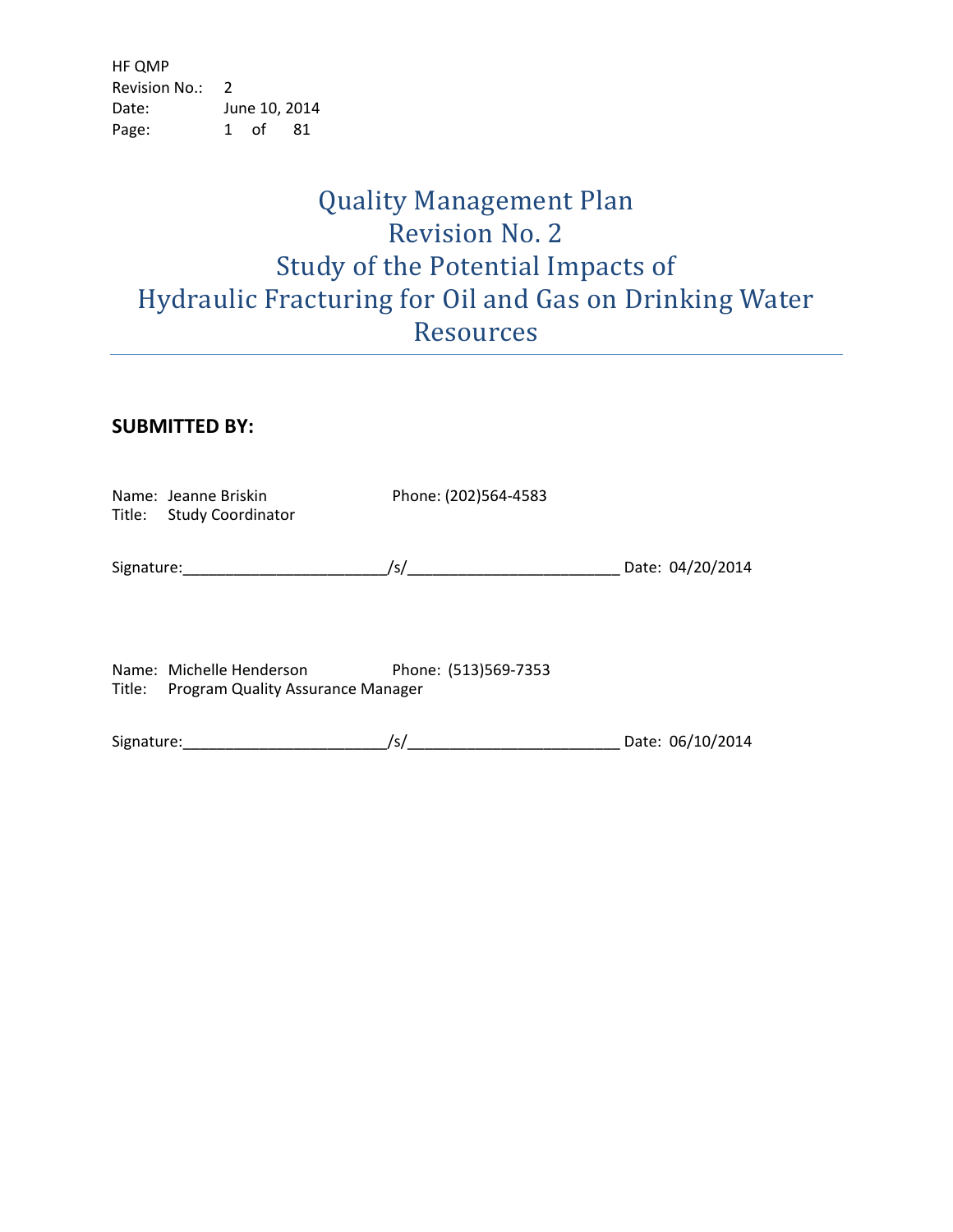# Quality Management Plan
# Revision No. 2
# Study of the Potential Impacts of Hydraulic Fracturing for Oil and Gas on Drinking Water Resources

## SUBMITTED BY:

Name: Jeanne Briskin　　　　　　Phone: (202)564-4583
Title: Study Coordinator

Signature:________________________/s/________________________ Date: 04/20/2014

Name: Michelle Henderson　　　　Phone: (513)569-7353
Title: Program Quality Assurance Manager

Signature:________________________/s/________________________ Date: 06/10/2014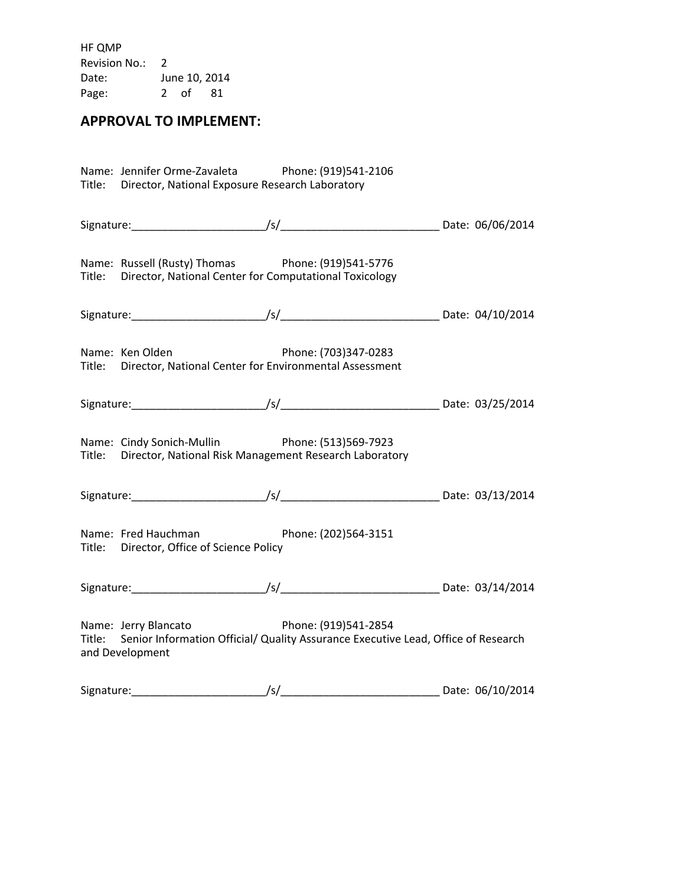## APPROVAL TO IMPLEMENT:

Name: Jennifer Orme-Zavaleta Phone: (919)541-2106
Title: Director, National Exposure Research Laboratory

Signature:______________________/s/__________________________ Date: 06/06/2014

Name: Russell (Rusty) Thomas Phone: (919)541-5776
Title: Director, National Center for Computational Toxicology

Signature:______________________/s/__________________________ Date: 04/10/2014

Name: Ken Olden Phone: (703)347-0283
Title: Director, National Center for Environmental Assessment

Signature:______________________/s/__________________________ Date: 03/25/2014

Name: Cindy Sonich-Mullin Phone: (513)569-7923
Title: Director, National Risk Management Research Laboratory

Signature:______________________/s/__________________________ Date: 03/13/2014

Name: Fred Hauchman Phone: (202)564-3151
Title: Director, Office of Science Policy

Signature:______________________/s/__________________________ Date: 03/14/2014

Name: Jerry Blancato Phone: (919)541-2854
Title: Senior Information Official/ Quality Assurance Executive Lead, Office of Research and Development

Signature:______________________/s/__________________________ Date: 06/10/2014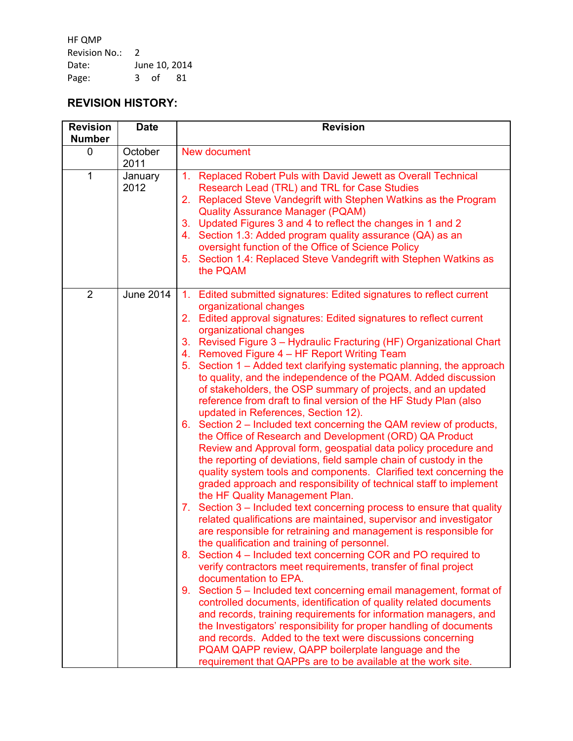## REVISION HISTORY:

| Revision Number | Date | Revision |
|---|---|---|
| 0 | October 2011 | New document |
| 1 | January 2012 | 1. Replaced Robert Puls with David Jewett as Overall Technical Research Lead (TRL) and TRL for Case Studies<br>2. Replaced Steve Vandegrift with Stephen Watkins as the Program Quality Assurance Manager (PQAM)<br>3. Updated Figures 3 and 4 to reflect the changes in 1 and 2<br>4. Section 1.3: Added program quality assurance (QA) as an oversight function of the Office of Science Policy<br>5. Section 1.4: Replaced Steve Vandegrift with Stephen Watkins as the PQAM |
| 2 | June 2014 | 1. Edited submitted signatures: Edited signatures to reflect current organizational changes<br>2. Edited approval signatures: Edited signatures to reflect current organizational changes<br>3. Revised Figure 3 – Hydraulic Fracturing (HF) Organizational Chart<br>4. Removed Figure 4 – HF Report Writing Team<br>5. Section 1 – Added text clarifying systematic planning, the approach to quality, and the independence of the PQAM. Added discussion of stakeholders, the OSP summary of projects, and an updated reference from draft to final version of the HF Study Plan (also updated in References, Section 12).<br>6. Section 2 – Included text concerning the QAM review of products, the Office of Research and Development (ORD) QA Product Review and Approval form, geospatial data policy procedure and the reporting of deviations, field sample chain of custody in the quality system tools and components. Clarified text concerning the graded approach and responsibility of technical staff to implement the HF Quality Management Plan.<br>7. Section 3 – Included text concerning process to ensure that quality related qualifications are maintained, supervisor and investigator are responsible for retraining and management is responsible for the qualification and training of personnel.<br>8. Section 4 – Included text concerning COR and PO required to verify contractors meet requirements, transfer of final project documentation to EPA.<br>9. Section 5 – Included text concerning email management, format of controlled documents, identification of quality related documents and records, training requirements for information managers, and the Investigators' responsibility for proper handling of documents and records. Added to the text were discussions concerning PQAM QAPP review, QAPP boilerplate language and the requirement that QAPPs are to be available at the work site. |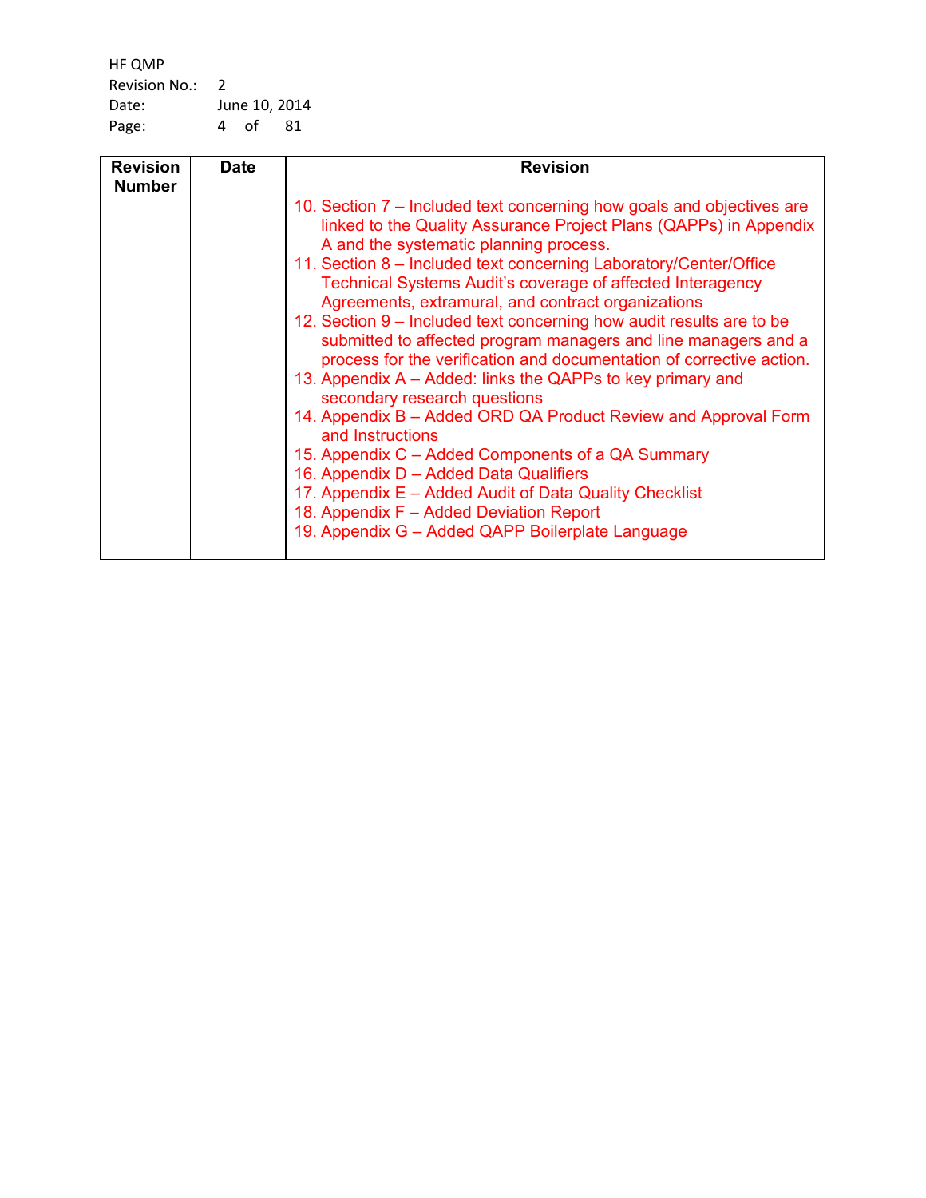| Revision Number | Date | Revision |
|---|---|---|
| | | 10. Section 7 – Included text concerning how goals and objectives are linked to the Quality Assurance Project Plans (QAPPs) in Appendix A and the systematic planning process.<br>11. Section 8 – Included text concerning Laboratory/Center/Office Technical Systems Audit's coverage of affected Interagency Agreements, extramural, and contract organizations<br>12. Section 9 – Included text concerning how audit results are to be submitted to affected program managers and line managers and a process for the verification and documentation of corrective action.<br>13. Appendix A – Added: links the QAPPs to key primary and secondary research questions<br>14. Appendix B – Added ORD QA Product Review and Approval Form and Instructions<br>15. Appendix C – Added Components of a QA Summary<br>16. Appendix D – Added Data Qualifiers<br>17. Appendix E – Added Audit of Data Quality Checklist<br>18. Appendix F – Added Deviation Report<br>19. Appendix G – Added QAPP Boilerplate Language |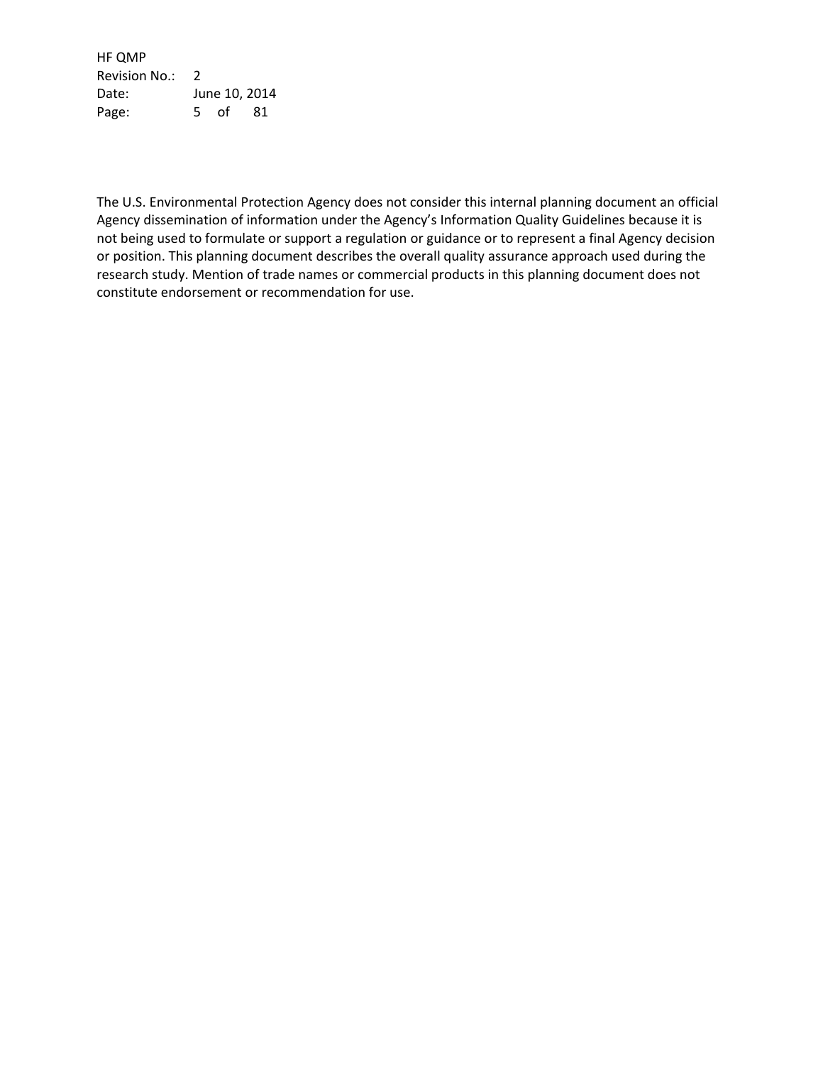The U.S. Environmental Protection Agency does not consider this internal planning document an official Agency dissemination of information under the Agency's Information Quality Guidelines because it is not being used to formulate or support a regulation or guidance or to represent a final Agency decision or position. This planning document describes the overall quality assurance approach used during the research study. Mention of trade names or commercial products in this planning document does not constitute endorsement or recommendation for use.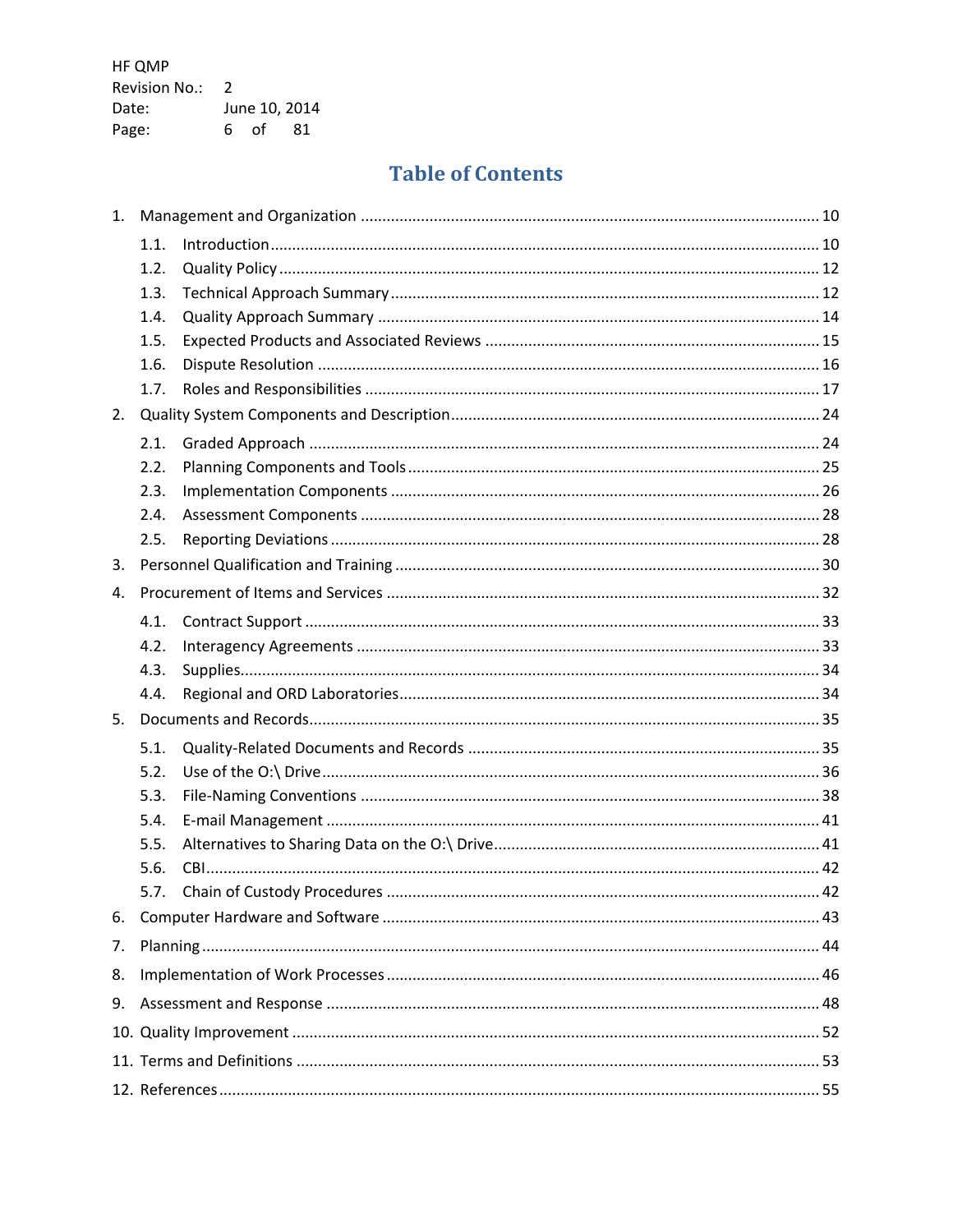# Table of Contents

1. Management and Organization ..... 10
   - 1.1. Introduction ..... 10
   - 1.2. Quality Policy ..... 12
   - 1.3. Technical Approach Summary ..... 12
   - 1.4. Quality Approach Summary ..... 14
   - 1.5. Expected Products and Associated Reviews ..... 15
   - 1.6. Dispute Resolution ..... 16
   - 1.7. Roles and Responsibilities ..... 17
2. Quality System Components and Description ..... 24
   - 2.1. Graded Approach ..... 24
   - 2.2. Planning Components and Tools ..... 25
   - 2.3. Implementation Components ..... 26
   - 2.4. Assessment Components ..... 28
   - 2.5. Reporting Deviations ..... 28
3. Personnel Qualification and Training ..... 30
4. Procurement of Items and Services ..... 32
   - 4.1. Contract Support ..... 33
   - 4.2. Interagency Agreements ..... 33
   - 4.3. Supplies ..... 34
   - 4.4. Regional and ORD Laboratories ..... 34
5. Documents and Records ..... 35
   - 5.1. Quality-Related Documents and Records ..... 35
   - 5.2. Use of the O:\ Drive ..... 36
   - 5.3. File-Naming Conventions ..... 38
   - 5.4. E-mail Management ..... 41
   - 5.5. Alternatives to Sharing Data on the O:\ Drive ..... 41
   - 5.6. CBI ..... 42
   - 5.7. Chain of Custody Procedures ..... 42
6. Computer Hardware and Software ..... 43
7. Planning ..... 44
8. Implementation of Work Processes ..... 46
9. Assessment and Response ..... 48
10. Quality Improvement ..... 52
11. Terms and Definitions ..... 53
12. References ..... 55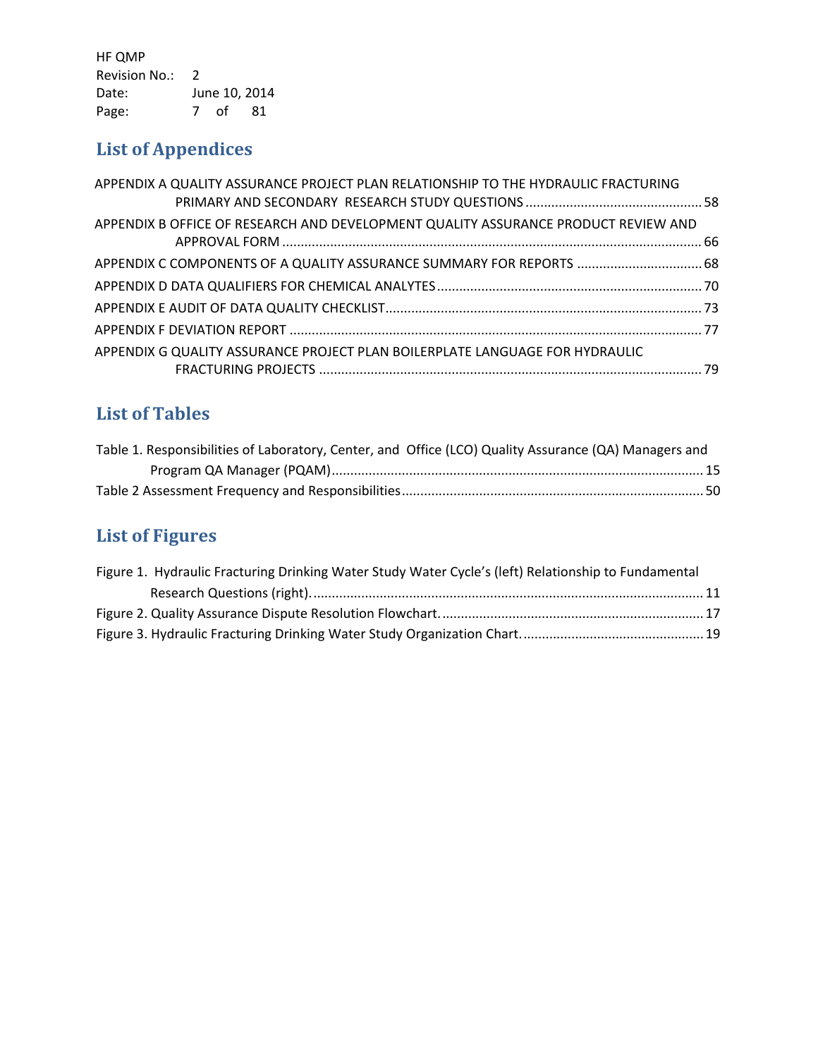## List of Appendices

APPENDIX A QUALITY ASSURANCE PROJECT PLAN RELATIONSHIP TO THE HYDRAULIC FRACTURING PRIMARY AND SECONDARY RESEARCH STUDY QUESTIONS ........ 58

APPENDIX B OFFICE OF RESEARCH AND DEVELOPMENT QUALITY ASSURANCE PRODUCT REVIEW AND APPROVAL FORM ........ 66

APPENDIX C COMPONENTS OF A QUALITY ASSURANCE SUMMARY FOR REPORTS ........ 68

APPENDIX D DATA QUALIFIERS FOR CHEMICAL ANALYTES ........ 70

APPENDIX E AUDIT OF DATA QUALITY CHECKLIST ........ 73

APPENDIX F DEVIATION REPORT ........ 77

APPENDIX G QUALITY ASSURANCE PROJECT PLAN BOILERPLATE LANGUAGE FOR HYDRAULIC FRACTURING PROJECTS ........ 79

## List of Tables

Table 1. Responsibilities of Laboratory, Center, and Office (LCO) Quality Assurance (QA) Managers and Program QA Manager (PQAM) ........ 15

Table 2 Assessment Frequency and Responsibilities ........ 50

## List of Figures

Figure 1. Hydraulic Fracturing Drinking Water Study Water Cycle's (left) Relationship to Fundamental Research Questions (right). ........ 11

Figure 2. Quality Assurance Dispute Resolution Flowchart. ........ 17

Figure 3. Hydraulic Fracturing Drinking Water Study Organization Chart. ........ 19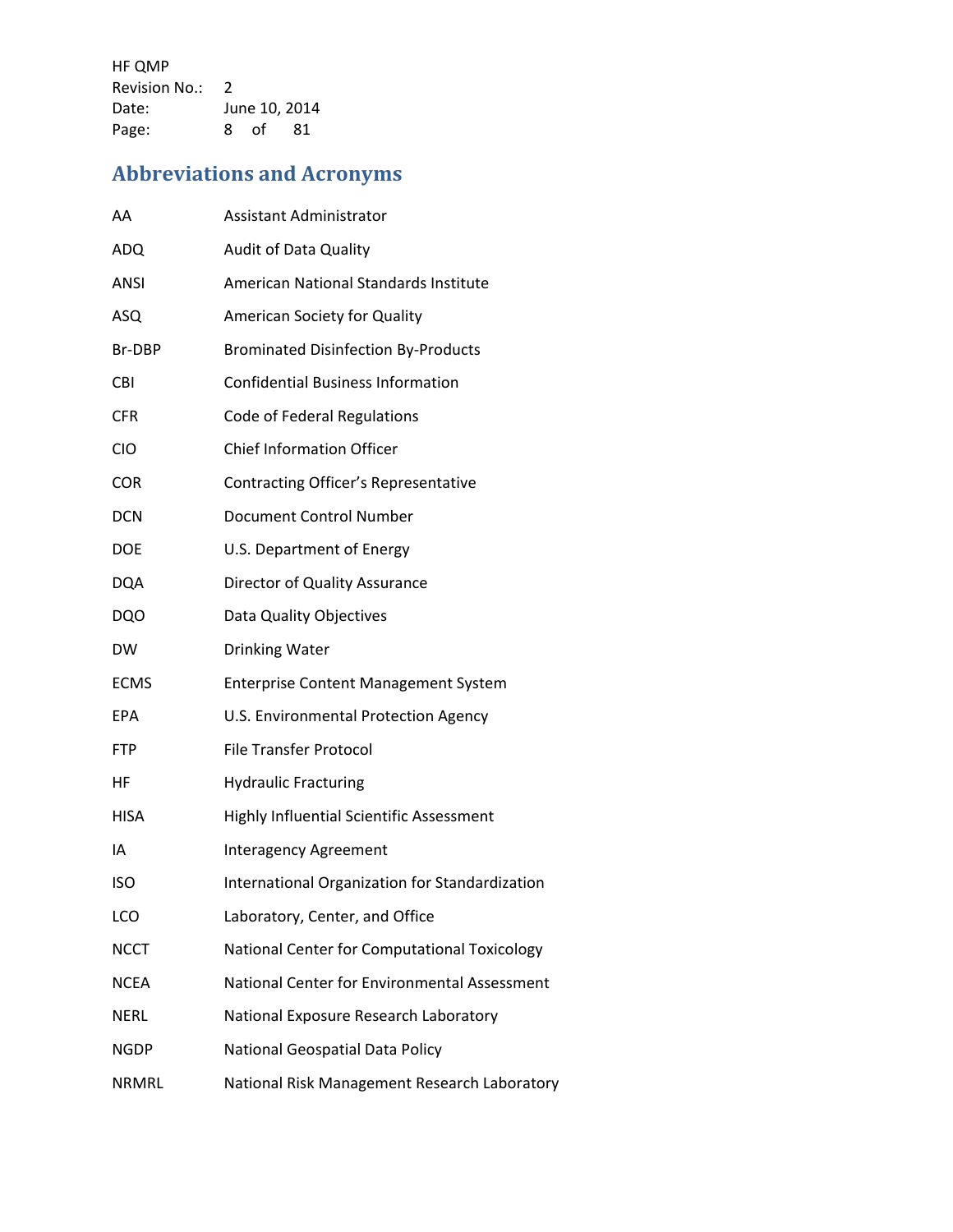## Abbreviations and Acronyms

| | |
|---|---|
| AA | Assistant Administrator |
| ADQ | Audit of Data Quality |
| ANSI | American National Standards Institute |
| ASQ | American Society for Quality |
| Br-DBP | Brominated Disinfection By-Products |
| CBI | Confidential Business Information |
| CFR | Code of Federal Regulations |
| CIO | Chief Information Officer |
| COR | Contracting Officer's Representative |
| DCN | Document Control Number |
| DOE | U.S. Department of Energy |
| DQA | Director of Quality Assurance |
| DQO | Data Quality Objectives |
| DW | Drinking Water |
| ECMS | Enterprise Content Management System |
| EPA | U.S. Environmental Protection Agency |
| FTP | File Transfer Protocol |
| HF | Hydraulic Fracturing |
| HISA | Highly Influential Scientific Assessment |
| IA | Interagency Agreement |
| ISO | International Organization for Standardization |
| LCO | Laboratory, Center, and Office |
| NCCT | National Center for Computational Toxicology |
| NCEA | National Center for Environmental Assessment |
| NERL | National Exposure Research Laboratory |
| NGDP | National Geospatial Data Policy |
| NRMRL | National Risk Management Research Laboratory |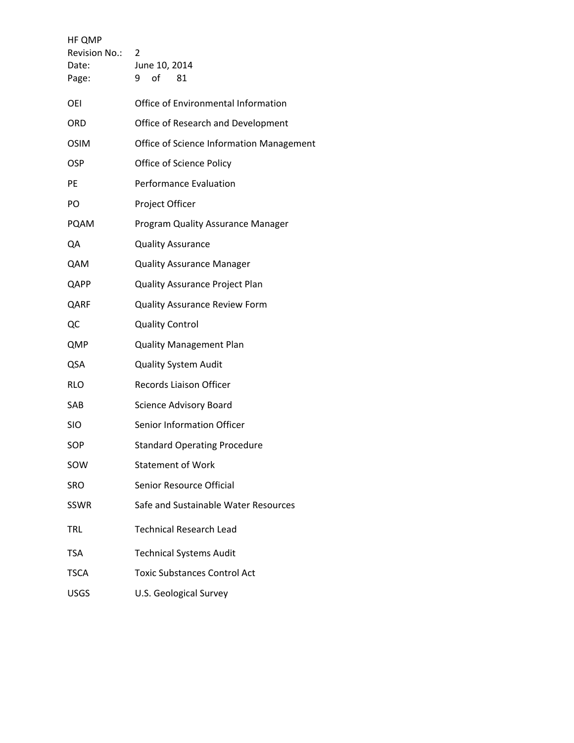| | |
|---|---|
| OEI | Office of Environmental Information |
| ORD | Office of Research and Development |
| OSIM | Office of Science Information Management |
| OSP | Office of Science Policy |
| PE | Performance Evaluation |
| PO | Project Officer |
| PQAM | Program Quality Assurance Manager |
| QA | Quality Assurance |
| QAM | Quality Assurance Manager |
| QAPP | Quality Assurance Project Plan |
| QARF | Quality Assurance Review Form |
| QC | Quality Control |
| QMP | Quality Management Plan |
| QSA | Quality System Audit |
| RLO | Records Liaison Officer |
| SAB | Science Advisory Board |
| SIO | Senior Information Officer |
| SOP | Standard Operating Procedure |
| SOW | Statement of Work |
| SRO | Senior Resource Official |
| SSWR | Safe and Sustainable Water Resources |
| TRL | Technical Research Lead |
| TSA | Technical Systems Audit |
| TSCA | Toxic Substances Control Act |
| USGS | U.S. Geological Survey |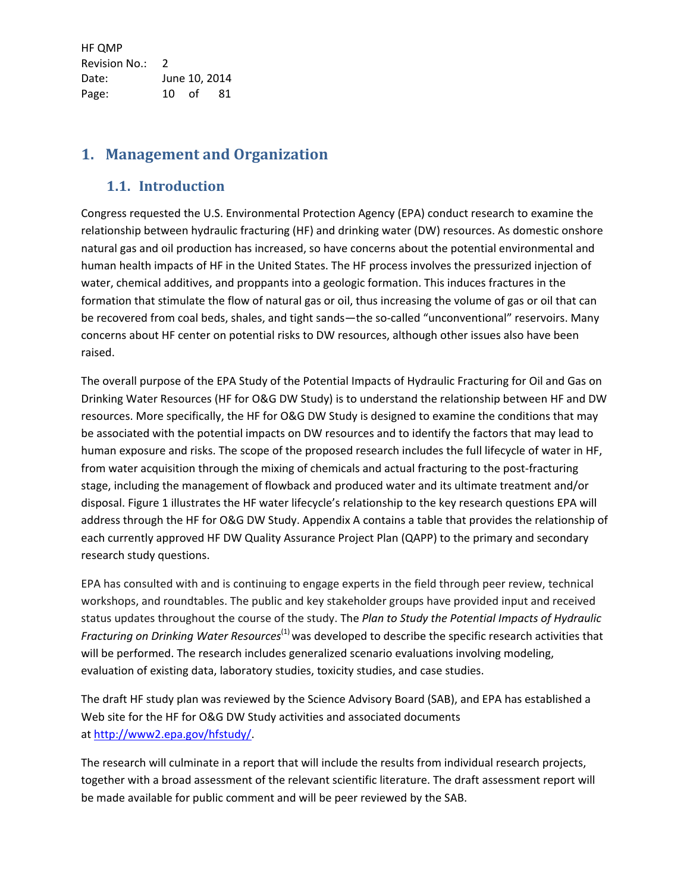# 1. Management and Organization

## 1.1. Introduction

Congress requested the U.S. Environmental Protection Agency (EPA) conduct research to examine the relationship between hydraulic fracturing (HF) and drinking water (DW) resources. As domestic onshore natural gas and oil production has increased, so have concerns about the potential environmental and human health impacts of HF in the United States. The HF process involves the pressurized injection of water, chemical additives, and proppants into a geologic formation. This induces fractures in the formation that stimulate the flow of natural gas or oil, thus increasing the volume of gas or oil that can be recovered from coal beds, shales, and tight sands—the so-called "unconventional" reservoirs. Many concerns about HF center on potential risks to DW resources, although other issues also have been raised.

The overall purpose of the EPA Study of the Potential Impacts of Hydraulic Fracturing for Oil and Gas on Drinking Water Resources (HF for O&G DW Study) is to understand the relationship between HF and DW resources. More specifically, the HF for O&G DW Study is designed to examine the conditions that may be associated with the potential impacts on DW resources and to identify the factors that may lead to human exposure and risks. The scope of the proposed research includes the full lifecycle of water in HF, from water acquisition through the mixing of chemicals and actual fracturing to the post-fracturing stage, including the management of flowback and produced water and its ultimate treatment and/or disposal. Figure 1 illustrates the HF water lifecycle's relationship to the key research questions EPA will address through the HF for O&G DW Study. Appendix A contains a table that provides the relationship of each currently approved HF DW Quality Assurance Project Plan (QAPP) to the primary and secondary research study questions.

EPA has consulted with and is continuing to engage experts in the field through peer review, technical workshops, and roundtables. The public and key stakeholder groups have provided input and received status updates throughout the course of the study. The *Plan to Study the Potential Impacts of Hydraulic Fracturing on Drinking Water Resources*[(1)] was developed to describe the specific research activities that will be performed. The research includes generalized scenario evaluations involving modeling, evaluation of existing data, laboratory studies, toxicity studies, and case studies.

The draft HF study plan was reviewed by the Science Advisory Board (SAB), and EPA has established a Web site for the HF for O&G DW Study activities and associated documents at http://www2.epa.gov/hfstudy/.

The research will culminate in a report that will include the results from individual research projects, together with a broad assessment of the relevant scientific literature. The draft assessment report will be made available for public comment and will be peer reviewed by the SAB.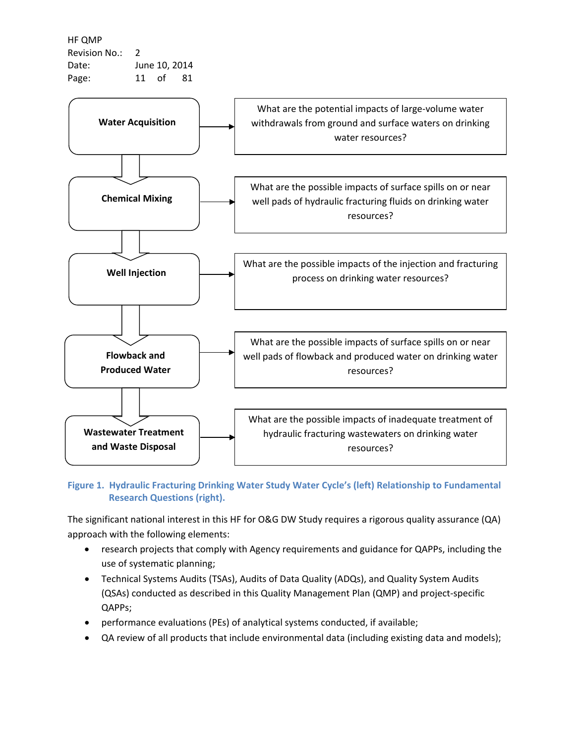Water Acquisition → What are the potential impacts of large-volume water withdrawals from ground and surface waters on drinking water resources?

Chemical Mixing → What are the possible impacts of surface spills on or near well pads of hydraulic fracturing fluids on drinking water resources?

Well Injection → What are the possible impacts of the injection and fracturing process on drinking water resources?

Flowback and Produced Water → What are the possible impacts of surface spills on or near well pads of flowback and produced water on drinking water resources?

Wastewater Treatment and Waste Disposal → What are the possible impacts of inadequate treatment of hydraulic fracturing wastewaters on drinking water resources?

**Figure 1. Hydraulic Fracturing Drinking Water Study Water Cycle's (left) Relationship to Fundamental Research Questions (right).**

The significant national interest in this HF for O&G DW Study requires a rigorous quality assurance (QA) approach with the following elements:

- research projects that comply with Agency requirements and guidance for QAPPs, including the use of systematic planning;
- Technical Systems Audits (TSAs), Audits of Data Quality (ADQs), and Quality System Audits (QSAs) conducted as described in this Quality Management Plan (QMP) and project-specific QAPPs;
- performance evaluations (PEs) of analytical systems conducted, if available;
- QA review of all products that include environmental data (including existing data and models);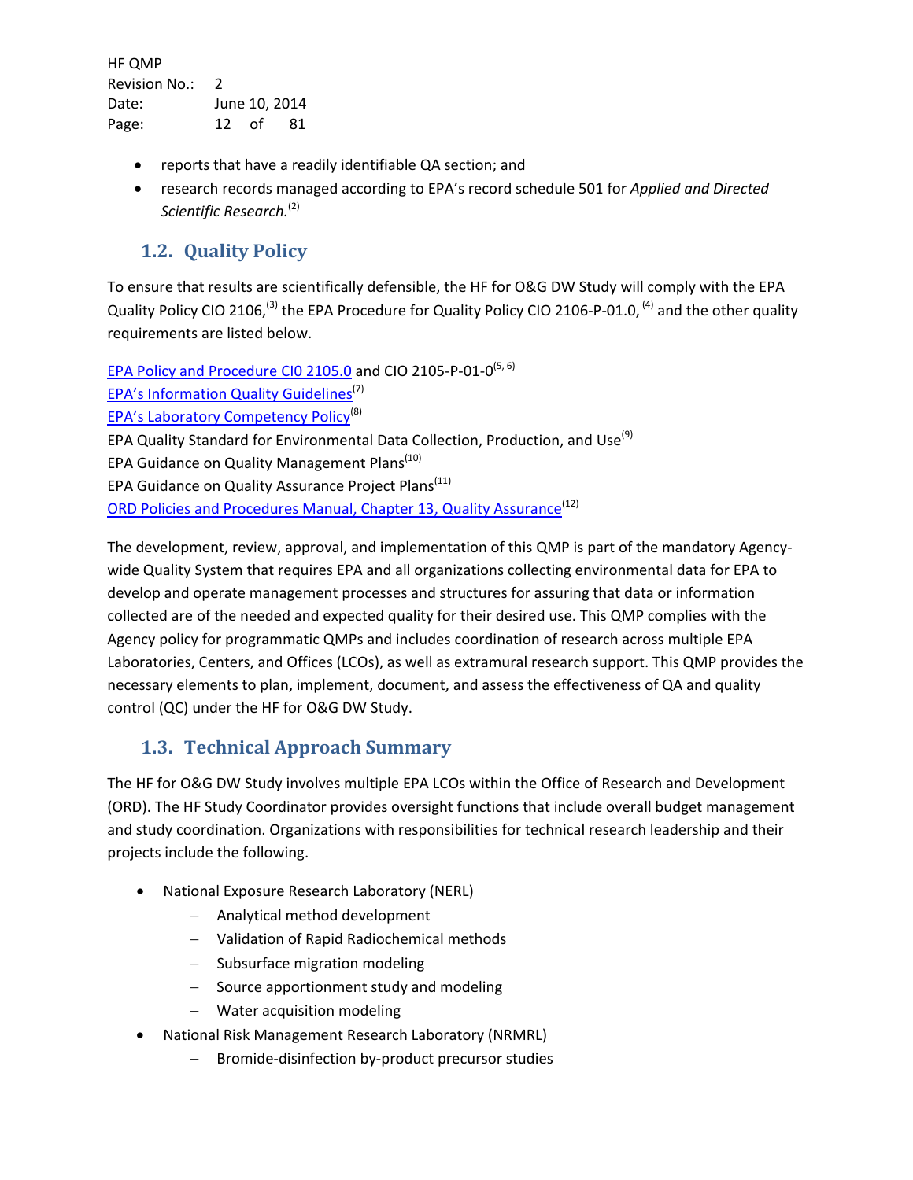- reports that have a readily identifiable QA section; and
- research records managed according to EPA's record schedule 501 for *Applied and Directed Scientific Research.*[2]

## 1.2. Quality Policy

To ensure that results are scientifically defensible, the HF for O&G DW Study will comply with the EPA Quality Policy CIO 2106,[3] the EPA Procedure for Quality Policy CIO 2106-P-01.0, [4] and the other quality requirements are listed below.

EPA Policy and Procedure CI0 2105.0 and CIO 2105-P-01-0[5, 6]
EPA's Information Quality Guidelines[7]
EPA's Laboratory Competency Policy[8]
EPA Quality Standard for Environmental Data Collection, Production, and Use[9]
EPA Guidance on Quality Management Plans[10]
EPA Guidance on Quality Assurance Project Plans[11]
ORD Policies and Procedures Manual, Chapter 13, Quality Assurance[12]

The development, review, approval, and implementation of this QMP is part of the mandatory Agency-wide Quality System that requires EPA and all organizations collecting environmental data for EPA to develop and operate management processes and structures for assuring that data or information collected are of the needed and expected quality for their desired use. This QMP complies with the Agency policy for programmatic QMPs and includes coordination of research across multiple EPA Laboratories, Centers, and Offices (LCOs), as well as extramural research support. This QMP provides the necessary elements to plan, implement, document, and assess the effectiveness of QA and quality control (QC) under the HF for O&G DW Study.

## 1.3. Technical Approach Summary

The HF for O&G DW Study involves multiple EPA LCOs within the Office of Research and Development (ORD). The HF Study Coordinator provides oversight functions that include overall budget management and study coordination. Organizations with responsibilities for technical research leadership and their projects include the following.

- National Exposure Research Laboratory (NERL)
  - Analytical method development
  - Validation of Rapid Radiochemical methods
  - Subsurface migration modeling
  - Source apportionment study and modeling
  - Water acquisition modeling
- National Risk Management Research Laboratory (NRMRL)
  - Bromide-disinfection by-product precursor studies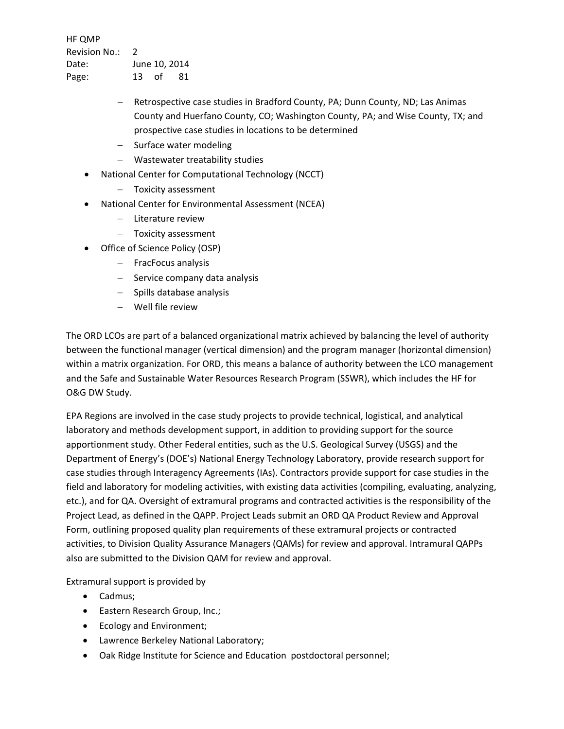- Retrospective case studies in Bradford County, PA; Dunn County, ND; Las Animas County and Huerfano County, CO; Washington County, PA; and Wise County, TX; and prospective case studies in locations to be determined
  - Surface water modeling
  - Wastewater treatability studies
- National Center for Computational Technology (NCCT)
  - Toxicity assessment
- National Center for Environmental Assessment (NCEA)
  - Literature review
  - Toxicity assessment
- Office of Science Policy (OSP)
  - FracFocus analysis
  - Service company data analysis
  - Spills database analysis
  - Well file review

The ORD LCOs are part of a balanced organizational matrix achieved by balancing the level of authority between the functional manager (vertical dimension) and the program manager (horizontal dimension) within a matrix organization. For ORD, this means a balance of authority between the LCO management and the Safe and Sustainable Water Resources Research Program (SSWR), which includes the HF for O&G DW Study.

EPA Regions are involved in the case study projects to provide technical, logistical, and analytical laboratory and methods development support, in addition to providing support for the source apportionment study. Other Federal entities, such as the U.S. Geological Survey (USGS) and the Department of Energy's (DOE's) National Energy Technology Laboratory, provide research support for case studies through Interagency Agreements (IAs). Contractors provide support for case studies in the field and laboratory for modeling activities, with existing data activities (compiling, evaluating, analyzing, etc.), and for QA. Oversight of extramural programs and contracted activities is the responsibility of the Project Lead, as defined in the QAPP. Project Leads submit an ORD QA Product Review and Approval Form, outlining proposed quality plan requirements of these extramural projects or contracted activities, to Division Quality Assurance Managers (QAMs) for review and approval. Intramural QAPPs also are submitted to the Division QAM for review and approval.

Extramural support is provided by

- Cadmus;
- Eastern Research Group, Inc.;
- Ecology and Environment;
- Lawrence Berkeley National Laboratory;
- Oak Ridge Institute for Science and Education postdoctoral personnel;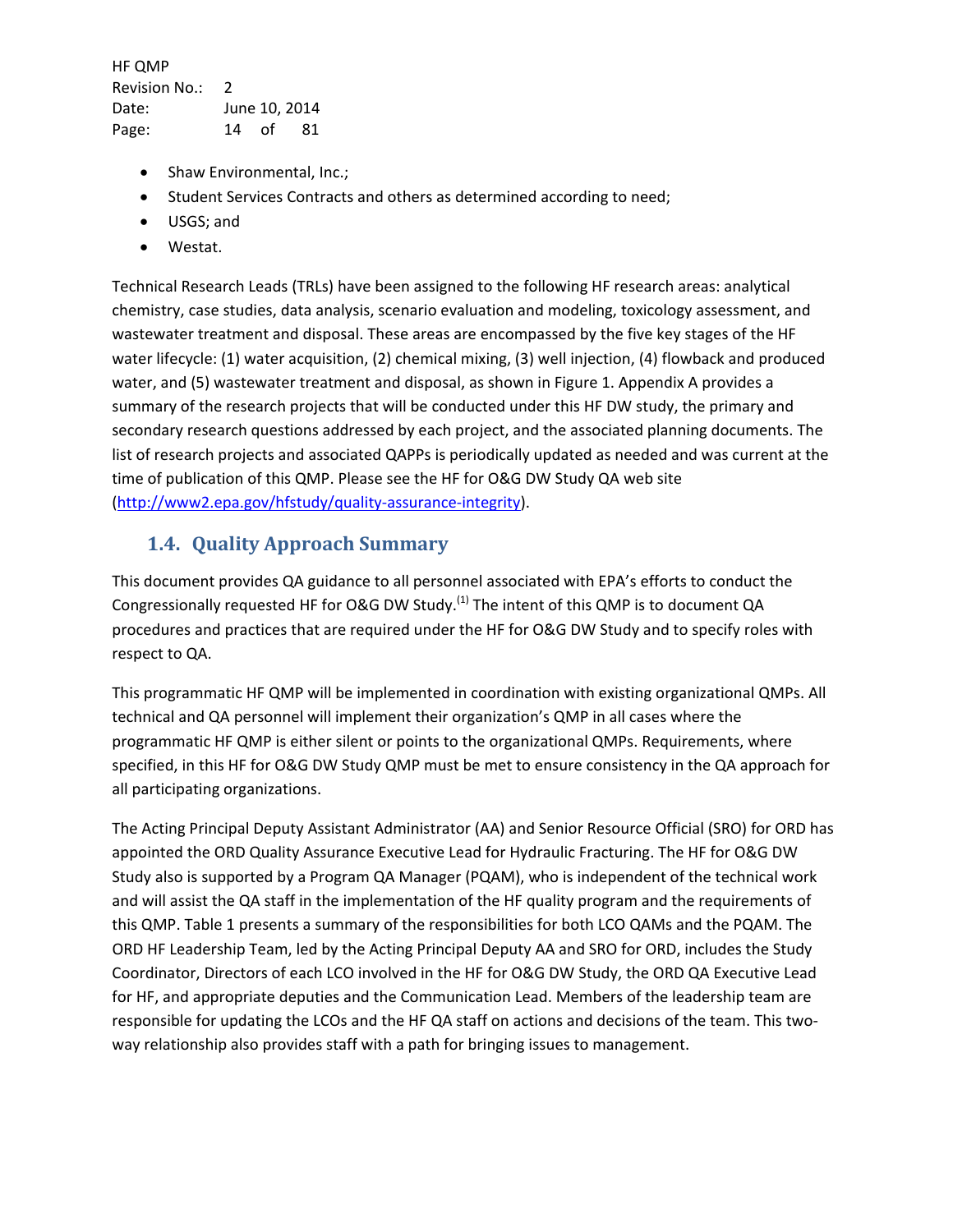- Shaw Environmental, Inc.;
- Student Services Contracts and others as determined according to need;
- USGS; and
- Westat.

Technical Research Leads (TRLs) have been assigned to the following HF research areas: analytical chemistry, case studies, data analysis, scenario evaluation and modeling, toxicology assessment, and wastewater treatment and disposal. These areas are encompassed by the five key stages of the HF water lifecycle: (1) water acquisition, (2) chemical mixing, (3) well injection, (4) flowback and produced water, and (5) wastewater treatment and disposal, as shown in Figure 1. Appendix A provides a summary of the research projects that will be conducted under this HF DW study, the primary and secondary research questions addressed by each project, and the associated planning documents. The list of research projects and associated QAPPs is periodically updated as needed and was current at the time of publication of this QMP. Please see the HF for O&G DW Study QA web site (http://www2.epa.gov/hfstudy/quality-assurance-integrity).

## 1.4. Quality Approach Summary

This document provides QA guidance to all personnel associated with EPA's efforts to conduct the Congressionally requested HF for O&G DW Study.[1] The intent of this QMP is to document QA procedures and practices that are required under the HF for O&G DW Study and to specify roles with respect to QA.

This programmatic HF QMP will be implemented in coordination with existing organizational QMPs. All technical and QA personnel will implement their organization's QMP in all cases where the programmatic HF QMP is either silent or points to the organizational QMPs. Requirements, where specified, in this HF for O&G DW Study QMP must be met to ensure consistency in the QA approach for all participating organizations.

The Acting Principal Deputy Assistant Administrator (AA) and Senior Resource Official (SRO) for ORD has appointed the ORD Quality Assurance Executive Lead for Hydraulic Fracturing. The HF for O&G DW Study also is supported by a Program QA Manager (PQAM), who is independent of the technical work and will assist the QA staff in the implementation of the HF quality program and the requirements of this QMP. Table 1 presents a summary of the responsibilities for both LCO QAMs and the PQAM. The ORD HF Leadership Team, led by the Acting Principal Deputy AA and SRO for ORD, includes the Study Coordinator, Directors of each LCO involved in the HF for O&G DW Study, the ORD QA Executive Lead for HF, and appropriate deputies and the Communication Lead. Members of the leadership team are responsible for updating the LCOs and the HF QA staff on actions and decisions of the team. This two-way relationship also provides staff with a path for bringing issues to management.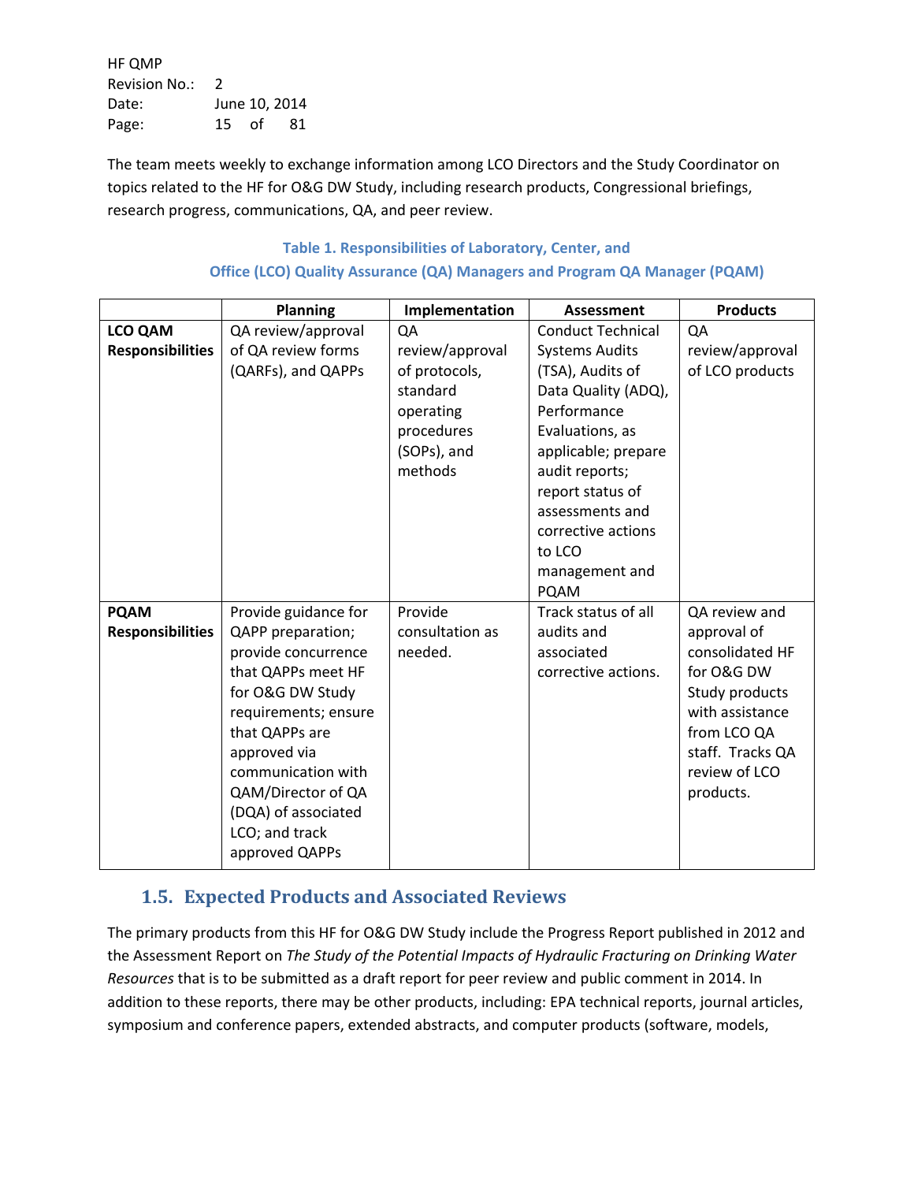The team meets weekly to exchange information among LCO Directors and the Study Coordinator on topics related to the HF for O&G DW Study, including research products, Congressional briefings, research progress, communications, QA, and peer review.

**Table 1. Responsibilities of Laboratory, Center, and Office (LCO) Quality Assurance (QA) Managers and Program QA Manager (PQAM)**

| | Planning | Implementation | Assessment | Products |
|---|---|---|---|---|
| **LCO QAM Responsibilities** | QA review/approval of QA review forms (QARFs), and QAPPs | QA review/approval of protocols, standard operating procedures (SOPs), and methods | Conduct Technical Systems Audits (TSA), Audits of Data Quality (ADQ), Performance Evaluations, as applicable; prepare audit reports; report status of assessments and corrective actions to LCO management and PQAM | QA review/approval of LCO products |
| **PQAM Responsibilities** | Provide guidance for QAPP preparation; provide concurrence that QAPPs meet HF for O&G DW Study requirements; ensure that QAPPs are approved via communication with QAM/Director of QA (DQA) of associated LCO; and track approved QAPPs | Provide consultation as needed. | Track status of all audits and associated corrective actions. | QA review and approval of consolidated HF for O&G DW Study products with assistance from LCO QA staff. Tracks QA review of LCO products. |

## 1.5. Expected Products and Associated Reviews

The primary products from this HF for O&G DW Study include the Progress Report published in 2012 and the Assessment Report on *The Study of the Potential Impacts of Hydraulic Fracturing on Drinking Water Resources* that is to be submitted as a draft report for peer review and public comment in 2014. In addition to these reports, there may be other products, including: EPA technical reports, journal articles, symposium and conference papers, extended abstracts, and computer products (software, models,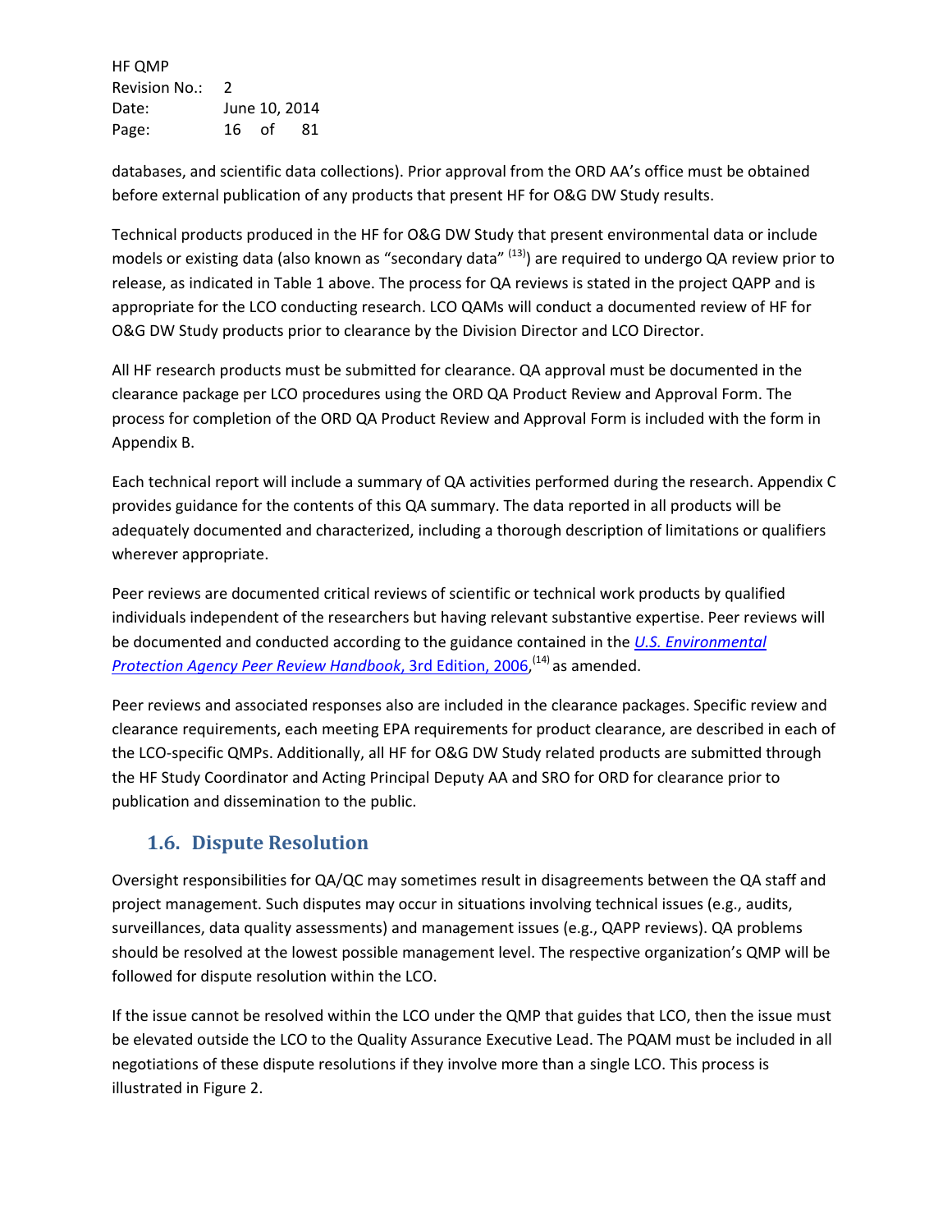databases, and scientific data collections). Prior approval from the ORD AA's office must be obtained before external publication of any products that present HF for O&G DW Study results.

Technical products produced in the HF for O&G DW Study that present environmental data or include models or existing data (also known as "secondary data" [13]) are required to undergo QA review prior to release, as indicated in Table 1 above. The process for QA reviews is stated in the project QAPP and is appropriate for the LCO conducting research. LCO QAMs will conduct a documented review of HF for O&G DW Study products prior to clearance by the Division Director and LCO Director.

All HF research products must be submitted for clearance. QA approval must be documented in the clearance package per LCO procedures using the ORD QA Product Review and Approval Form. The process for completion of the ORD QA Product Review and Approval Form is included with the form in Appendix B.

Each technical report will include a summary of QA activities performed during the research. Appendix C provides guidance for the contents of this QA summary. The data reported in all products will be adequately documented and characterized, including a thorough description of limitations or qualifiers wherever appropriate.

Peer reviews are documented critical reviews of scientific or technical work products by qualified individuals independent of the researchers but having relevant substantive expertise. Peer reviews will be documented and conducted according to the guidance contained in the *U.S. Environmental Protection Agency Peer Review Handbook*, 3rd Edition, 2006,[14] as amended.

Peer reviews and associated responses also are included in the clearance packages. Specific review and clearance requirements, each meeting EPA requirements for product clearance, are described in each of the LCO-specific QMPs. Additionally, all HF for O&G DW Study related products are submitted through the HF Study Coordinator and Acting Principal Deputy AA and SRO for ORD for clearance prior to publication and dissemination to the public.

## 1.6. Dispute Resolution

Oversight responsibilities for QA/QC may sometimes result in disagreements between the QA staff and project management. Such disputes may occur in situations involving technical issues (e.g., audits, surveillances, data quality assessments) and management issues (e.g., QAPP reviews). QA problems should be resolved at the lowest possible management level. The respective organization's QMP will be followed for dispute resolution within the LCO.

If the issue cannot be resolved within the LCO under the QMP that guides that LCO, then the issue must be elevated outside the LCO to the Quality Assurance Executive Lead. The PQAM must be included in all negotiations of these dispute resolutions if they involve more than a single LCO. This process is illustrated in Figure 2.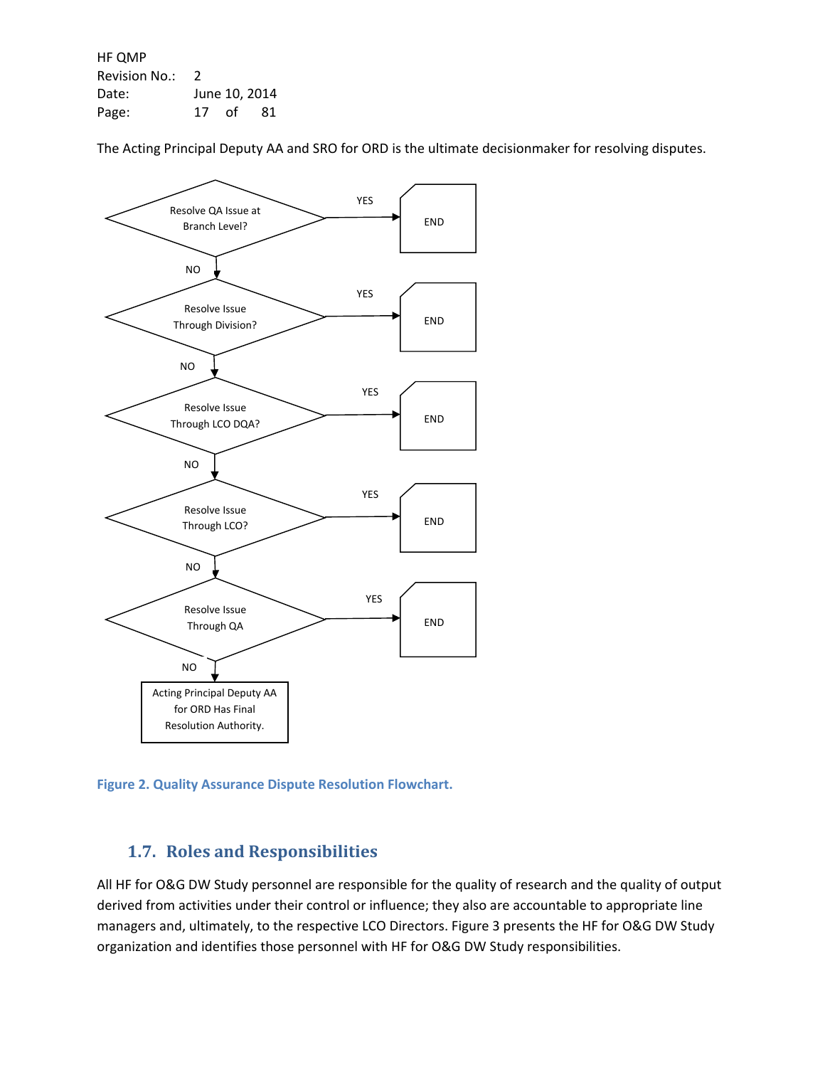The Acting Principal Deputy AA and SRO for ORD is the ultimate decisionmaker for resolving disputes.

Resolve QA Issue at Branch Level?

YES

END

NO

Resolve Issue Through Division?

YES

END

NO

Resolve Issue Through LCO DQA?

YES

END

NO

Resolve Issue Through LCO?

YES

END

NO

Resolve Issue Through QA

YES

END

NO

Acting Principal Deputy AA for ORD Has Final Resolution Authority.

**Figure 2. Quality Assurance Dispute Resolution Flowchart.**

## 1.7. Roles and Responsibilities

All HF for O&G DW Study personnel are responsible for the quality of research and the quality of output derived from activities under their control or influence; they also are accountable to appropriate line managers and, ultimately, to the respective LCO Directors. Figure 3 presents the HF for O&G DW Study organization and identifies those personnel with HF for O&G DW Study responsibilities.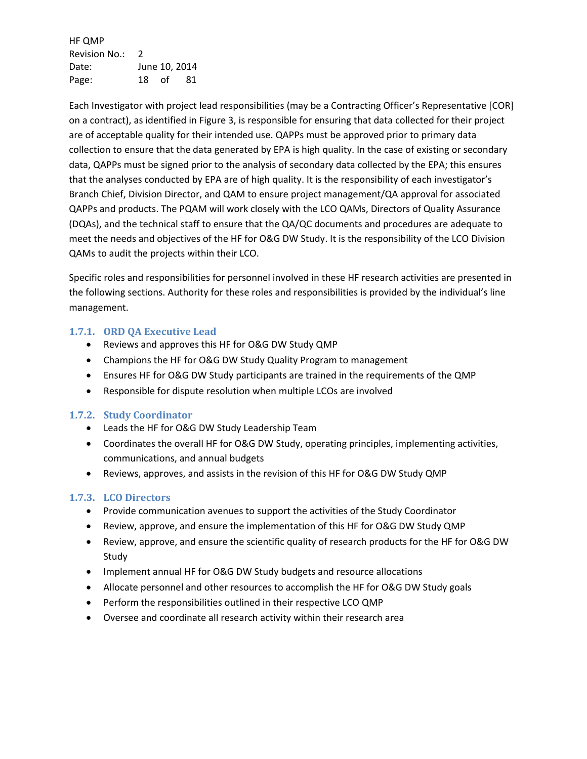Each Investigator with project lead responsibilities (may be a Contracting Officer's Representative [COR] on a contract), as identified in Figure 3, is responsible for ensuring that data collected for their project are of acceptable quality for their intended use. QAPPs must be approved prior to primary data collection to ensure that the data generated by EPA is high quality. In the case of existing or secondary data, QAPPs must be signed prior to the analysis of secondary data collected by the EPA; this ensures that the analyses conducted by EPA are of high quality. It is the responsibility of each investigator's Branch Chief, Division Director, and QAM to ensure project management/QA approval for associated QAPPs and products. The PQAM will work closely with the LCO QAMs, Directors of Quality Assurance (DQAs), and the technical staff to ensure that the QA/QC documents and procedures are adequate to meet the needs and objectives of the HF for O&G DW Study. It is the responsibility of the LCO Division QAMs to audit the projects within their LCO.

Specific roles and responsibilities for personnel involved in these HF research activities are presented in the following sections. Authority for these roles and responsibilities is provided by the individual's line management.

### 1.7.1. ORD QA Executive Lead

- Reviews and approves this HF for O&G DW Study QMP
- Champions the HF for O&G DW Study Quality Program to management
- Ensures HF for O&G DW Study participants are trained in the requirements of the QMP
- Responsible for dispute resolution when multiple LCOs are involved

### 1.7.2. Study Coordinator

- Leads the HF for O&G DW Study Leadership Team
- Coordinates the overall HF for O&G DW Study, operating principles, implementing activities, communications, and annual budgets
- Reviews, approves, and assists in the revision of this HF for O&G DW Study QMP

### 1.7.3. LCO Directors

- Provide communication avenues to support the activities of the Study Coordinator
- Review, approve, and ensure the implementation of this HF for O&G DW Study QMP
- Review, approve, and ensure the scientific quality of research products for the HF for O&G DW Study
- Implement annual HF for O&G DW Study budgets and resource allocations
- Allocate personnel and other resources to accomplish the HF for O&G DW Study goals
- Perform the responsibilities outlined in their respective LCO QMP
- Oversee and coordinate all research activity within their research area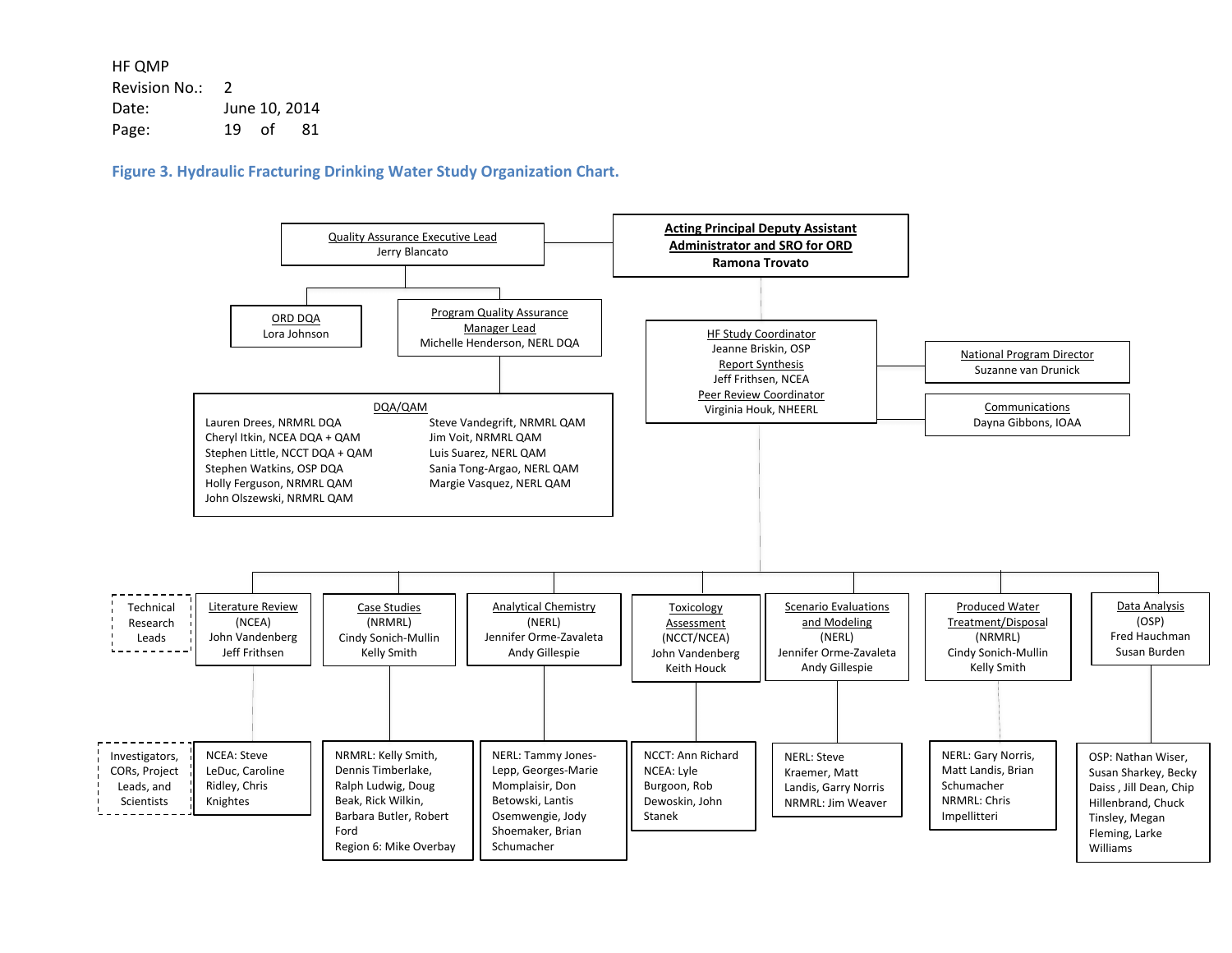**Figure 3. Hydraulic Fracturing Drinking Water Study Organization Chart.**

Quality Assurance Executive Lead
Jerry Blancato

Acting Principal Deputy Assistant Administrator and SRO for ORD
Ramona Trovato

ORD DQA
Lora Johnson

Program Quality Assurance Manager Lead
Michelle Henderson, NERL DQA

HF Study Coordinator
Jeanne Briskin, OSP
Report Synthesis
Jeff Frithsen, NCEA
Peer Review Coordinator
Virginia Houk, NHEERL

National Program Director
Suzanne van Drunick

Communications
Dayna Gibbons, IOAA

DQA/QAM
Lauren Drees, NRMRL DQA
Cheryl Itkin, NCEA DQA + QAM
Stephen Little, NCCT DQA + QAM
Stephen Watkins, OSP DQA
Holly Ferguson, NRMRL QAM
John Olszewski, NRMRL QAM
Steve Vandegrift, NRMRL QAM
Jim Voit, NRMRL QAM
Luis Suarez, NERL QAM
Sania Tong-Argao, NERL QAM
Margie Vasquez, NERL QAM

Technical Research Leads

Literature Review
(NCEA)
John Vandenberg
Jeff Frithsen

Case Studies
(NRMRL)
Cindy Sonich-Mullin
Kelly Smith

Analytical Chemistry
(NERL)
Jennifer Orme-Zavaleta
Andy Gillespie

Toxicology Assessment
(NCCT/NCEA)
John Vandenberg
Keith Houck

Scenario Evaluations and Modeling
(NERL)
Jennifer Orme-Zavaleta
Andy Gillespie

Produced Water Treatment/Disposal
(NRMRL)
Cindy Sonich-Mullin
Kelly Smith

Data Analysis
(OSP)
Fred Hauchman
Susan Burden

Investigators, CORs, Project Leads, and Scientists

NCEA: Steve LeDuc, Caroline Ridley, Chris Knightes

NRMRL: Kelly Smith, Dennis Timberlake, Ralph Ludwig, Doug Beak, Rick Wilkin, Barbara Butler, Robert Ford
Region 6: Mike Overbay

NERL: Tammy Jones-Lepp, Georges-Marie Momplaisir, Don Betowski, Lantis Osemwengie, Jody Shoemaker, Brian Schumacher

NCCT: Ann Richard
NCEA: Lyle Burgoon, Rob Dewoskin, John Stanek

NERL: Steve Kraemer, Matt Landis, Garry Norris
NRMRL: Jim Weaver

NERL: Gary Norris, Matt Landis, Brian Schumacher
NRMRL: Chris Impellitteri

OSP: Nathan Wiser, Susan Sharkey, Becky Daiss , Jill Dean, Chip Hillenbrand, Chuck Tinsley, Megan Fleming, Larke Williams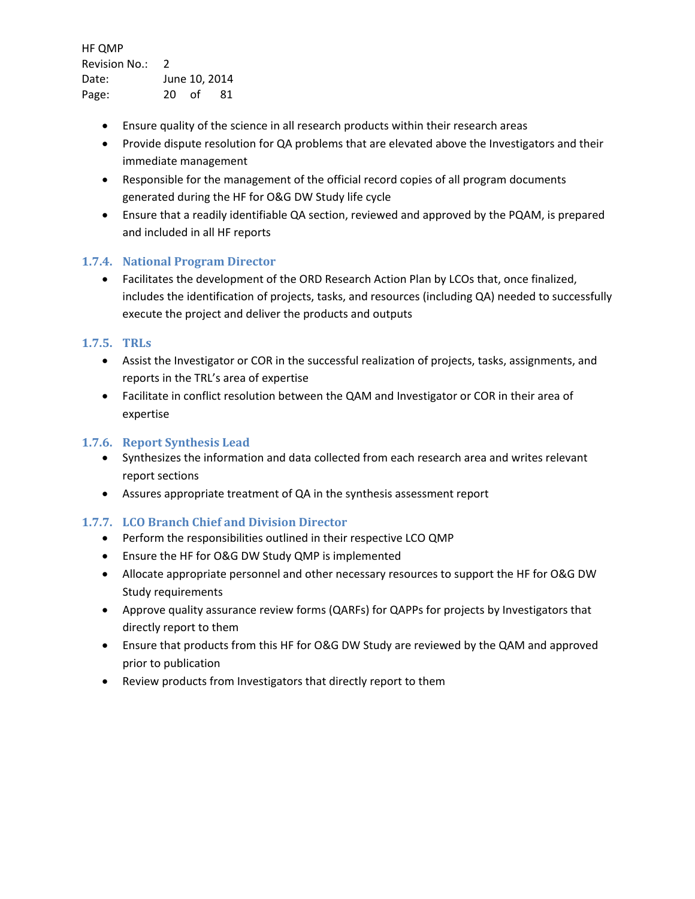- Ensure quality of the science in all research products within their research areas
- Provide dispute resolution for QA problems that are elevated above the Investigators and their immediate management
- Responsible for the management of the official record copies of all program documents generated during the HF for O&G DW Study life cycle
- Ensure that a readily identifiable QA section, reviewed and approved by the PQAM, is prepared and included in all HF reports

### 1.7.4. National Program Director

- Facilitates the development of the ORD Research Action Plan by LCOs that, once finalized, includes the identification of projects, tasks, and resources (including QA) needed to successfully execute the project and deliver the products and outputs

### 1.7.5. TRLs

- Assist the Investigator or COR in the successful realization of projects, tasks, assignments, and reports in the TRL's area of expertise
- Facilitate in conflict resolution between the QAM and Investigator or COR in their area of expertise

### 1.7.6. Report Synthesis Lead

- Synthesizes the information and data collected from each research area and writes relevant report sections
- Assures appropriate treatment of QA in the synthesis assessment report

### 1.7.7. LCO Branch Chief and Division Director

- Perform the responsibilities outlined in their respective LCO QMP
- Ensure the HF for O&G DW Study QMP is implemented
- Allocate appropriate personnel and other necessary resources to support the HF for O&G DW Study requirements
- Approve quality assurance review forms (QARFs) for QAPPs for projects by Investigators that directly report to them
- Ensure that products from this HF for O&G DW Study are reviewed by the QAM and approved prior to publication
- Review products from Investigators that directly report to them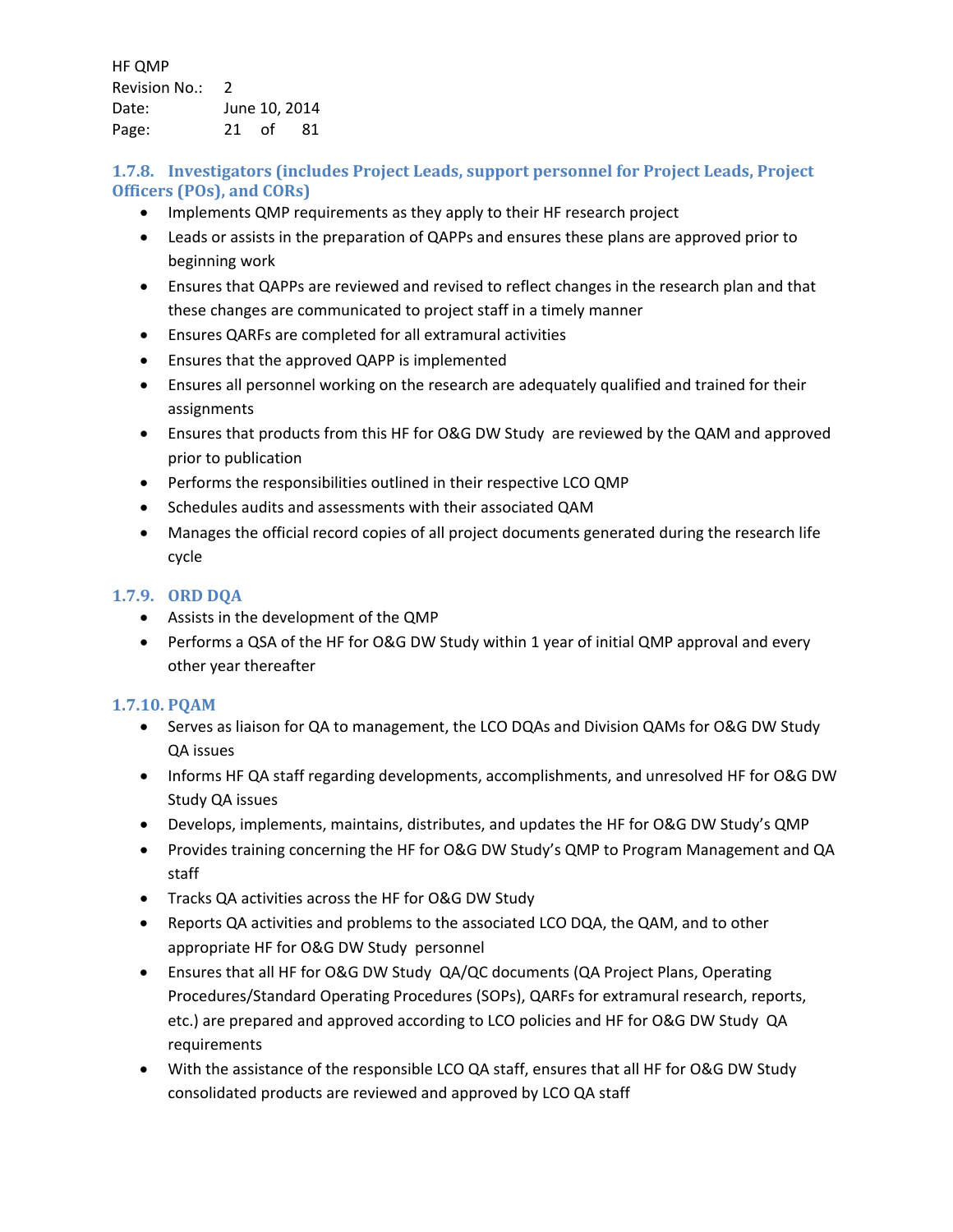### 1.7.8. Investigators (includes Project Leads, support personnel for Project Leads, Project Officers (POs), and CORs)

- Implements QMP requirements as they apply to their HF research project
- Leads or assists in the preparation of QAPPs and ensures these plans are approved prior to beginning work
- Ensures that QAPPs are reviewed and revised to reflect changes in the research plan and that these changes are communicated to project staff in a timely manner
- Ensures QARFs are completed for all extramural activities
- Ensures that the approved QAPP is implemented
- Ensures all personnel working on the research are adequately qualified and trained for their assignments
- Ensures that products from this HF for O&G DW Study are reviewed by the QAM and approved prior to publication
- Performs the responsibilities outlined in their respective LCO QMP
- Schedules audits and assessments with their associated QAM
- Manages the official record copies of all project documents generated during the research life cycle

### 1.7.9. ORD DQA

- Assists in the development of the QMP
- Performs a QSA of the HF for O&G DW Study within 1 year of initial QMP approval and every other year thereafter

### 1.7.10. PQAM

- Serves as liaison for QA to management, the LCO DQAs and Division QAMs for O&G DW Study QA issues
- Informs HF QA staff regarding developments, accomplishments, and unresolved HF for O&G DW Study QA issues
- Develops, implements, maintains, distributes, and updates the HF for O&G DW Study's QMP
- Provides training concerning the HF for O&G DW Study's QMP to Program Management and QA staff
- Tracks QA activities across the HF for O&G DW Study
- Reports QA activities and problems to the associated LCO DQA, the QAM, and to other appropriate HF for O&G DW Study personnel
- Ensures that all HF for O&G DW Study QA/QC documents (QA Project Plans, Operating Procedures/Standard Operating Procedures (SOPs), QARFs for extramural research, reports, etc.) are prepared and approved according to LCO policies and HF for O&G DW Study QA requirements
- With the assistance of the responsible LCO QA staff, ensures that all HF for O&G DW Study consolidated products are reviewed and approved by LCO QA staff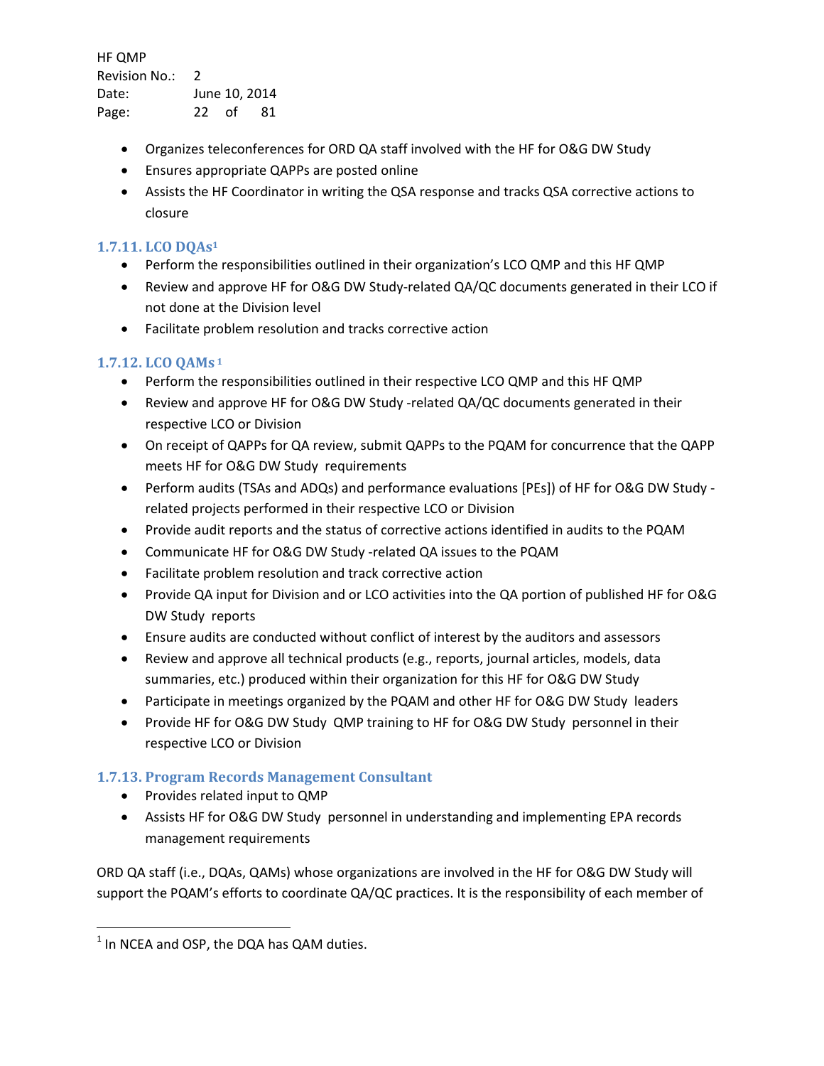- Organizes teleconferences for ORD QA staff involved with the HF for O&G DW Study
- Ensures appropriate QAPPs are posted online
- Assists the HF Coordinator in writing the QSA response and tracks QSA corrective actions to closure

### 1.7.11. LCO DQAs[1]

- Perform the responsibilities outlined in their organization's LCO QMP and this HF QMP
- Review and approve HF for O&G DW Study-related QA/QC documents generated in their LCO if not done at the Division level
- Facilitate problem resolution and tracks corrective action

### 1.7.12. LCO QAMs [1]

- Perform the responsibilities outlined in their respective LCO QMP and this HF QMP
- Review and approve HF for O&G DW Study -related QA/QC documents generated in their respective LCO or Division
- On receipt of QAPPs for QA review, submit QAPPs to the PQAM for concurrence that the QAPP meets HF for O&G DW Study requirements
- Perform audits (TSAs and ADQs) and performance evaluations [PEs]) of HF for O&G DW Study -related projects performed in their respective LCO or Division
- Provide audit reports and the status of corrective actions identified in audits to the PQAM
- Communicate HF for O&G DW Study -related QA issues to the PQAM
- Facilitate problem resolution and track corrective action
- Provide QA input for Division and or LCO activities into the QA portion of published HF for O&G DW Study reports
- Ensure audits are conducted without conflict of interest by the auditors and assessors
- Review and approve all technical products (e.g., reports, journal articles, models, data summaries, etc.) produced within their organization for this HF for O&G DW Study
- Participate in meetings organized by the PQAM and other HF for O&G DW Study leaders
- Provide HF for O&G DW Study QMP training to HF for O&G DW Study personnel in their respective LCO or Division

### 1.7.13. Program Records Management Consultant

- Provides related input to QMP
- Assists HF for O&G DW Study personnel in understanding and implementing EPA records management requirements

ORD QA staff (i.e., DQAs, QAMs) whose organizations are involved in the HF for O&G DW Study will support the PQAM's efforts to coordinate QA/QC practices. It is the responsibility of each member of

[1] In NCEA and OSP, the DQA has QAM duties.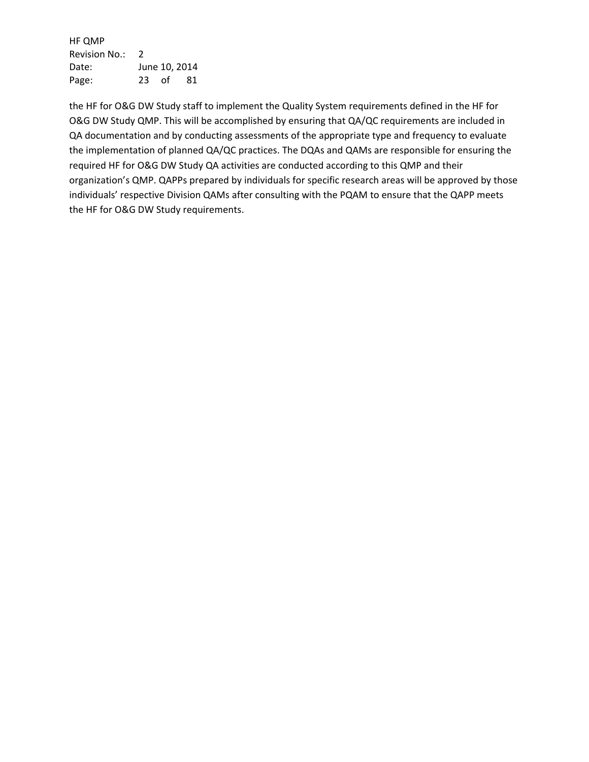the HF for O&G DW Study staff to implement the Quality System requirements defined in the HF for O&G DW Study QMP. This will be accomplished by ensuring that QA/QC requirements are included in QA documentation and by conducting assessments of the appropriate type and frequency to evaluate the implementation of planned QA/QC practices. The DQAs and QAMs are responsible for ensuring the required HF for O&G DW Study QA activities are conducted according to this QMP and their organization's QMP. QAPPs prepared by individuals for specific research areas will be approved by those individuals' respective Division QAMs after consulting with the PQAM to ensure that the QAPP meets the HF for O&G DW Study requirements.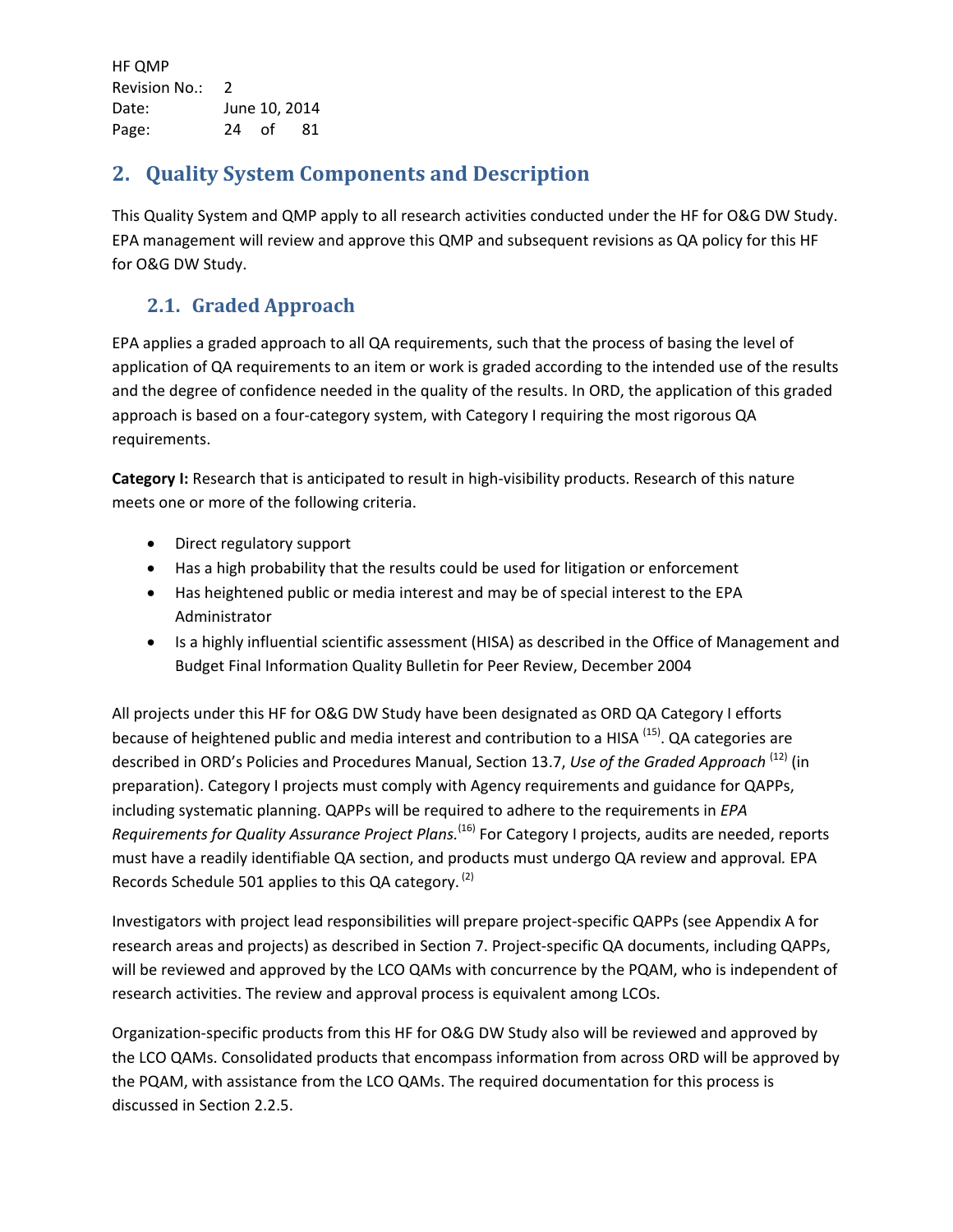## 2. Quality System Components and Description

This Quality System and QMP apply to all research activities conducted under the HF for O&G DW Study. EPA management will review and approve this QMP and subsequent revisions as QA policy for this HF for O&G DW Study.

### 2.1. Graded Approach

EPA applies a graded approach to all QA requirements, such that the process of basing the level of application of QA requirements to an item or work is graded according to the intended use of the results and the degree of confidence needed in the quality of the results. In ORD, the application of this graded approach is based on a four-category system, with Category I requiring the most rigorous QA requirements.

**Category I:** Research that is anticipated to result in high-visibility products. Research of this nature meets one or more of the following criteria.

- Direct regulatory support
- Has a high probability that the results could be used for litigation or enforcement
- Has heightened public or media interest and may be of special interest to the EPA Administrator
- Is a highly influential scientific assessment (HISA) as described in the Office of Management and Budget Final Information Quality Bulletin for Peer Review, December 2004

All projects under this HF for O&G DW Study have been designated as ORD QA Category I efforts because of heightened public and media interest and contribution to a HISA [15]. QA categories are described in ORD's Policies and Procedures Manual, Section 13.7, *Use of the Graded Approach* [12] (in preparation). Category I projects must comply with Agency requirements and guidance for QAPPs, including systematic planning. QAPPs will be required to adhere to the requirements in *EPA Requirements for Quality Assurance Project Plans.*[16] For Category I projects, audits are needed, reports must have a readily identifiable QA section, and products must undergo QA review and approval. EPA Records Schedule 501 applies to this QA category. [2]

Investigators with project lead responsibilities will prepare project-specific QAPPs (see Appendix A for research areas and projects) as described in Section 7. Project-specific QA documents, including QAPPs, will be reviewed and approved by the LCO QAMs with concurrence by the PQAM, who is independent of research activities. The review and approval process is equivalent among LCOs.

Organization-specific products from this HF for O&G DW Study also will be reviewed and approved by the LCO QAMs. Consolidated products that encompass information from across ORD will be approved by the PQAM, with assistance from the LCO QAMs. The required documentation for this process is discussed in Section 2.2.5.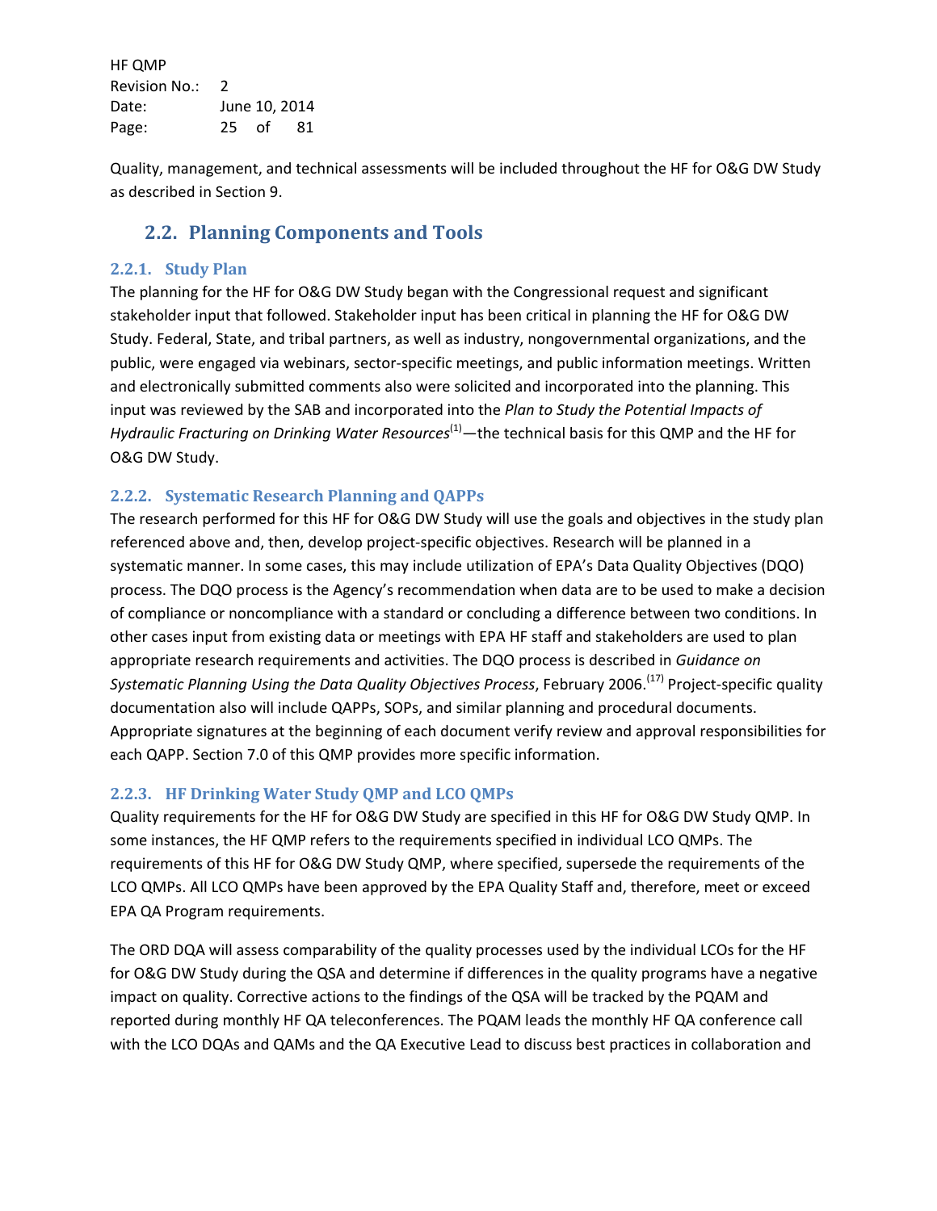Quality, management, and technical assessments will be included throughout the HF for O&G DW Study as described in Section 9.

## 2.2. Planning Components and Tools

### 2.2.1. Study Plan

The planning for the HF for O&G DW Study began with the Congressional request and significant stakeholder input that followed. Stakeholder input has been critical in planning the HF for O&G DW Study. Federal, State, and tribal partners, as well as industry, nongovernmental organizations, and the public, were engaged via webinars, sector-specific meetings, and public information meetings. Written and electronically submitted comments also were solicited and incorporated into the planning. This input was reviewed by the SAB and incorporated into the *Plan to Study the Potential Impacts of Hydraulic Fracturing on Drinking Water Resources*(1)—the technical basis for this QMP and the HF for O&G DW Study.

### 2.2.2. Systematic Research Planning and QAPPs

The research performed for this HF for O&G DW Study will use the goals and objectives in the study plan referenced above and, then, develop project-specific objectives. Research will be planned in a systematic manner. In some cases, this may include utilization of EPA's Data Quality Objectives (DQO) process. The DQO process is the Agency's recommendation when data are to be used to make a decision of compliance or noncompliance with a standard or concluding a difference between two conditions. In other cases input from existing data or meetings with EPA HF staff and stakeholders are used to plan appropriate research requirements and activities. The DQO process is described in *Guidance on Systematic Planning Using the Data Quality Objectives Process*, February 2006.(17) Project-specific quality documentation also will include QAPPs, SOPs, and similar planning and procedural documents. Appropriate signatures at the beginning of each document verify review and approval responsibilities for each QAPP. Section 7.0 of this QMP provides more specific information.

### 2.2.3. HF Drinking Water Study QMP and LCO QMPs

Quality requirements for the HF for O&G DW Study are specified in this HF for O&G DW Study QMP. In some instances, the HF QMP refers to the requirements specified in individual LCO QMPs. The requirements of this HF for O&G DW Study QMP, where specified, supersede the requirements of the LCO QMPs. All LCO QMPs have been approved by the EPA Quality Staff and, therefore, meet or exceed EPA QA Program requirements.

The ORD DQA will assess comparability of the quality processes used by the individual LCOs for the HF for O&G DW Study during the QSA and determine if differences in the quality programs have a negative impact on quality. Corrective actions to the findings of the QSA will be tracked by the PQAM and reported during monthly HF QA teleconferences. The PQAM leads the monthly HF QA conference call with the LCO DQAs and QAMs and the QA Executive Lead to discuss best practices in collaboration and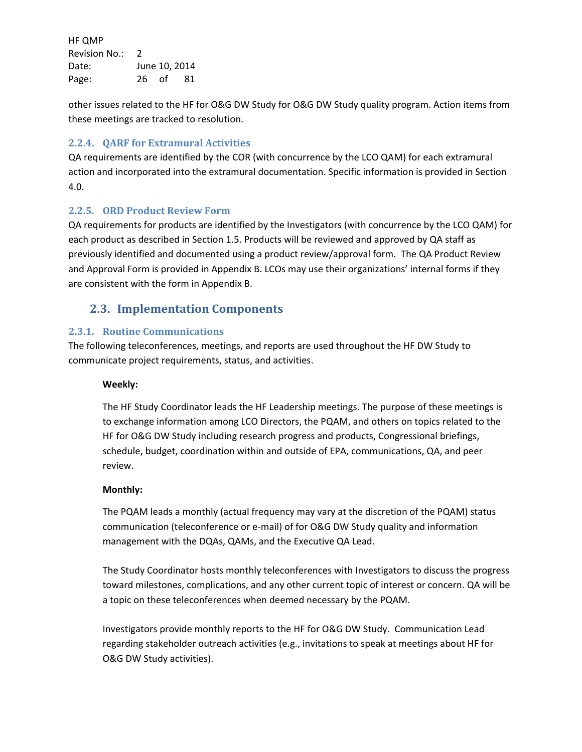other issues related to the HF for O&G DW Study for O&G DW Study quality program. Action items from these meetings are tracked to resolution.

#### 2.2.4. QARF for Extramural Activities

QA requirements are identified by the COR (with concurrence by the LCO QAM) for each extramural action and incorporated into the extramural documentation. Specific information is provided in Section 4.0.

#### 2.2.5. ORD Product Review Form

QA requirements for products are identified by the Investigators (with concurrence by the LCO QAM) for each product as described in Section 1.5. Products will be reviewed and approved by QA staff as previously identified and documented using a product review/approval form. The QA Product Review and Approval Form is provided in Appendix B. LCOs may use their organizations' internal forms if they are consistent with the form in Appendix B.

### 2.3. Implementation Components

#### 2.3.1. Routine Communications

The following teleconferences, meetings, and reports are used throughout the HF DW Study to communicate project requirements, status, and activities.

**Weekly:**

The HF Study Coordinator leads the HF Leadership meetings. The purpose of these meetings is to exchange information among LCO Directors, the PQAM, and others on topics related to the HF for O&G DW Study including research progress and products, Congressional briefings, schedule, budget, coordination within and outside of EPA, communications, QA, and peer review.

**Monthly:**

The PQAM leads a monthly (actual frequency may vary at the discretion of the PQAM) status communication (teleconference or e-mail) of for O&G DW Study quality and information management with the DQAs, QAMs, and the Executive QA Lead.

The Study Coordinator hosts monthly teleconferences with Investigators to discuss the progress toward milestones, complications, and any other current topic of interest or concern. QA will be a topic on these teleconferences when deemed necessary by the PQAM.

Investigators provide monthly reports to the HF for O&G DW Study. Communication Lead regarding stakeholder outreach activities (e.g., invitations to speak at meetings about HF for O&G DW Study activities).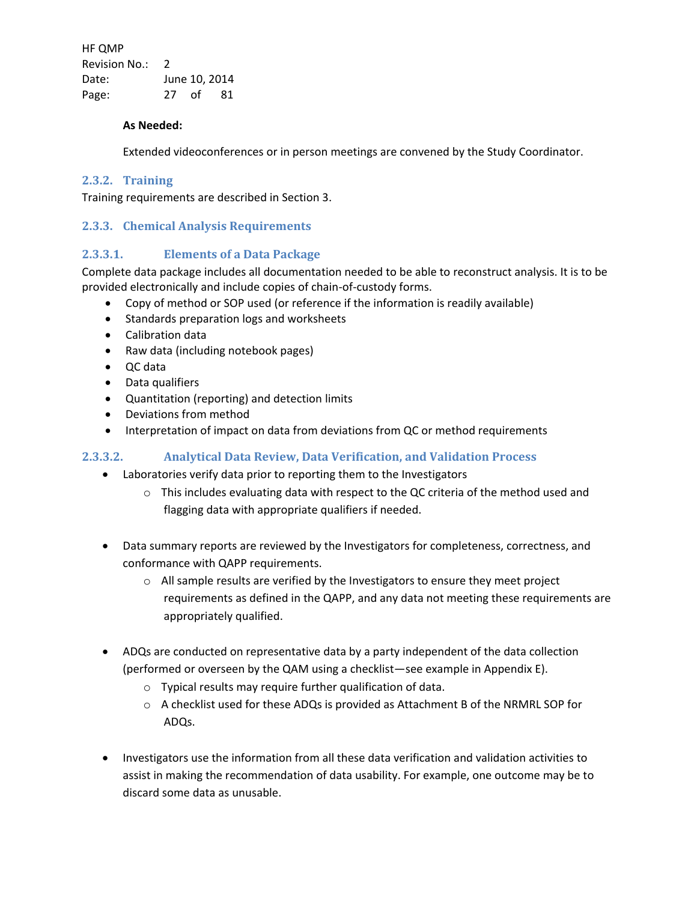**As Needed:**

Extended videoconferences or in person meetings are convened by the Study Coordinator.

### 2.3.2. Training

Training requirements are described in Section 3.

### 2.3.3. Chemical Analysis Requirements

#### 2.3.3.1. Elements of a Data Package

Complete data package includes all documentation needed to be able to reconstruct analysis. It is to be provided electronically and include copies of chain-of-custody forms.

- Copy of method or SOP used (or reference if the information is readily available)
- Standards preparation logs and worksheets
- Calibration data
- Raw data (including notebook pages)
- QC data
- Data qualifiers
- Quantitation (reporting) and detection limits
- Deviations from method
- Interpretation of impact on data from deviations from QC or method requirements

#### 2.3.3.2. Analytical Data Review, Data Verification, and Validation Process

- Laboratories verify data prior to reporting them to the Investigators
  - This includes evaluating data with respect to the QC criteria of the method used and flagging data with appropriate qualifiers if needed.
- Data summary reports are reviewed by the Investigators for completeness, correctness, and conformance with QAPP requirements.
  - All sample results are verified by the Investigators to ensure they meet project requirements as defined in the QAPP, and any data not meeting these requirements are appropriately qualified.
- ADQs are conducted on representative data by a party independent of the data collection (performed or overseen by the QAM using a checklist—see example in Appendix E).
  - Typical results may require further qualification of data.
  - A checklist used for these ADQs is provided as Attachment B of the NRMRL SOP for ADQs.
- Investigators use the information from all these data verification and validation activities to assist in making the recommendation of data usability. For example, one outcome may be to discard some data as unusable.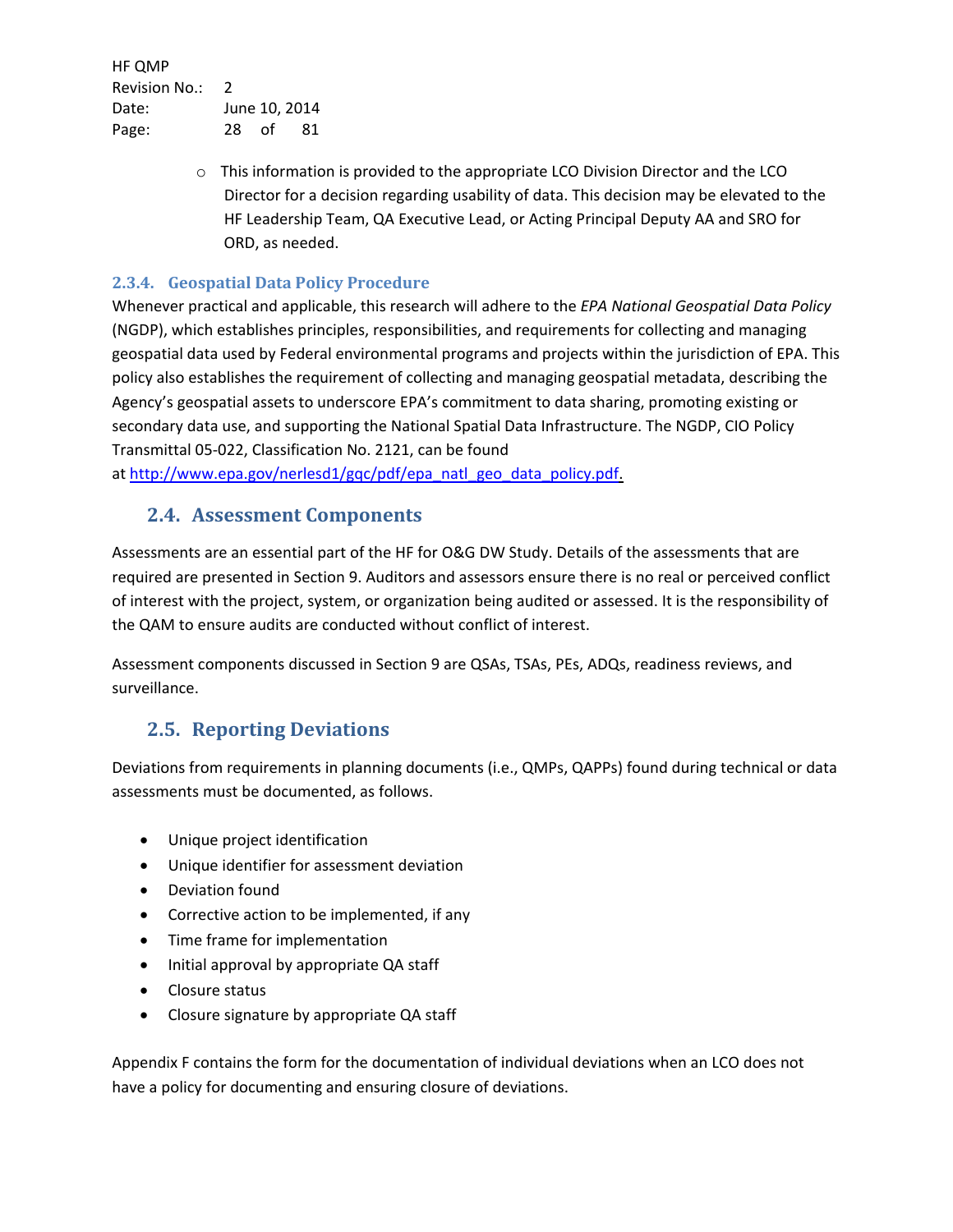- This information is provided to the appropriate LCO Division Director and the LCO Director for a decision regarding usability of data. This decision may be elevated to the HF Leadership Team, QA Executive Lead, or Acting Principal Deputy AA and SRO for ORD, as needed.

#### 2.3.4. Geospatial Data Policy Procedure

Whenever practical and applicable, this research will adhere to the *EPA National Geospatial Data Policy* (NGDP), which establishes principles, responsibilities, and requirements for collecting and managing geospatial data used by Federal environmental programs and projects within the jurisdiction of EPA. This policy also establishes the requirement of collecting and managing geospatial metadata, describing the Agency's geospatial assets to underscore EPA's commitment to data sharing, promoting existing or secondary data use, and supporting the National Spatial Data Infrastructure. The NGDP, CIO Policy Transmittal 05-022, Classification No. 2121, can be found at http://www.epa.gov/nerlesd1/gqc/pdf/epa_natl_geo_data_policy.pdf.

### 2.4. Assessment Components

Assessments are an essential part of the HF for O&G DW Study. Details of the assessments that are required are presented in Section 9. Auditors and assessors ensure there is no real or perceived conflict of interest with the project, system, or organization being audited or assessed. It is the responsibility of the QAM to ensure audits are conducted without conflict of interest.

Assessment components discussed in Section 9 are QSAs, TSAs, PEs, ADQs, readiness reviews, and surveillance.

### 2.5. Reporting Deviations

Deviations from requirements in planning documents (i.e., QMPs, QAPPs) found during technical or data assessments must be documented, as follows.

- Unique project identification
- Unique identifier for assessment deviation
- Deviation found
- Corrective action to be implemented, if any
- Time frame for implementation
- Initial approval by appropriate QA staff
- Closure status
- Closure signature by appropriate QA staff

Appendix F contains the form for the documentation of individual deviations when an LCO does not have a policy for documenting and ensuring closure of deviations.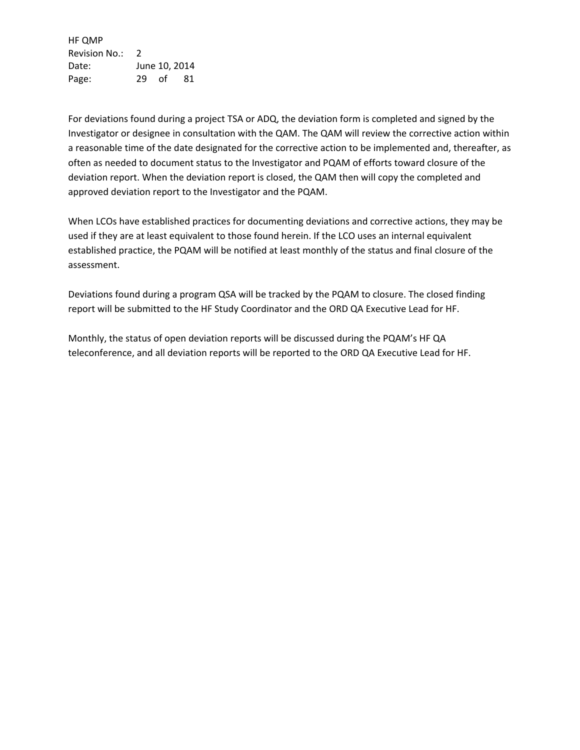For deviations found during a project TSA or ADQ, the deviation form is completed and signed by the Investigator or designee in consultation with the QAM. The QAM will review the corrective action within a reasonable time of the date designated for the corrective action to be implemented and, thereafter, as often as needed to document status to the Investigator and PQAM of efforts toward closure of the deviation report. When the deviation report is closed, the QAM then will copy the completed and approved deviation report to the Investigator and the PQAM.

When LCOs have established practices for documenting deviations and corrective actions, they may be used if they are at least equivalent to those found herein. If the LCO uses an internal equivalent established practice, the PQAM will be notified at least monthly of the status and final closure of the assessment.

Deviations found during a program QSA will be tracked by the PQAM to closure. The closed finding report will be submitted to the HF Study Coordinator and the ORD QA Executive Lead for HF.

Monthly, the status of open deviation reports will be discussed during the PQAM's HF QA teleconference, and all deviation reports will be reported to the ORD QA Executive Lead for HF.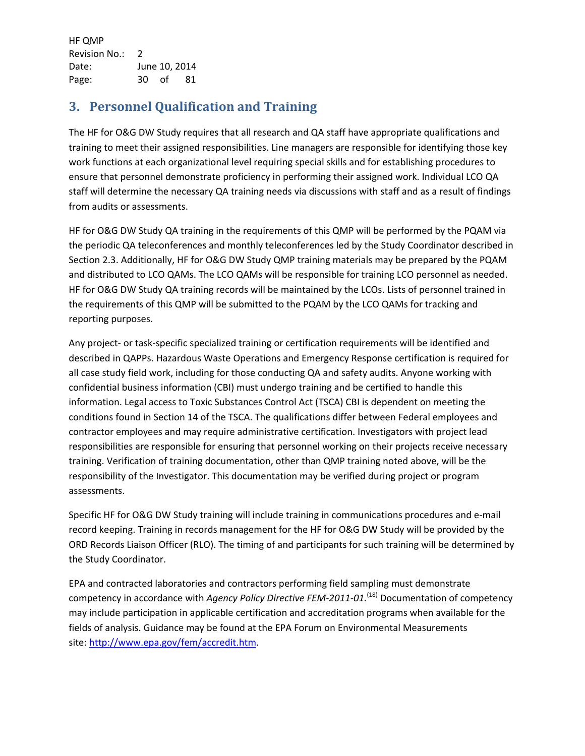## 3. Personnel Qualification and Training

The HF for O&G DW Study requires that all research and QA staff have appropriate qualifications and training to meet their assigned responsibilities. Line managers are responsible for identifying those key work functions at each organizational level requiring special skills and for establishing procedures to ensure that personnel demonstrate proficiency in performing their assigned work. Individual LCO QA staff will determine the necessary QA training needs via discussions with staff and as a result of findings from audits or assessments.

HF for O&G DW Study QA training in the requirements of this QMP will be performed by the PQAM via the periodic QA teleconferences and monthly teleconferences led by the Study Coordinator described in Section 2.3. Additionally, HF for O&G DW Study QMP training materials may be prepared by the PQAM and distributed to LCO QAMs. The LCO QAMs will be responsible for training LCO personnel as needed. HF for O&G DW Study QA training records will be maintained by the LCOs. Lists of personnel trained in the requirements of this QMP will be submitted to the PQAM by the LCO QAMs for tracking and reporting purposes.

Any project- or task-specific specialized training or certification requirements will be identified and described in QAPPs. Hazardous Waste Operations and Emergency Response certification is required for all case study field work, including for those conducting QA and safety audits. Anyone working with confidential business information (CBI) must undergo training and be certified to handle this information. Legal access to Toxic Substances Control Act (TSCA) CBI is dependent on meeting the conditions found in Section 14 of the TSCA. The qualifications differ between Federal employees and contractor employees and may require administrative certification. Investigators with project lead responsibilities are responsible for ensuring that personnel working on their projects receive necessary training. Verification of training documentation, other than QMP training noted above, will be the responsibility of the Investigator. This documentation may be verified during project or program assessments.

Specific HF for O&G DW Study training will include training in communications procedures and e-mail record keeping. Training in records management for the HF for O&G DW Study will be provided by the ORD Records Liaison Officer (RLO). The timing of and participants for such training will be determined by the Study Coordinator.

EPA and contracted laboratories and contractors performing field sampling must demonstrate competency in accordance with *Agency Policy Directive FEM-2011-01.*[18] Documentation of competency may include participation in applicable certification and accreditation programs when available for the fields of analysis. Guidance may be found at the EPA Forum on Environmental Measurements site: [http://www.epa.gov/fem/accredit.htm](http://www.epa.gov/fem/accredit.htm).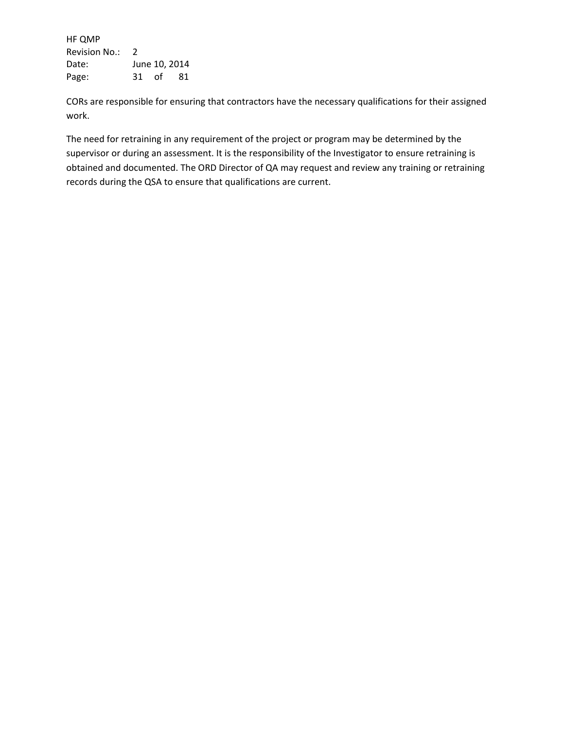CORs are responsible for ensuring that contractors have the necessary qualifications for their assigned work.

The need for retraining in any requirement of the project or program may be determined by the supervisor or during an assessment. It is the responsibility of the Investigator to ensure retraining is obtained and documented. The ORD Director of QA may request and review any training or retraining records during the QSA to ensure that qualifications are current.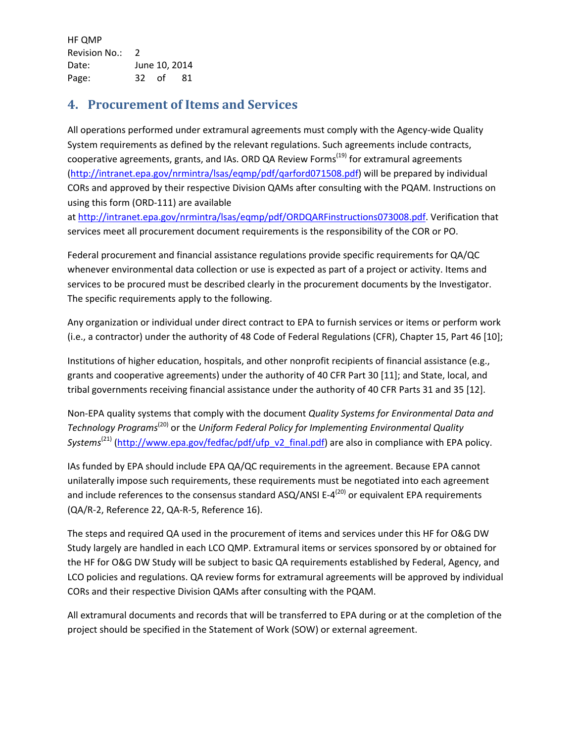## 4. Procurement of Items and Services

All operations performed under extramural agreements must comply with the Agency-wide Quality System requirements as defined by the relevant regulations. Such agreements include contracts, cooperative agreements, grants, and IAs. ORD QA Review Forms[19] for extramural agreements (http://intranet.epa.gov/nrmintra/lsas/eqmp/pdf/qarford071508.pdf) will be prepared by individual CORs and approved by their respective Division QAMs after consulting with the PQAM. Instructions on using this form (ORD-111) are available at http://intranet.epa.gov/nrmintra/lsas/eqmp/pdf/ORDQARFinstructions073008.pdf. Verification that services meet all procurement document requirements is the responsibility of the COR or PO.

Federal procurement and financial assistance regulations provide specific requirements for QA/QC whenever environmental data collection or use is expected as part of a project or activity. Items and services to be procured must be described clearly in the procurement documents by the Investigator. The specific requirements apply to the following.

Any organization or individual under direct contract to EPA to furnish services or items or perform work (i.e., a contractor) under the authority of 48 Code of Federal Regulations (CFR), Chapter 15, Part 46 [10];

Institutions of higher education, hospitals, and other nonprofit recipients of financial assistance (e.g., grants and cooperative agreements) under the authority of 40 CFR Part 30 [11]; and State, local, and tribal governments receiving financial assistance under the authority of 40 CFR Parts 31 and 35 [12].

Non-EPA quality systems that comply with the document *Quality Systems for Environmental Data and Technology Programs*[20] or the *Uniform Federal Policy for Implementing Environmental Quality Systems*[21] (http://www.epa.gov/fedfac/pdf/ufp_v2_final.pdf) are also in compliance with EPA policy.

IAs funded by EPA should include EPA QA/QC requirements in the agreement. Because EPA cannot unilaterally impose such requirements, these requirements must be negotiated into each agreement and include references to the consensus standard ASQ/ANSI E-4[20] or equivalent EPA requirements (QA/R-2, Reference 22, QA-R-5, Reference 16).

The steps and required QA used in the procurement of items and services under this HF for O&G DW Study largely are handled in each LCO QMP. Extramural items or services sponsored by or obtained for the HF for O&G DW Study will be subject to basic QA requirements established by Federal, Agency, and LCO policies and regulations. QA review forms for extramural agreements will be approved by individual CORs and their respective Division QAMs after consulting with the PQAM.

All extramural documents and records that will be transferred to EPA during or at the completion of the project should be specified in the Statement of Work (SOW) or external agreement.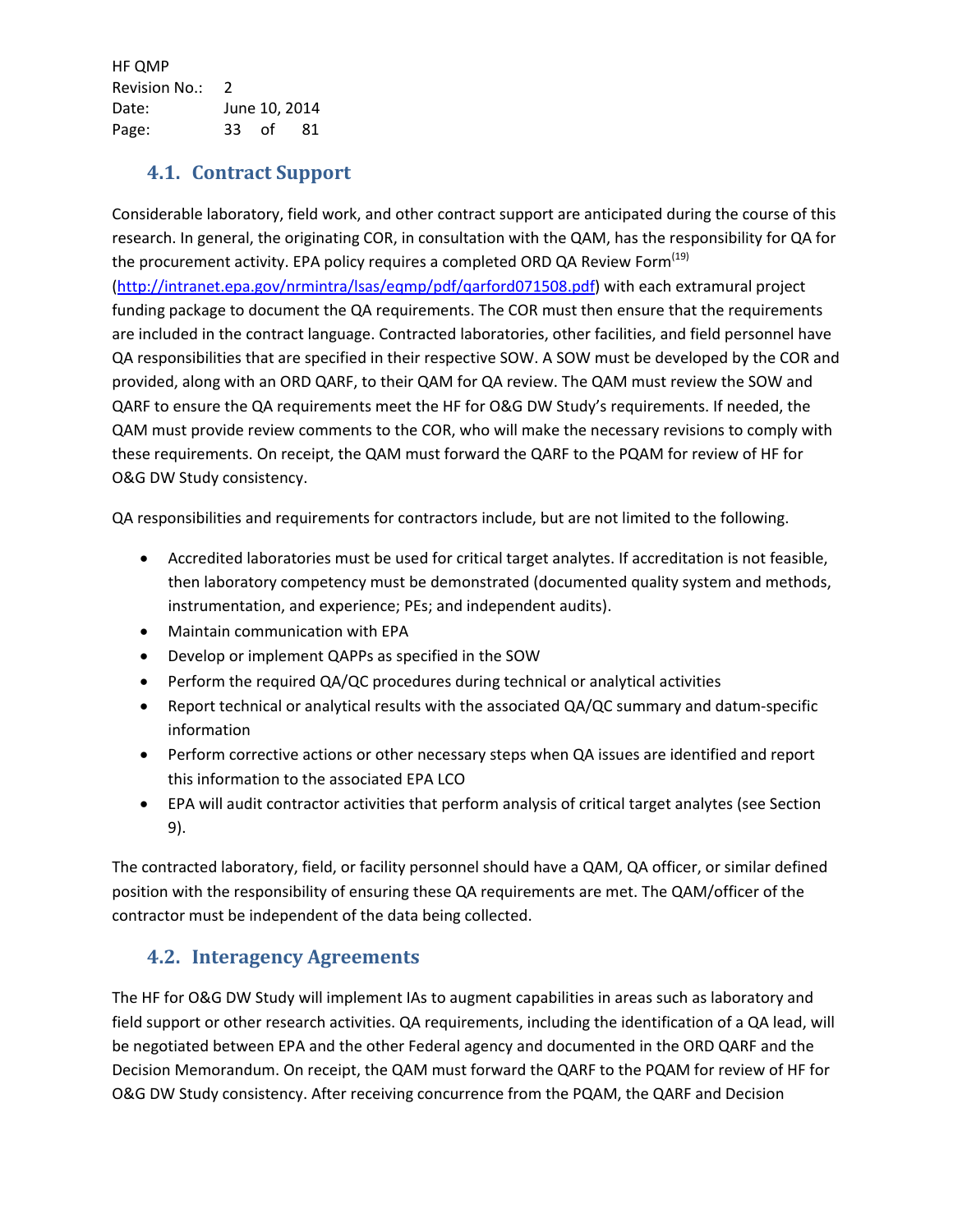## 4.1. Contract Support

Considerable laboratory, field work, and other contract support are anticipated during the course of this research. In general, the originating COR, in consultation with the QAM, has the responsibility for QA for the procurement activity. EPA policy requires a completed ORD QA Review Form[19] (http://intranet.epa.gov/nrmintra/lsas/eqmp/pdf/qarford071508.pdf) with each extramural project funding package to document the QA requirements. The COR must then ensure that the requirements are included in the contract language. Contracted laboratories, other facilities, and field personnel have QA responsibilities that are specified in their respective SOW. A SOW must be developed by the COR and provided, along with an ORD QARF, to their QAM for QA review. The QAM must review the SOW and QARF to ensure the QA requirements meet the HF for O&G DW Study's requirements. If needed, the QAM must provide review comments to the COR, who will make the necessary revisions to comply with these requirements. On receipt, the QAM must forward the QARF to the PQAM for review of HF for O&G DW Study consistency.

QA responsibilities and requirements for contractors include, but are not limited to the following.

- Accredited laboratories must be used for critical target analytes. If accreditation is not feasible, then laboratory competency must be demonstrated (documented quality system and methods, instrumentation, and experience; PEs; and independent audits).
- Maintain communication with EPA
- Develop or implement QAPPs as specified in the SOW
- Perform the required QA/QC procedures during technical or analytical activities
- Report technical or analytical results with the associated QA/QC summary and datum-specific information
- Perform corrective actions or other necessary steps when QA issues are identified and report this information to the associated EPA LCO
- EPA will audit contractor activities that perform analysis of critical target analytes (see Section 9).

The contracted laboratory, field, or facility personnel should have a QAM, QA officer, or similar defined position with the responsibility of ensuring these QA requirements are met. The QAM/officer of the contractor must be independent of the data being collected.

## 4.2. Interagency Agreements

The HF for O&G DW Study will implement IAs to augment capabilities in areas such as laboratory and field support or other research activities. QA requirements, including the identification of a QA lead, will be negotiated between EPA and the other Federal agency and documented in the ORD QARF and the Decision Memorandum. On receipt, the QAM must forward the QARF to the PQAM for review of HF for O&G DW Study consistency. After receiving concurrence from the PQAM, the QARF and Decision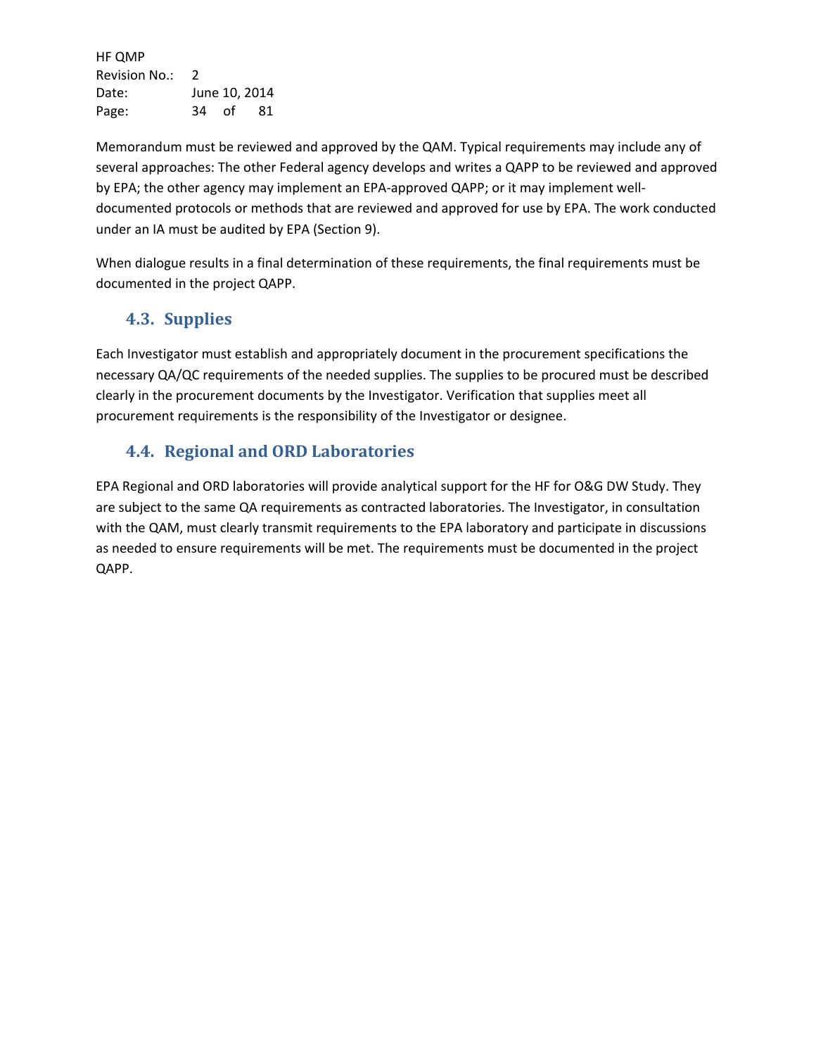Memorandum must be reviewed and approved by the QAM. Typical requirements may include any of several approaches: The other Federal agency develops and writes a QAPP to be reviewed and approved by EPA; the other agency may implement an EPA-approved QAPP; or it may implement well-documented protocols or methods that are reviewed and approved for use by EPA. The work conducted under an IA must be audited by EPA (Section 9).

When dialogue results in a final determination of these requirements, the final requirements must be documented in the project QAPP.

## 4.3. Supplies

Each Investigator must establish and appropriately document in the procurement specifications the necessary QA/QC requirements of the needed supplies. The supplies to be procured must be described clearly in the procurement documents by the Investigator. Verification that supplies meet all procurement requirements is the responsibility of the Investigator or designee.

## 4.4. Regional and ORD Laboratories

EPA Regional and ORD laboratories will provide analytical support for the HF for O&G DW Study. They are subject to the same QA requirements as contracted laboratories. The Investigator, in consultation with the QAM, must clearly transmit requirements to the EPA laboratory and participate in discussions as needed to ensure requirements will be met. The requirements must be documented in the project QAPP.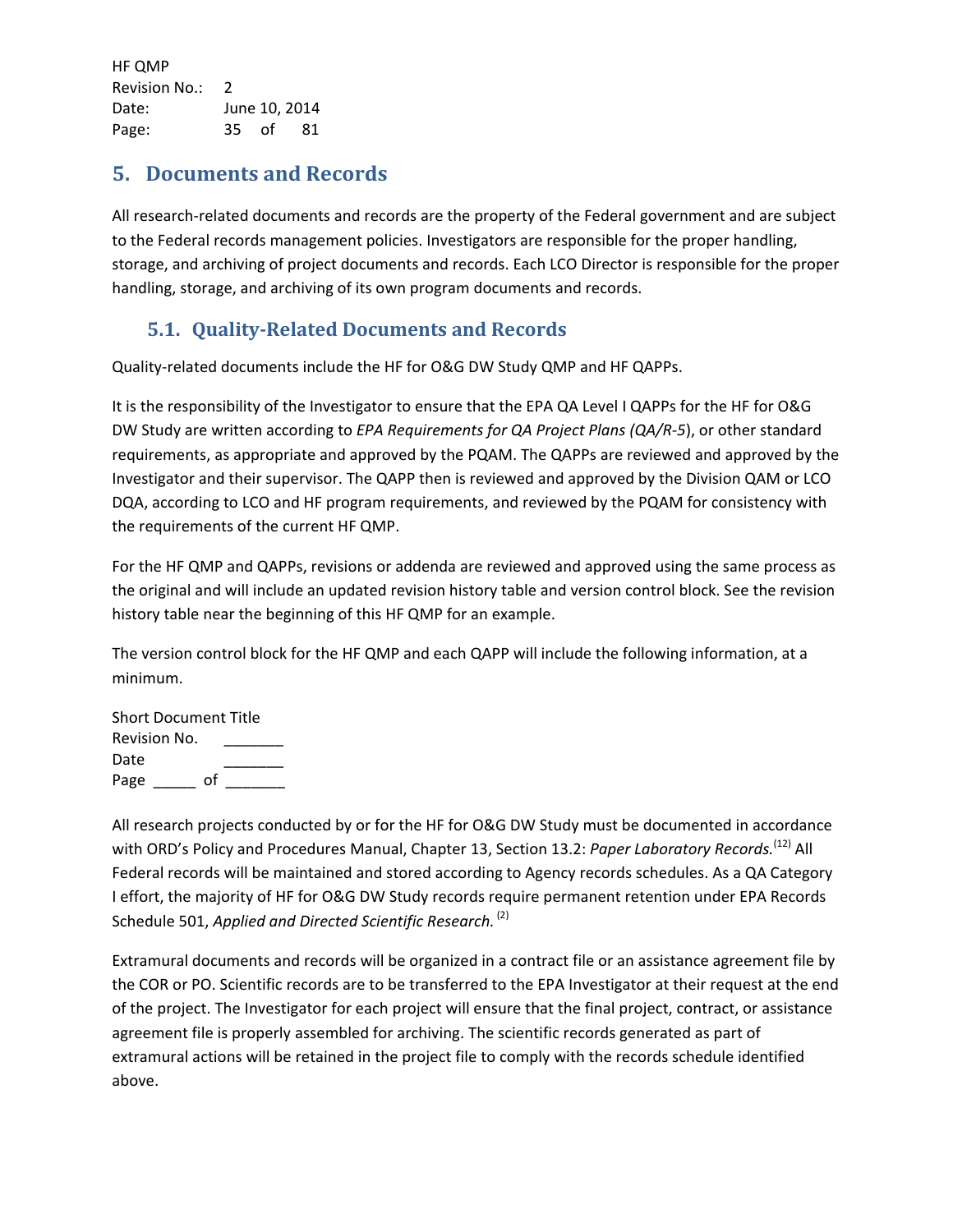# 5. Documents and Records

All research-related documents and records are the property of the Federal government and are subject to the Federal records management policies. Investigators are responsible for the proper handling, storage, and archiving of project documents and records. Each LCO Director is responsible for the proper handling, storage, and archiving of its own program documents and records.

## 5.1. Quality-Related Documents and Records

Quality-related documents include the HF for O&G DW Study QMP and HF QAPPs.

It is the responsibility of the Investigator to ensure that the EPA QA Level I QAPPs for the HF for O&G DW Study are written according to *EPA Requirements for QA Project Plans (QA/R-5)*, or other standard requirements, as appropriate and approved by the PQAM. The QAPPs are reviewed and approved by the Investigator and their supervisor. The QAPP then is reviewed and approved by the Division QAM or LCO DQA, according to LCO and HF program requirements, and reviewed by the PQAM for consistency with the requirements of the current HF QMP.

For the HF QMP and QAPPs, revisions or addenda are reviewed and approved using the same process as the original and will include an updated revision history table and version control block. See the revision history table near the beginning of this HF QMP for an example.

The version control block for the HF QMP and each QAPP will include the following information, at a minimum.

Short Document Title
Revision No. _______
Date _______
Page _____ of _______

All research projects conducted by or for the HF for O&G DW Study must be documented in accordance with ORD's Policy and Procedures Manual, Chapter 13, Section 13.2: *Paper Laboratory Records.*[12] All Federal records will be maintained and stored according to Agency records schedules. As a QA Category I effort, the majority of HF for O&G DW Study records require permanent retention under EPA Records Schedule 501, *Applied and Directed Scientific Research.*[2]

Extramural documents and records will be organized in a contract file or an assistance agreement file by the COR or PO. Scientific records are to be transferred to the EPA Investigator at their request at the end of the project. The Investigator for each project will ensure that the final project, contract, or assistance agreement file is properly assembled for archiving. The scientific records generated as part of extramural actions will be retained in the project file to comply with the records schedule identified above.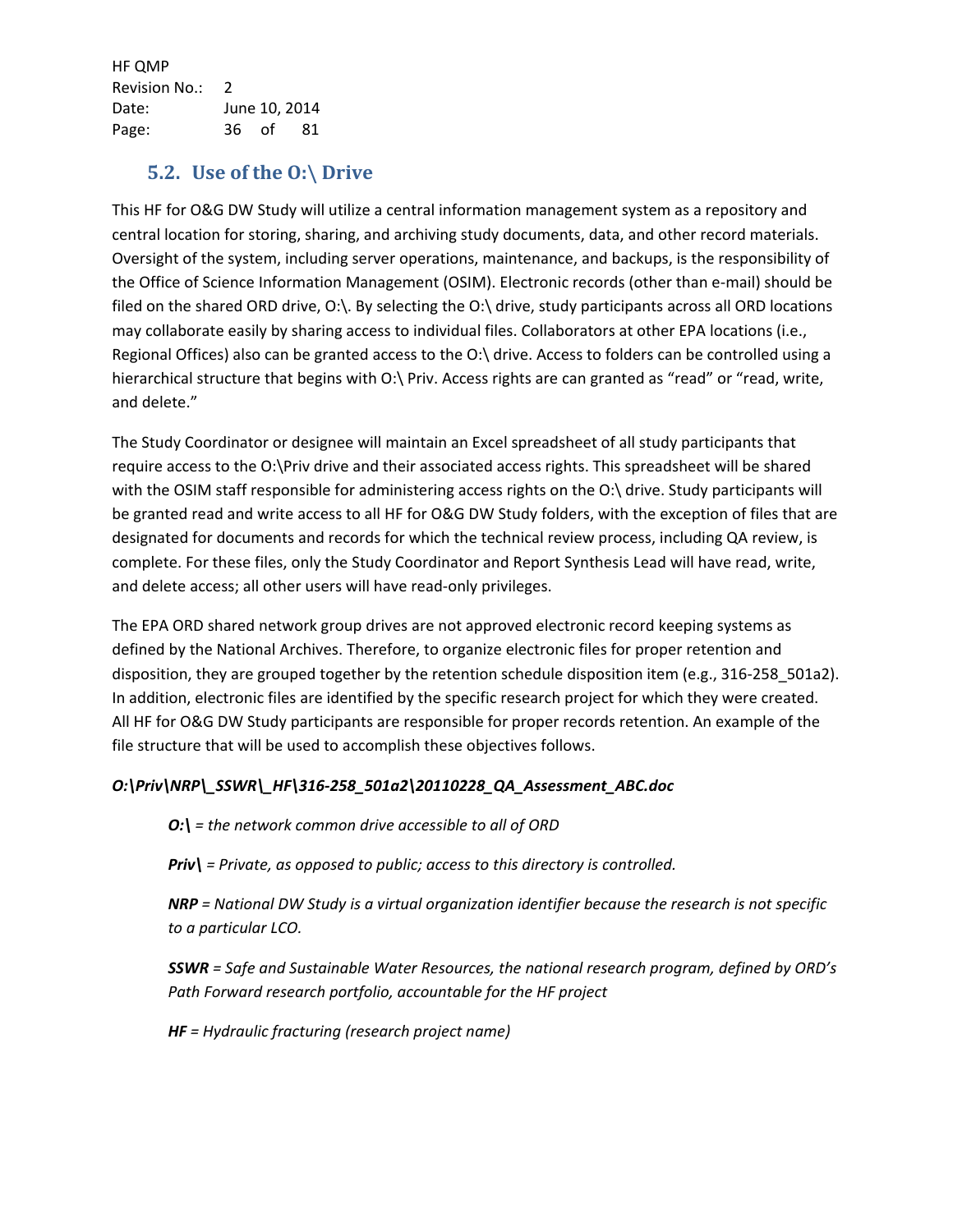## 5.2. Use of the O:\ Drive

This HF for O&G DW Study will utilize a central information management system as a repository and central location for storing, sharing, and archiving study documents, data, and other record materials. Oversight of the system, including server operations, maintenance, and backups, is the responsibility of the Office of Science Information Management (OSIM). Electronic records (other than e-mail) should be filed on the shared ORD drive, O:\. By selecting the O:\ drive, study participants across all ORD locations may collaborate easily by sharing access to individual files. Collaborators at other EPA locations (i.e., Regional Offices) also can be granted access to the O:\ drive. Access to folders can be controlled using a hierarchical structure that begins with O:\ Priv. Access rights are can granted as "read" or "read, write, and delete."

The Study Coordinator or designee will maintain an Excel spreadsheet of all study participants that require access to the O:\Priv drive and their associated access rights. This spreadsheet will be shared with the OSIM staff responsible for administering access rights on the O:\ drive. Study participants will be granted read and write access to all HF for O&G DW Study folders, with the exception of files that are designated for documents and records for which the technical review process, including QA review, is complete. For these files, only the Study Coordinator and Report Synthesis Lead will have read, write, and delete access; all other users will have read-only privileges.

The EPA ORD shared network group drives are not approved electronic record keeping systems as defined by the National Archives. Therefore, to organize electronic files for proper retention and disposition, they are grouped together by the retention schedule disposition item (e.g., 316-258_501a2). In addition, electronic files are identified by the specific research project for which they were created. All HF for O&G DW Study participants are responsible for proper records retention. An example of the file structure that will be used to accomplish these objectives follows.

***O:\Priv\NRP\_SSWR\_HF\316-258_501a2\20110228_QA_Assessment_ABC.doc***

> ***O:\*** *= the network common drive accessible to all of ORD*
>
> ***Priv\*** *= Private, as opposed to public; access to this directory is controlled.*
>
> ***NRP*** *= National DW Study is a virtual organization identifier because the research is not specific to a particular LCO.*
>
> ***SSWR*** *= Safe and Sustainable Water Resources, the national research program, defined by ORD's Path Forward research portfolio, accountable for the HF project*
>
> ***HF*** *= Hydraulic fracturing (research project name)*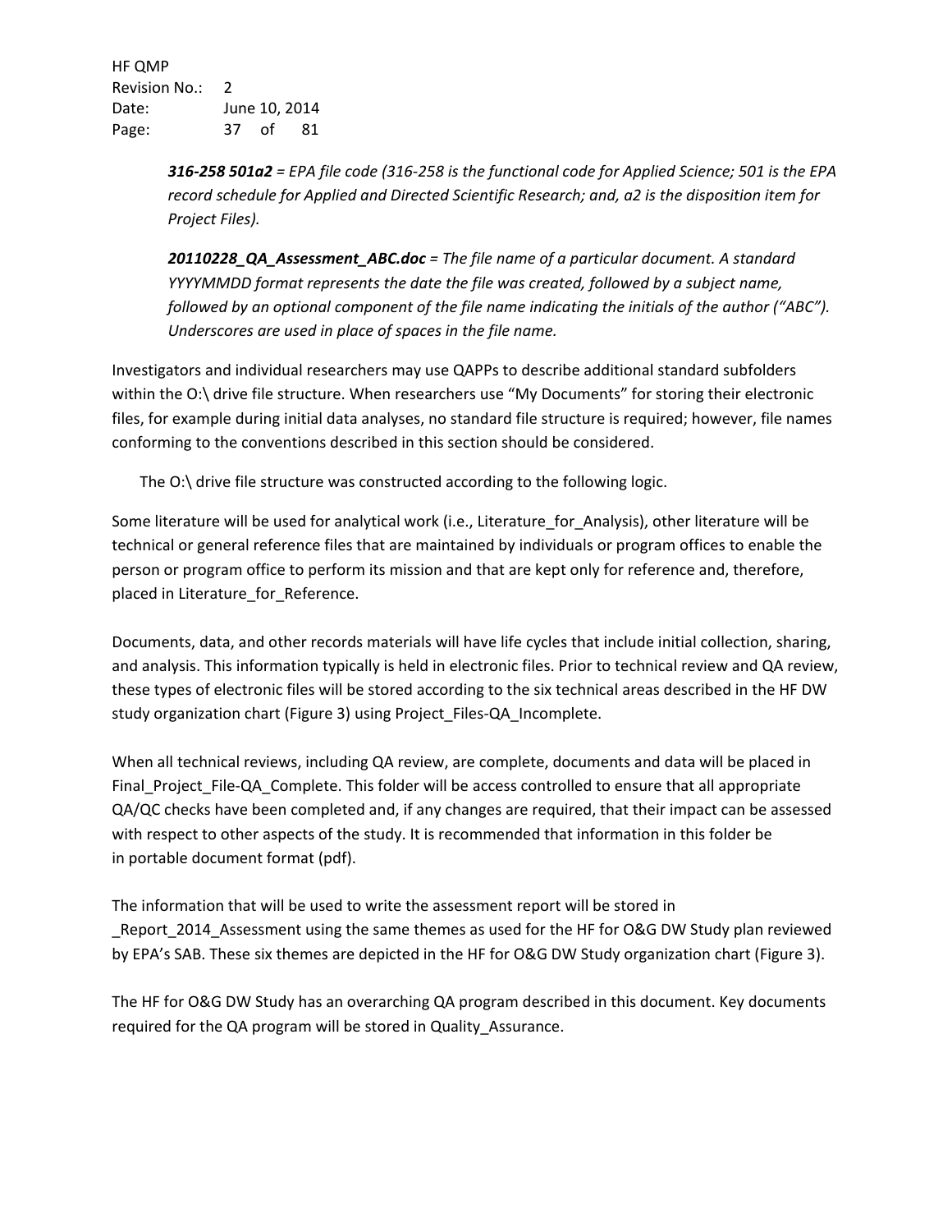***316-258 501a2*** *= EPA file code (316-258 is the functional code for Applied Science; 501 is the EPA record schedule for Applied and Directed Scientific Research; and, a2 is the disposition item for Project Files).*

***20110228_QA_Assessment_ABC.doc*** *= The file name of a particular document. A standard YYYYMMDD format represents the date the file was created, followed by a subject name, followed by an optional component of the file name indicating the initials of the author ("ABC"). Underscores are used in place of spaces in the file name.*

Investigators and individual researchers may use QAPPs to describe additional standard subfolders within the O:\ drive file structure. When researchers use "My Documents" for storing their electronic files, for example during initial data analyses, no standard file structure is required; however, file names conforming to the conventions described in this section should be considered.

The O:\ drive file structure was constructed according to the following logic.

Some literature will be used for analytical work (i.e., Literature_for_Analysis), other literature will be technical or general reference files that are maintained by individuals or program offices to enable the person or program office to perform its mission and that are kept only for reference and, therefore, placed in Literature_for_Reference.

Documents, data, and other records materials will have life cycles that include initial collection, sharing, and analysis. This information typically is held in electronic files. Prior to technical review and QA review, these types of electronic files will be stored according to the six technical areas described in the HF DW study organization chart (Figure 3) using Project_Files-QA_Incomplete.

When all technical reviews, including QA review, are complete, documents and data will be placed in Final_Project_File-QA_Complete. This folder will be access controlled to ensure that all appropriate QA/QC checks have been completed and, if any changes are required, that their impact can be assessed with respect to other aspects of the study. It is recommended that information in this folder be in portable document format (pdf).

The information that will be used to write the assessment report will be stored in _Report_2014_Assessment using the same themes as used for the HF for O&G DW Study plan reviewed by EPA's SAB. These six themes are depicted in the HF for O&G DW Study organization chart (Figure 3).

The HF for O&G DW Study has an overarching QA program described in this document. Key documents required for the QA program will be stored in Quality_Assurance.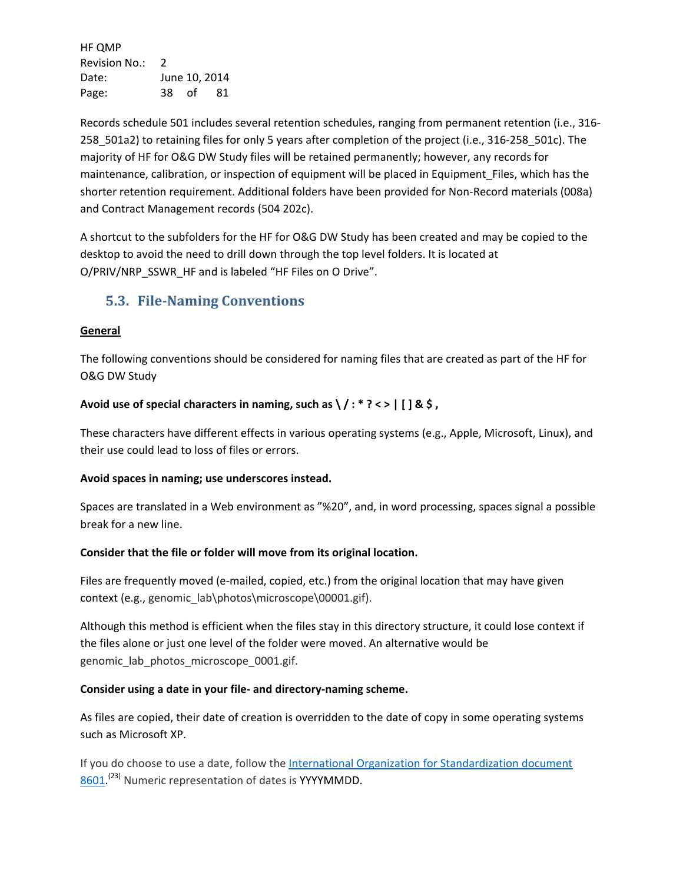Records schedule 501 includes several retention schedules, ranging from permanent retention (i.e., 316-258_501a2) to retaining files for only 5 years after completion of the project (i.e., 316-258_501c). The majority of HF for O&G DW Study files will be retained permanently; however, any records for maintenance, calibration, or inspection of equipment will be placed in Equipment_Files, which has the shorter retention requirement. Additional folders have been provided for Non-Record materials (008a) and Contract Management records (504 202c).

A shortcut to the subfolders for the HF for O&G DW Study has been created and may be copied to the desktop to avoid the need to drill down through the top level folders. It is located at O/PRIV/NRP_SSWR_HF and is labeled "HF Files on O Drive".

## 5.3. File-Naming Conventions

**General**

The following conventions should be considered for naming files that are created as part of the HF for O&G DW Study

**Avoid use of special characters in naming, such as \ / : * ? < > | [ ] & $ ,**

These characters have different effects in various operating systems (e.g., Apple, Microsoft, Linux), and their use could lead to loss of files or errors.

**Avoid spaces in naming; use underscores instead.**

Spaces are translated in a Web environment as "%20", and, in word processing, spaces signal a possible break for a new line.

**Consider that the file or folder will move from its original location.**

Files are frequently moved (e-mailed, copied, etc.) from the original location that may have given context (e.g., genomic_lab\photos\microscope\00001.gif).

Although this method is efficient when the files stay in this directory structure, it could lose context if the files alone or just one level of the folder were moved. An alternative would be genomic_lab_photos_microscope_0001.gif.

**Consider using a date in your file- and directory-naming scheme.**

As files are copied, their date of creation is overridden to the date of copy in some operating systems such as Microsoft XP.

If you do choose to use a date, follow the International Organization for Standardization document 8601.[23] Numeric representation of dates is YYYYMMDD.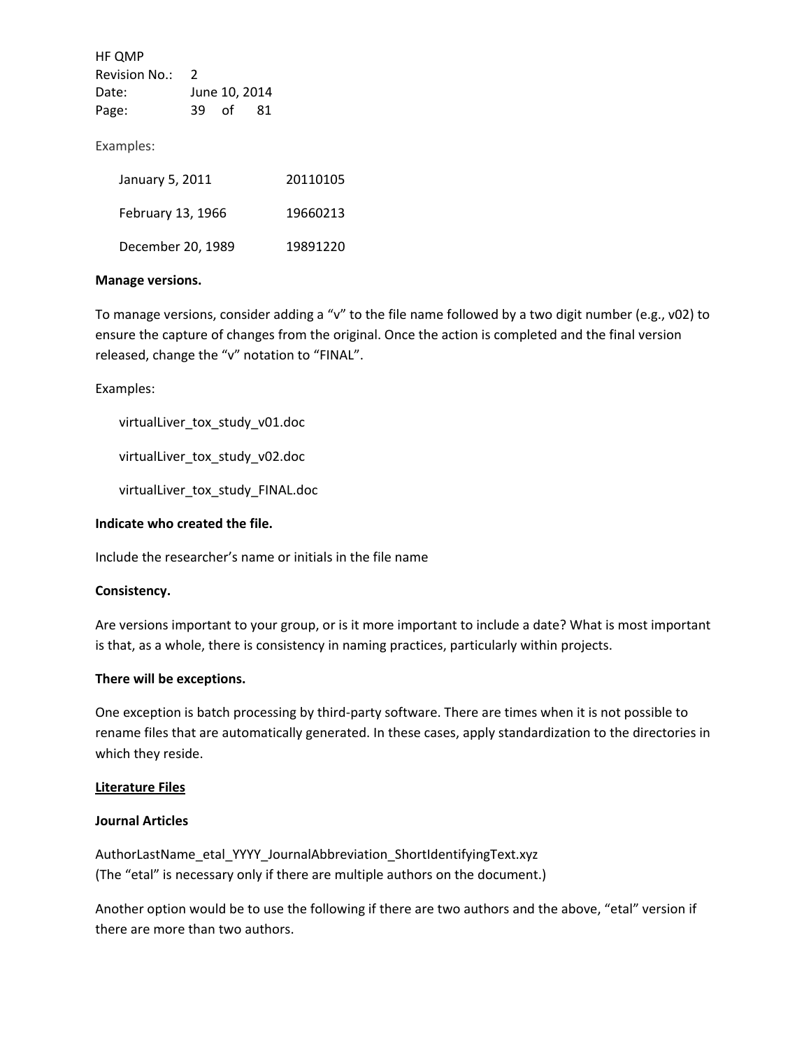Examples:

| | |
|---|---|
| January 5, 2011 | 20110105 |
| February 13, 1966 | 19660213 |
| December 20, 1989 | 19891220 |

**Manage versions.**

To manage versions, consider adding a "v" to the file name followed by a two digit number (e.g., v02) to ensure the capture of changes from the original. Once the action is completed and the final version released, change the "v" notation to "FINAL".

Examples:

virtualLiver_tox_study_v01.doc

virtualLiver_tox_study_v02.doc

virtualLiver_tox_study_FINAL.doc

**Indicate who created the file.**

Include the researcher's name or initials in the file name

**Consistency.**

Are versions important to your group, or is it more important to include a date? What is most important is that, as a whole, there is consistency in naming practices, particularly within projects.

**There will be exceptions.**

One exception is batch processing by third-party software. There are times when it is not possible to rename files that are automatically generated. In these cases, apply standardization to the directories in which they reside.

**<u>Literature Files</u>**

**Journal Articles**

AuthorLastName_etal_YYYY_JournalAbbreviation_ShortIdentifyingText.xyz
(The "etal" is necessary only if there are multiple authors on the document.)

Another option would be to use the following if there are two authors and the above, "etal" version if there are more than two authors.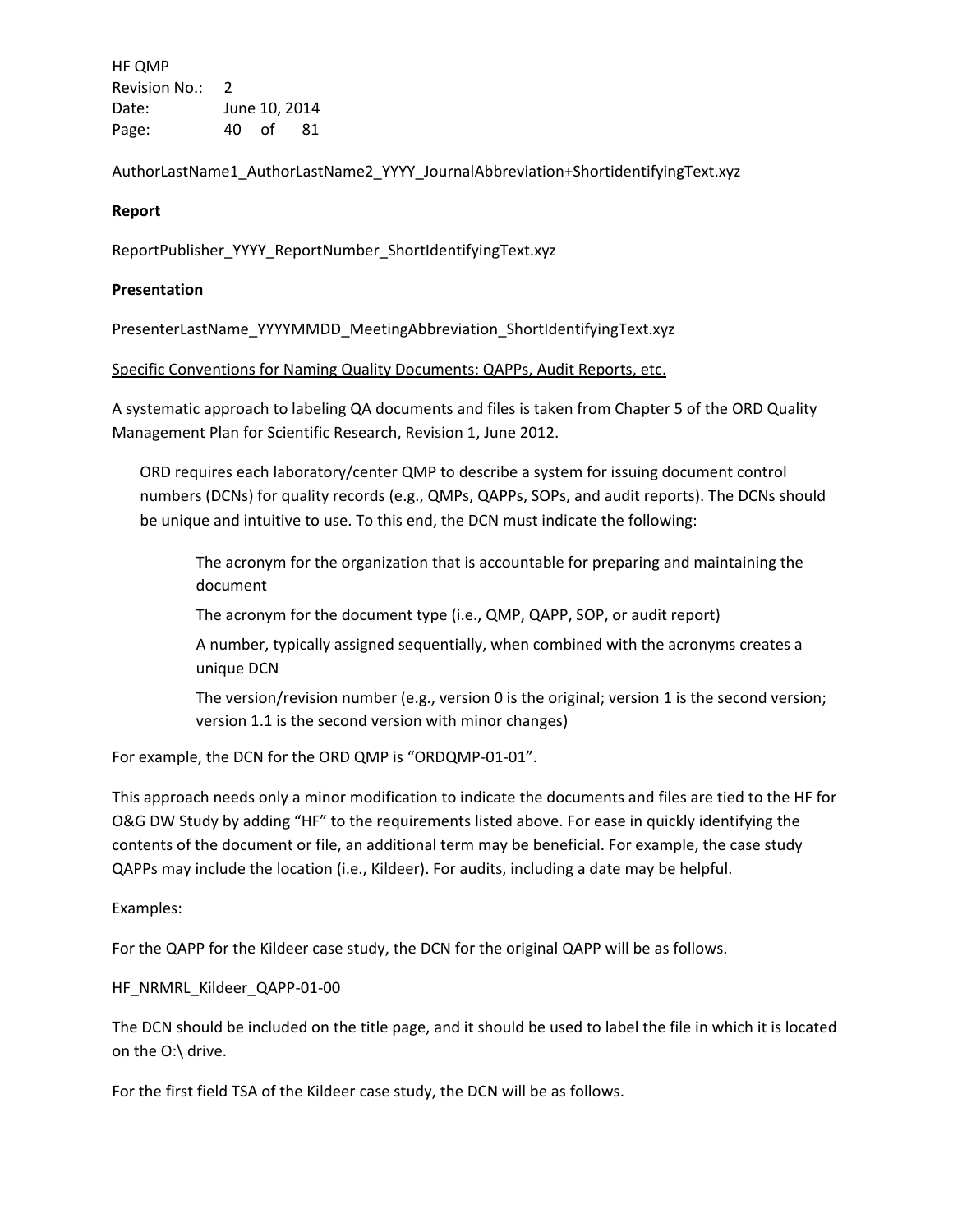AuthorLastName1_AuthorLastName2_YYYY_JournalAbbreviation+ShortidentifyingText.xyz

**Report**

ReportPublisher_YYYY_ReportNumber_ShortIdentifyingText.xyz

**Presentation**

PresenterLastName_YYYYMMDD_MeetingAbbreviation_ShortIdentifyingText.xyz

<u>Specific Conventions for Naming Quality Documents: QAPPs, Audit Reports, etc.</u>

A systematic approach to labeling QA documents and files is taken from Chapter 5 of the ORD Quality Management Plan for Scientific Research, Revision 1, June 2012.

> ORD requires each laboratory/center QMP to describe a system for issuing document control numbers (DCNs) for quality records (e.g., QMPs, QAPPs, SOPs, and audit reports). The DCNs should be unique and intuitive to use. To this end, the DCN must indicate the following:
>
> > The acronym for the organization that is accountable for preparing and maintaining the document
> >
> > The acronym for the document type (i.e., QMP, QAPP, SOP, or audit report)
> >
> > A number, typically assigned sequentially, when combined with the acronyms creates a unique DCN
> >
> > The version/revision number (e.g., version 0 is the original; version 1 is the second version; version 1.1 is the second version with minor changes)

For example, the DCN for the ORD QMP is "ORDQMP-01-01".

This approach needs only a minor modification to indicate the documents and files are tied to the HF for O&G DW Study by adding "HF" to the requirements listed above. For ease in quickly identifying the contents of the document or file, an additional term may be beneficial. For example, the case study QAPPs may include the location (i.e., Kildeer). For audits, including a date may be helpful.

Examples:

For the QAPP for the Kildeer case study, the DCN for the original QAPP will be as follows.

HF_NRMRL_Kildeer_QAPP-01-00

The DCN should be included on the title page, and it should be used to label the file in which it is located on the O:\ drive.

For the first field TSA of the Kildeer case study, the DCN will be as follows.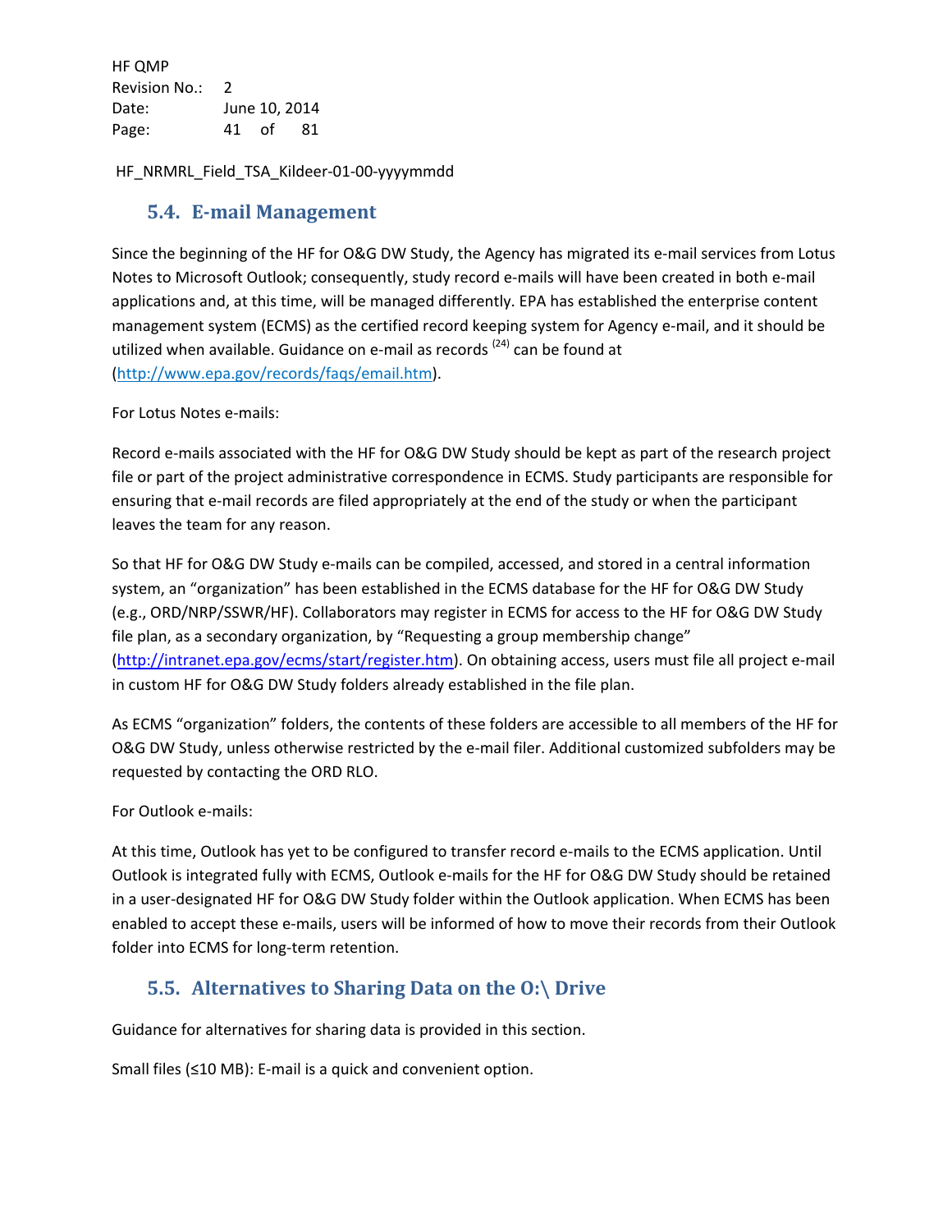HF_NRMRL_Field_TSA_Kildeer-01-00-yyyymmdd

## 5.4. E-mail Management

Since the beginning of the HF for O&G DW Study, the Agency has migrated its e-mail services from Lotus Notes to Microsoft Outlook; consequently, study record e-mails will have been created in both e-mail applications and, at this time, will be managed differently. EPA has established the enterprise content management system (ECMS) as the certified record keeping system for Agency e-mail, and it should be utilized when available. Guidance on e-mail as records [24] can be found at (http://www.epa.gov/records/faqs/email.htm).

For Lotus Notes e-mails:

Record e-mails associated with the HF for O&G DW Study should be kept as part of the research project file or part of the project administrative correspondence in ECMS. Study participants are responsible for ensuring that e-mail records are filed appropriately at the end of the study or when the participant leaves the team for any reason.

So that HF for O&G DW Study e-mails can be compiled, accessed, and stored in a central information system, an "organization" has been established in the ECMS database for the HF for O&G DW Study (e.g., ORD/NRP/SSWR/HF). Collaborators may register in ECMS for access to the HF for O&G DW Study file plan, as a secondary organization, by "Requesting a group membership change" (http://intranet.epa.gov/ecms/start/register.htm). On obtaining access, users must file all project e-mail in custom HF for O&G DW Study folders already established in the file plan.

As ECMS "organization" folders, the contents of these folders are accessible to all members of the HF for O&G DW Study, unless otherwise restricted by the e-mail filer. Additional customized subfolders may be requested by contacting the ORD RLO.

For Outlook e-mails:

At this time, Outlook has yet to be configured to transfer record e-mails to the ECMS application. Until Outlook is integrated fully with ECMS, Outlook e-mails for the HF for O&G DW Study should be retained in a user-designated HF for O&G DW Study folder within the Outlook application. When ECMS has been enabled to accept these e-mails, users will be informed of how to move their records from their Outlook folder into ECMS for long-term retention.

## 5.5. Alternatives to Sharing Data on the O:\ Drive

Guidance for alternatives for sharing data is provided in this section.

Small files (≤10 MB): E-mail is a quick and convenient option.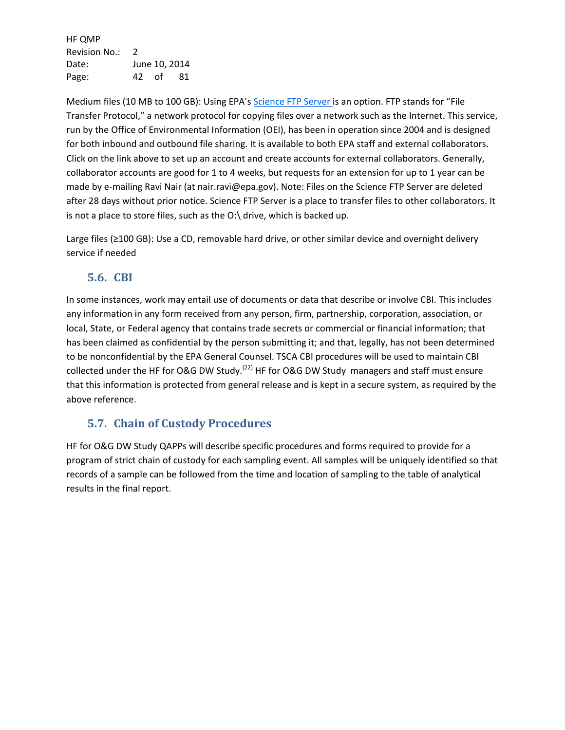Medium files (10 MB to 100 GB): Using EPA's [Science FTP Server](#) is an option. FTP stands for "File Transfer Protocol," a network protocol for copying files over a network such as the Internet. This service, run by the Office of Environmental Information (OEI), has been in operation since 2004 and is designed for both inbound and outbound file sharing. It is available to both EPA staff and external collaborators. Click on the link above to set up an account and create accounts for external collaborators. Generally, collaborator accounts are good for 1 to 4 weeks, but requests for an extension for up to 1 year can be made by e-mailing Ravi Nair (at nair.ravi@epa.gov). Note: Files on the Science FTP Server are deleted after 28 days without prior notice. Science FTP Server is a place to transfer files to other collaborators. It is not a place to store files, such as the O:\ drive, which is backed up.

Large files (≥100 GB): Use a CD, removable hard drive, or other similar device and overnight delivery service if needed

## 5.6. CBI

In some instances, work may entail use of documents or data that describe or involve CBI. This includes any information in any form received from any person, firm, partnership, corporation, association, or local, State, or Federal agency that contains trade secrets or commercial or financial information; that has been claimed as confidential by the person submitting it; and that, legally, has not been determined to be nonconfidential by the EPA General Counsel. TSCA CBI procedures will be used to maintain CBI collected under the HF for O&G DW Study.[22] HF for O&G DW Study managers and staff must ensure that this information is protected from general release and is kept in a secure system, as required by the above reference.

## 5.7. Chain of Custody Procedures

HF for O&G DW Study QAPPs will describe specific procedures and forms required to provide for a program of strict chain of custody for each sampling event. All samples will be uniquely identified so that records of a sample can be followed from the time and location of sampling to the table of analytical results in the final report.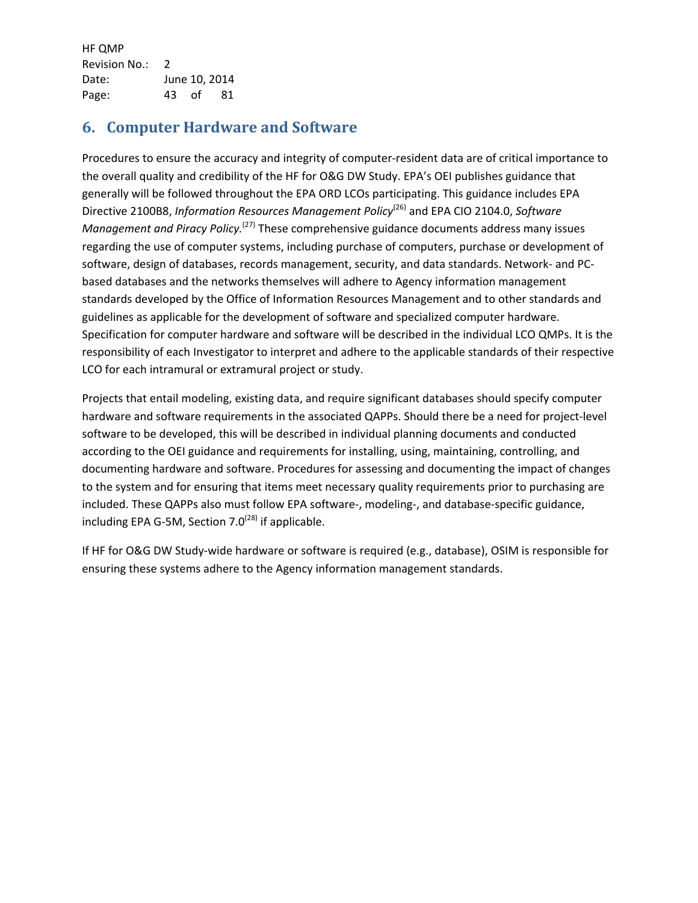# 6. Computer Hardware and Software

Procedures to ensure the accuracy and integrity of computer-resident data are of critical importance to the overall quality and credibility of the HF for O&G DW Study. EPA's OEI publishes guidance that generally will be followed throughout the EPA ORD LCOs participating. This guidance includes EPA Directive 2100B8, *Information Resources Management Policy*[26] and EPA CIO 2104.0, *Software Management and Piracy Policy.*[27] These comprehensive guidance documents address many issues regarding the use of computer systems, including purchase of computers, purchase or development of software, design of databases, records management, security, and data standards. Network- and PC-based databases and the networks themselves will adhere to Agency information management standards developed by the Office of Information Resources Management and to other standards and guidelines as applicable for the development of software and specialized computer hardware. Specification for computer hardware and software will be described in the individual LCO QMPs. It is the responsibility of each Investigator to interpret and adhere to the applicable standards of their respective LCO for each intramural or extramural project or study.

Projects that entail modeling, existing data, and require significant databases should specify computer hardware and software requirements in the associated QAPPs. Should there be a need for project-level software to be developed, this will be described in individual planning documents and conducted according to the OEI guidance and requirements for installing, using, maintaining, controlling, and documenting hardware and software. Procedures for assessing and documenting the impact of changes to the system and for ensuring that items meet necessary quality requirements prior to purchasing are included. These QAPPs also must follow EPA software-, modeling-, and database-specific guidance, including EPA G-5M, Section 7.0[28] if applicable.

If HF for O&G DW Study-wide hardware or software is required (e.g., database), OSIM is responsible for ensuring these systems adhere to the Agency information management standards.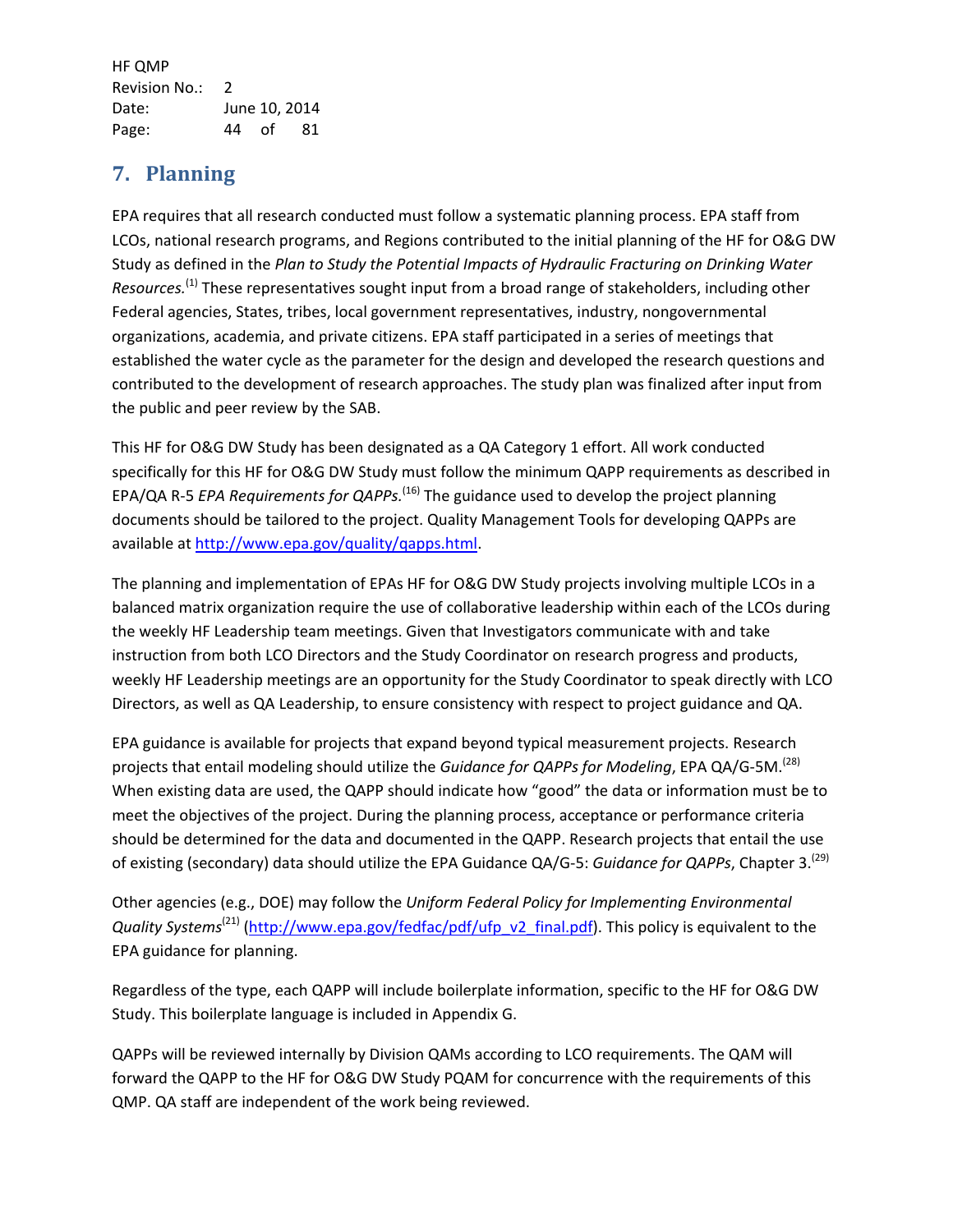## 7. Planning

EPA requires that all research conducted must follow a systematic planning process. EPA staff from LCOs, national research programs, and Regions contributed to the initial planning of the HF for O&G DW Study as defined in the *Plan to Study the Potential Impacts of Hydraulic Fracturing on Drinking Water Resources.*[1] These representatives sought input from a broad range of stakeholders, including other Federal agencies, States, tribes, local government representatives, industry, nongovernmental organizations, academia, and private citizens. EPA staff participated in a series of meetings that established the water cycle as the parameter for the design and developed the research questions and contributed to the development of research approaches. The study plan was finalized after input from the public and peer review by the SAB.

This HF for O&G DW Study has been designated as a QA Category 1 effort. All work conducted specifically for this HF for O&G DW Study must follow the minimum QAPP requirements as described in EPA/QA R-5 *EPA Requirements for QAPPs.*[16] The guidance used to develop the project planning documents should be tailored to the project. Quality Management Tools for developing QAPPs are available at http://www.epa.gov/quality/qapps.html.

The planning and implementation of EPAs HF for O&G DW Study projects involving multiple LCOs in a balanced matrix organization require the use of collaborative leadership within each of the LCOs during the weekly HF Leadership team meetings. Given that Investigators communicate with and take instruction from both LCO Directors and the Study Coordinator on research progress and products, weekly HF Leadership meetings are an opportunity for the Study Coordinator to speak directly with LCO Directors, as well as QA Leadership, to ensure consistency with respect to project guidance and QA.

EPA guidance is available for projects that expand beyond typical measurement projects. Research projects that entail modeling should utilize the *Guidance for QAPPs for Modeling*, EPA QA/G-5M.[28] When existing data are used, the QAPP should indicate how "good" the data or information must be to meet the objectives of the project. During the planning process, acceptance or performance criteria should be determined for the data and documented in the QAPP. Research projects that entail the use of existing (secondary) data should utilize the EPA Guidance QA/G-5: *Guidance for QAPPs*, Chapter 3.[29]

Other agencies (e.g., DOE) may follow the *Uniform Federal Policy for Implementing Environmental Quality Systems*[21] (http://www.epa.gov/fedfac/pdf/ufp_v2_final.pdf). This policy is equivalent to the EPA guidance for planning.

Regardless of the type, each QAPP will include boilerplate information, specific to the HF for O&G DW Study. This boilerplate language is included in Appendix G.

QAPPs will be reviewed internally by Division QAMs according to LCO requirements. The QAM will forward the QAPP to the HF for O&G DW Study PQAM for concurrence with the requirements of this QMP. QA staff are independent of the work being reviewed.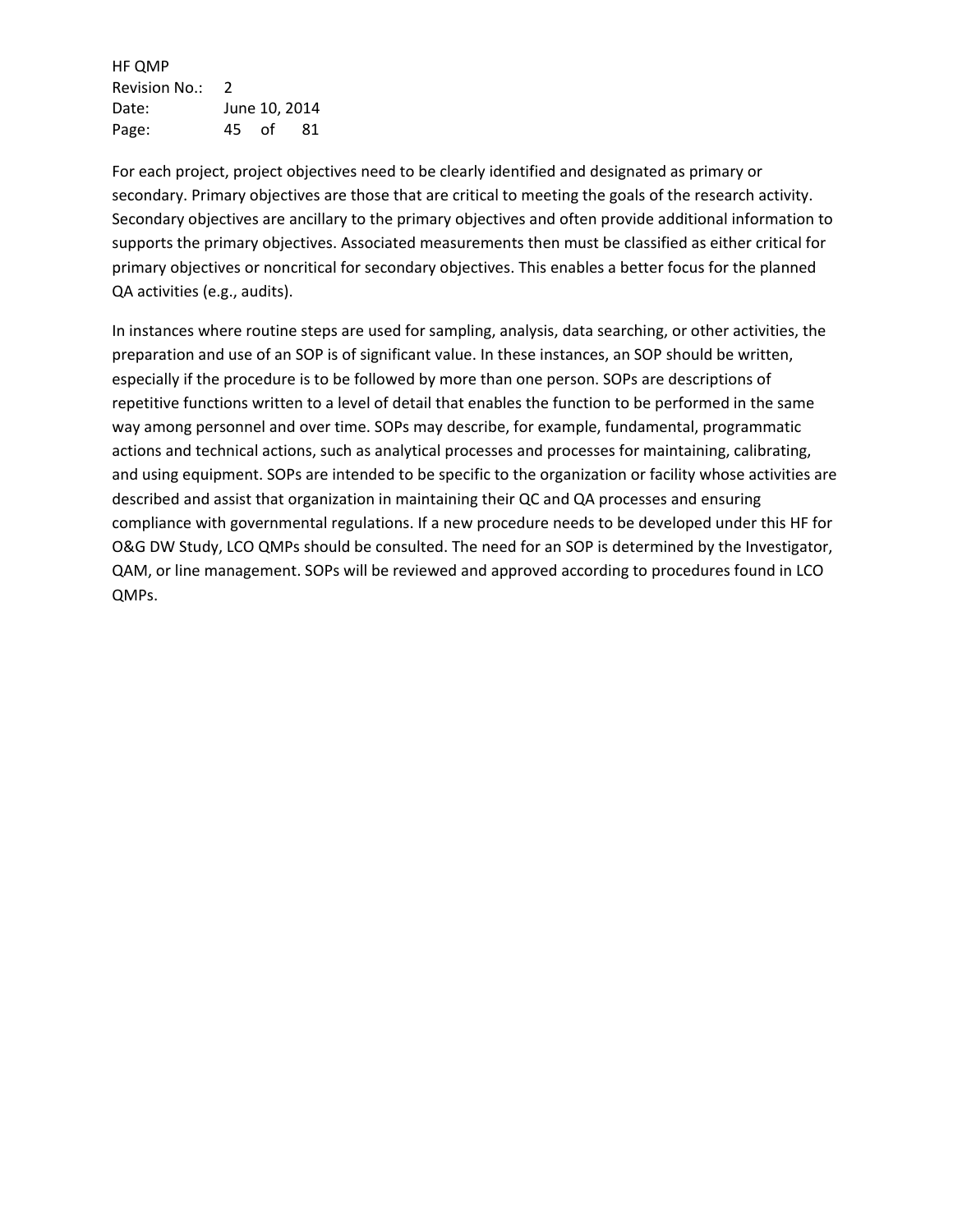For each project, project objectives need to be clearly identified and designated as primary or secondary. Primary objectives are those that are critical to meeting the goals of the research activity. Secondary objectives are ancillary to the primary objectives and often provide additional information to supports the primary objectives. Associated measurements then must be classified as either critical for primary objectives or noncritical for secondary objectives. This enables a better focus for the planned QA activities (e.g., audits).

In instances where routine steps are used for sampling, analysis, data searching, or other activities, the preparation and use of an SOP is of significant value. In these instances, an SOP should be written, especially if the procedure is to be followed by more than one person. SOPs are descriptions of repetitive functions written to a level of detail that enables the function to be performed in the same way among personnel and over time. SOPs may describe, for example, fundamental, programmatic actions and technical actions, such as analytical processes and processes for maintaining, calibrating, and using equipment. SOPs are intended to be specific to the organization or facility whose activities are described and assist that organization in maintaining their QC and QA processes and ensuring compliance with governmental regulations. If a new procedure needs to be developed under this HF for O&G DW Study, LCO QMPs should be consulted. The need for an SOP is determined by the Investigator, QAM, or line management. SOPs will be reviewed and approved according to procedures found in LCO QMPs.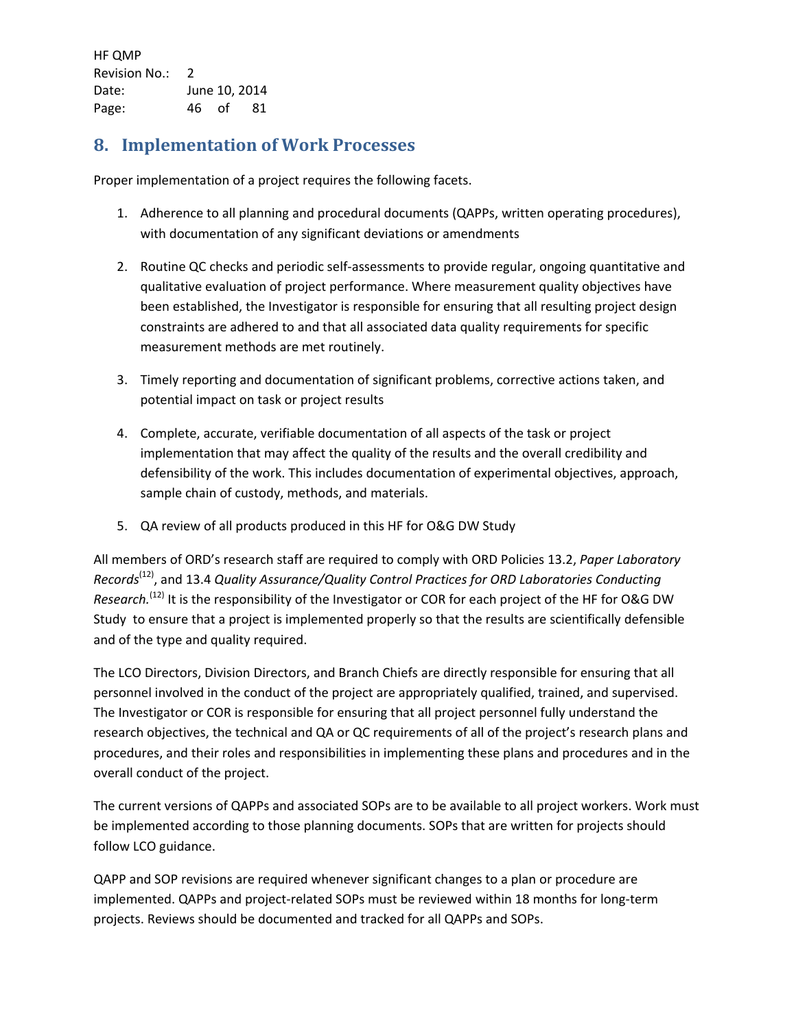# 8. Implementation of Work Processes

Proper implementation of a project requires the following facets.

1. Adherence to all planning and procedural documents (QAPPs, written operating procedures), with documentation of any significant deviations or amendments

2. Routine QC checks and periodic self-assessments to provide regular, ongoing quantitative and qualitative evaluation of project performance. Where measurement quality objectives have been established, the Investigator is responsible for ensuring that all resulting project design constraints are adhered to and that all associated data quality requirements for specific measurement methods are met routinely.

3. Timely reporting and documentation of significant problems, corrective actions taken, and potential impact on task or project results

4. Complete, accurate, verifiable documentation of all aspects of the task or project implementation that may affect the quality of the results and the overall credibility and defensibility of the work. This includes documentation of experimental objectives, approach, sample chain of custody, methods, and materials.

5. QA review of all products produced in this HF for O&G DW Study

All members of ORD's research staff are required to comply with ORD Policies 13.2, *Paper Laboratory Records*[12], and 13.4 *Quality Assurance/Quality Control Practices for ORD Laboratories Conducting Research.*[12] It is the responsibility of the Investigator or COR for each project of the HF for O&G DW Study to ensure that a project is implemented properly so that the results are scientifically defensible and of the type and quality required.

The LCO Directors, Division Directors, and Branch Chiefs are directly responsible for ensuring that all personnel involved in the conduct of the project are appropriately qualified, trained, and supervised. The Investigator or COR is responsible for ensuring that all project personnel fully understand the research objectives, the technical and QA or QC requirements of all of the project's research plans and procedures, and their roles and responsibilities in implementing these plans and procedures and in the overall conduct of the project.

The current versions of QAPPs and associated SOPs are to be available to all project workers. Work must be implemented according to those planning documents. SOPs that are written for projects should follow LCO guidance.

QAPP and SOP revisions are required whenever significant changes to a plan or procedure are implemented. QAPPs and project-related SOPs must be reviewed within 18 months for long-term projects. Reviews should be documented and tracked for all QAPPs and SOPs.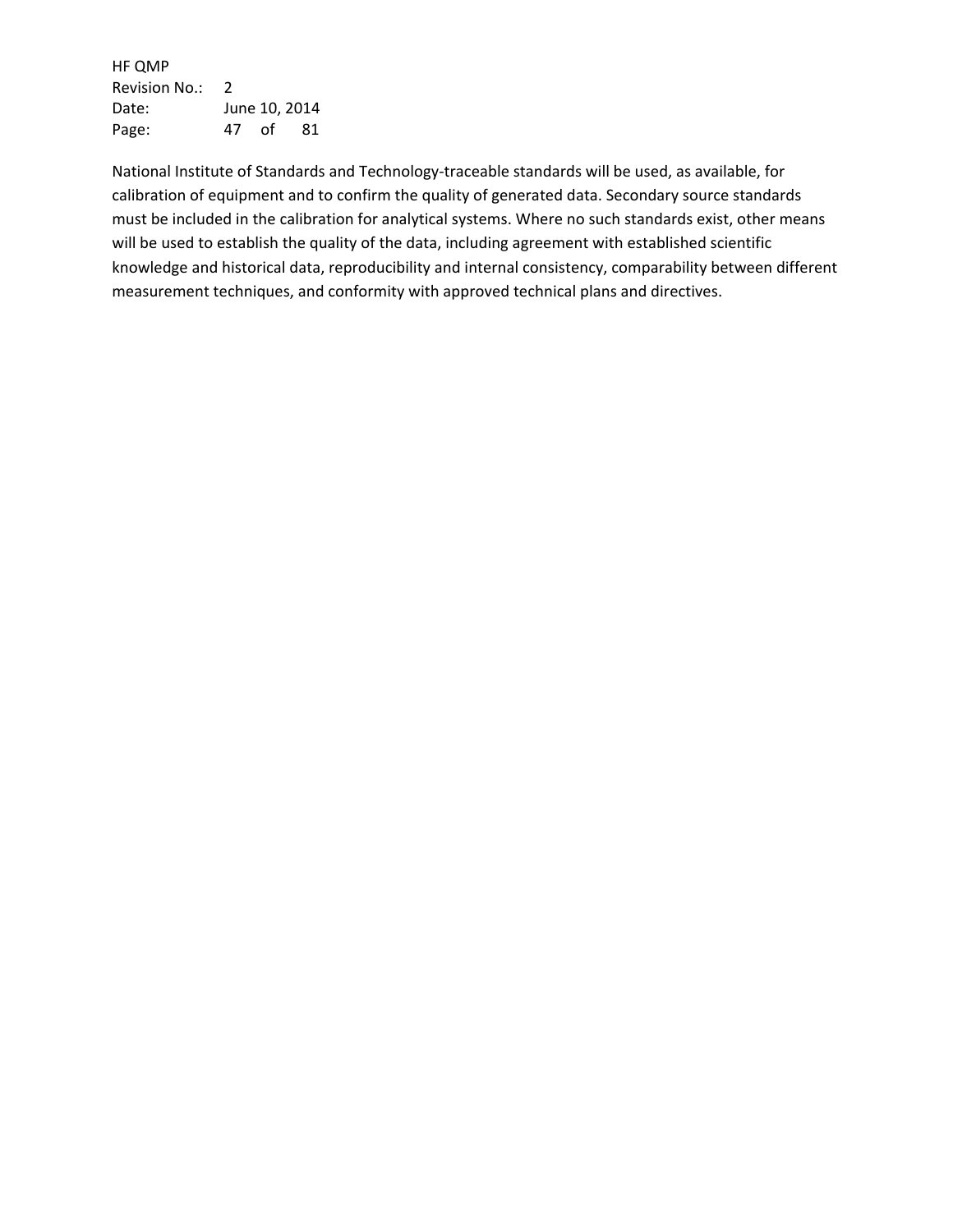National Institute of Standards and Technology-traceable standards will be used, as available, for calibration of equipment and to confirm the quality of generated data. Secondary source standards must be included in the calibration for analytical systems. Where no such standards exist, other means will be used to establish the quality of the data, including agreement with established scientific knowledge and historical data, reproducibility and internal consistency, comparability between different measurement techniques, and conformity with approved technical plans and directives.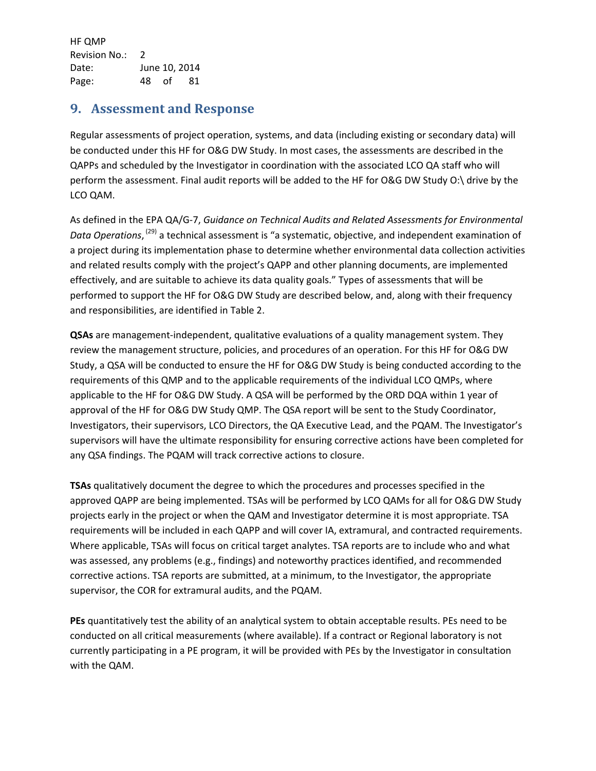# 9. Assessment and Response

Regular assessments of project operation, systems, and data (including existing or secondary data) will be conducted under this HF for O&G DW Study. In most cases, the assessments are described in the QAPPs and scheduled by the Investigator in coordination with the associated LCO QA staff who will perform the assessment. Final audit reports will be added to the HF for O&G DW Study O:\ drive by the LCO QAM.

As defined in the EPA QA/G-7, *Guidance on Technical Audits and Related Assessments for Environmental Data Operations*, [29] a technical assessment is "a systematic, objective, and independent examination of a project during its implementation phase to determine whether environmental data collection activities and related results comply with the project's QAPP and other planning documents, are implemented effectively, and are suitable to achieve its data quality goals." Types of assessments that will be performed to support the HF for O&G DW Study are described below, and, along with their frequency and responsibilities, are identified in Table 2.

**QSAs** are management-independent, qualitative evaluations of a quality management system. They review the management structure, policies, and procedures of an operation. For this HF for O&G DW Study, a QSA will be conducted to ensure the HF for O&G DW Study is being conducted according to the requirements of this QMP and to the applicable requirements of the individual LCO QMPs, where applicable to the HF for O&G DW Study. A QSA will be performed by the ORD DQA within 1 year of approval of the HF for O&G DW Study QMP. The QSA report will be sent to the Study Coordinator, Investigators, their supervisors, LCO Directors, the QA Executive Lead, and the PQAM. The Investigator's supervisors will have the ultimate responsibility for ensuring corrective actions have been completed for any QSA findings. The PQAM will track corrective actions to closure.

**TSAs** qualitatively document the degree to which the procedures and processes specified in the approved QAPP are being implemented. TSAs will be performed by LCO QAMs for all for O&G DW Study projects early in the project or when the QAM and Investigator determine it is most appropriate. TSA requirements will be included in each QAPP and will cover IA, extramural, and contracted requirements. Where applicable, TSAs will focus on critical target analytes. TSA reports are to include who and what was assessed, any problems (e.g., findings) and noteworthy practices identified, and recommended corrective actions. TSA reports are submitted, at a minimum, to the Investigator, the appropriate supervisor, the COR for extramural audits, and the PQAM.

**PEs** quantitatively test the ability of an analytical system to obtain acceptable results. PEs need to be conducted on all critical measurements (where available). If a contract or Regional laboratory is not currently participating in a PE program, it will be provided with PEs by the Investigator in consultation with the QAM.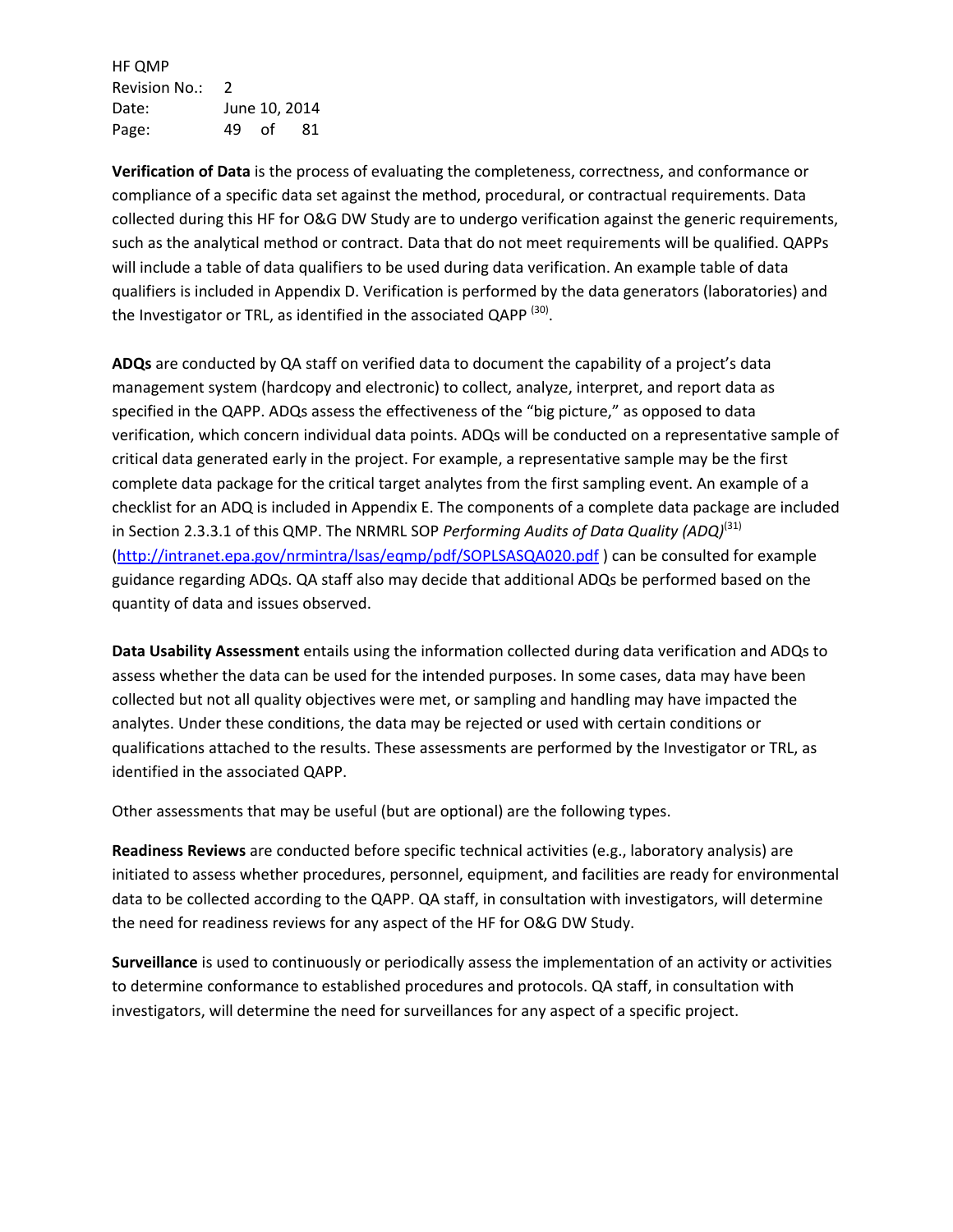**Verification of Data** is the process of evaluating the completeness, correctness, and conformance or compliance of a specific data set against the method, procedural, or contractual requirements. Data collected during this HF for O&G DW Study are to undergo verification against the generic requirements, such as the analytical method or contract. Data that do not meet requirements will be qualified. QAPPs will include a table of data qualifiers to be used during data verification. An example table of data qualifiers is included in Appendix D. Verification is performed by the data generators (laboratories) and the Investigator or TRL, as identified in the associated QAPP [30].

**ADQs** are conducted by QA staff on verified data to document the capability of a project's data management system (hardcopy and electronic) to collect, analyze, interpret, and report data as specified in the QAPP. ADQs assess the effectiveness of the "big picture," as opposed to data verification, which concern individual data points. ADQs will be conducted on a representative sample of critical data generated early in the project. For example, a representative sample may be the first complete data package for the critical target analytes from the first sampling event. An example of a checklist for an ADQ is included in Appendix E. The components of a complete data package are included in Section 2.3.3.1 of this QMP. The NRMRL SOP *Performing Audits of Data Quality (ADQ)*[31] (http://intranet.epa.gov/nrmintra/lsas/eqmp/pdf/SOPLSASQA020.pdf ) can be consulted for example guidance regarding ADQs. QA staff also may decide that additional ADQs be performed based on the quantity of data and issues observed.

**Data Usability Assessment** entails using the information collected during data verification and ADQs to assess whether the data can be used for the intended purposes. In some cases, data may have been collected but not all quality objectives were met, or sampling and handling may have impacted the analytes. Under these conditions, the data may be rejected or used with certain conditions or qualifications attached to the results. These assessments are performed by the Investigator or TRL, as identified in the associated QAPP.

Other assessments that may be useful (but are optional) are the following types.

**Readiness Reviews** are conducted before specific technical activities (e.g., laboratory analysis) are initiated to assess whether procedures, personnel, equipment, and facilities are ready for environmental data to be collected according to the QAPP. QA staff, in consultation with investigators, will determine the need for readiness reviews for any aspect of the HF for O&G DW Study.

**Surveillance** is used to continuously or periodically assess the implementation of an activity or activities to determine conformance to established procedures and protocols. QA staff, in consultation with investigators, will determine the need for surveillances for any aspect of a specific project.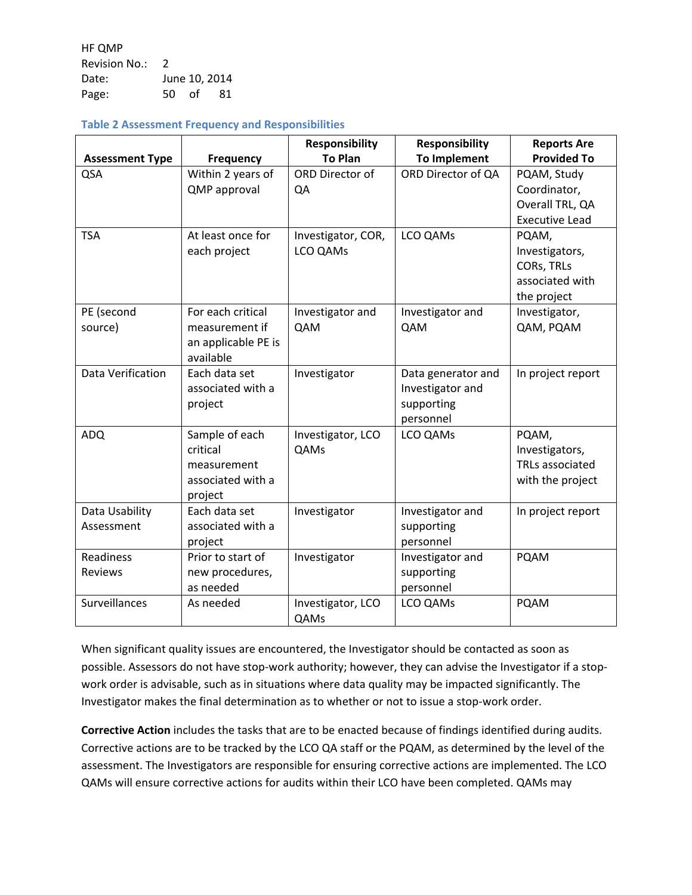**Table 2 Assessment Frequency and Responsibilities**

| Assessment Type | Frequency | Responsibility To Plan | Responsibility To Implement | Reports Are Provided To |
|---|---|---|---|---|
| QSA | Within 2 years of QMP approval | ORD Director of QA | ORD Director of QA | PQAM, Study Coordinator, Overall TRL, QA Executive Lead |
| TSA | At least once for each project | Investigator, COR, LCO QAMs | LCO QAMs | PQAM, Investigators, CORs, TRLs associated with the project |
| PE (second source) | For each critical measurement if an applicable PE is available | Investigator and QAM | Investigator and QAM | Investigator, QAM, PQAM |
| Data Verification | Each data set associated with a project | Investigator | Data generator and Investigator and supporting personnel | In project report |
| ADQ | Sample of each critical measurement associated with a project | Investigator, LCO QAMs | LCO QAMs | PQAM, Investigators, TRLs associated with the project |
| Data Usability Assessment | Each data set associated with a project | Investigator | Investigator and supporting personnel | In project report |
| Readiness Reviews | Prior to start of new procedures, as needed | Investigator | Investigator and supporting personnel | PQAM |
| Surveillances | As needed | Investigator, LCO QAMs | LCO QAMs | PQAM |

When significant quality issues are encountered, the Investigator should be contacted as soon as possible. Assessors do not have stop-work authority; however, they can advise the Investigator if a stop-work order is advisable, such as in situations where data quality may be impacted significantly. The Investigator makes the final determination as to whether or not to issue a stop-work order.

**Corrective Action** includes the tasks that are to be enacted because of findings identified during audits. Corrective actions are to be tracked by the LCO QA staff or the PQAM, as determined by the level of the assessment. The Investigators are responsible for ensuring corrective actions are implemented. The LCO QAMs will ensure corrective actions for audits within their LCO have been completed. QAMs may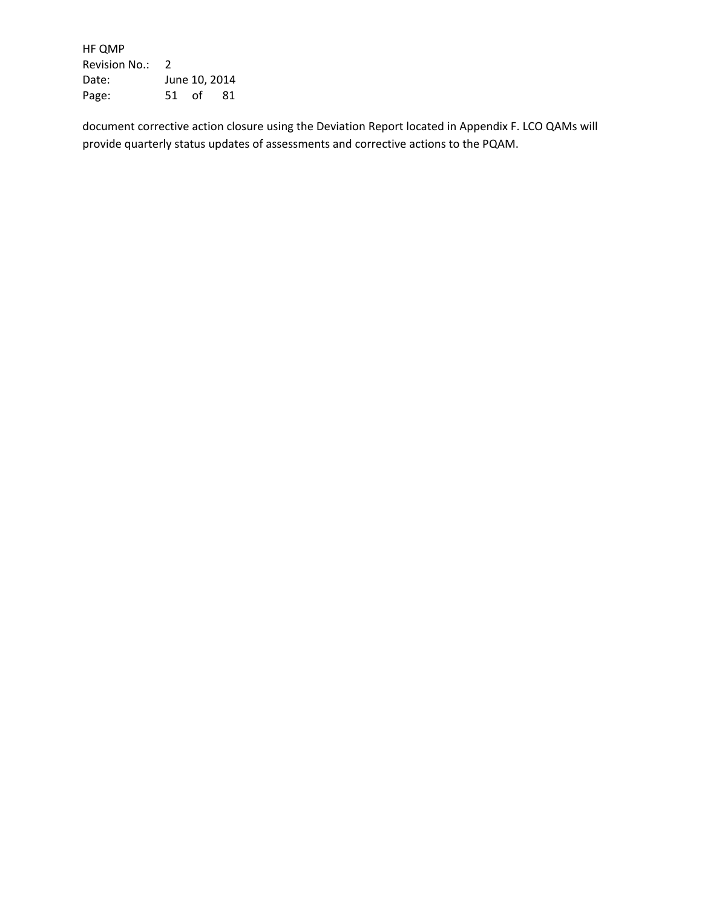document corrective action closure using the Deviation Report located in Appendix F. LCO QAMs will provide quarterly status updates of assessments and corrective actions to the PQAM.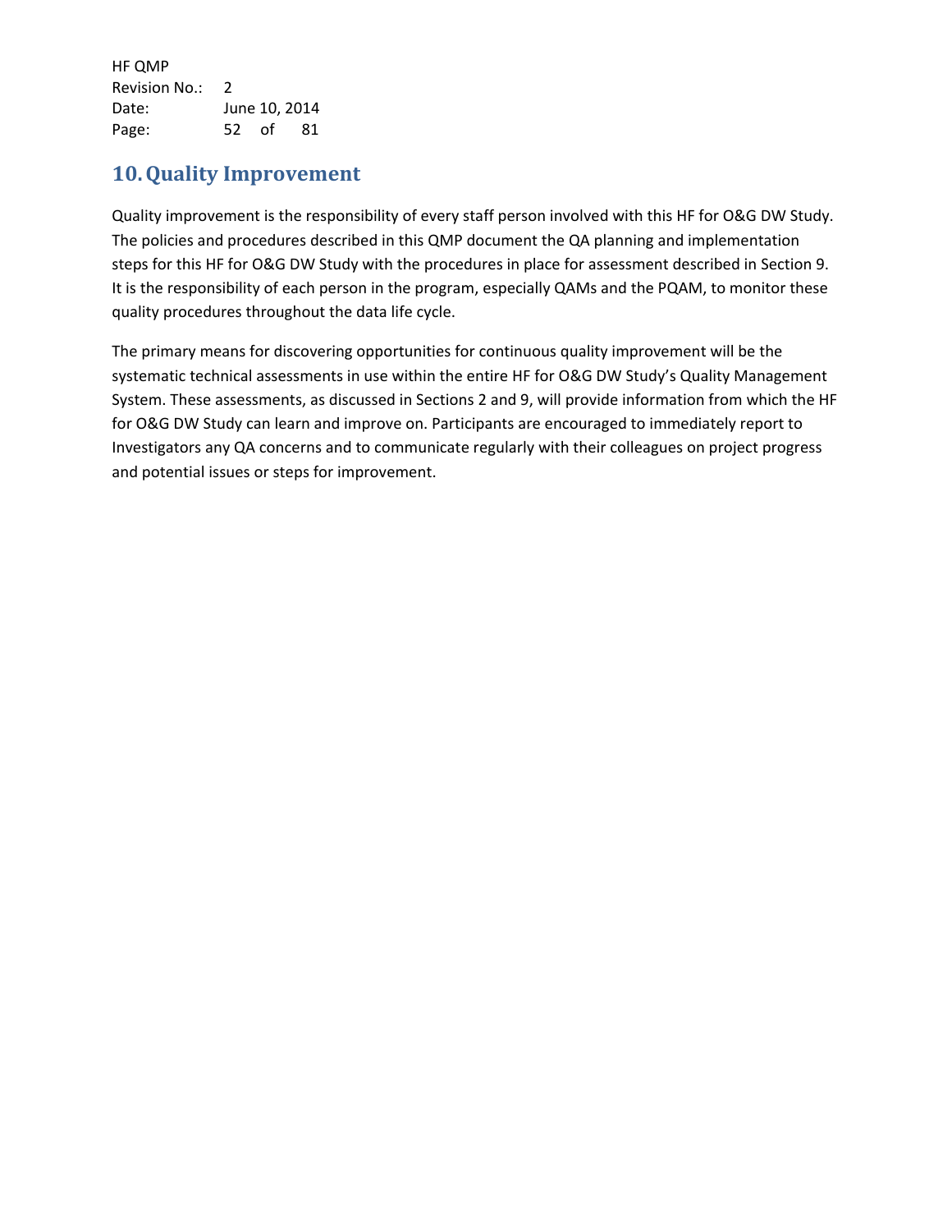# 10. Quality Improvement

Quality improvement is the responsibility of every staff person involved with this HF for O&G DW Study. The policies and procedures described in this QMP document the QA planning and implementation steps for this HF for O&G DW Study with the procedures in place for assessment described in Section 9. It is the responsibility of each person in the program, especially QAMs and the PQAM, to monitor these quality procedures throughout the data life cycle.

The primary means for discovering opportunities for continuous quality improvement will be the systematic technical assessments in use within the entire HF for O&G DW Study's Quality Management System. These assessments, as discussed in Sections 2 and 9, will provide information from which the HF for O&G DW Study can learn and improve on. Participants are encouraged to immediately report to Investigators any QA concerns and to communicate regularly with their colleagues on project progress and potential issues or steps for improvement.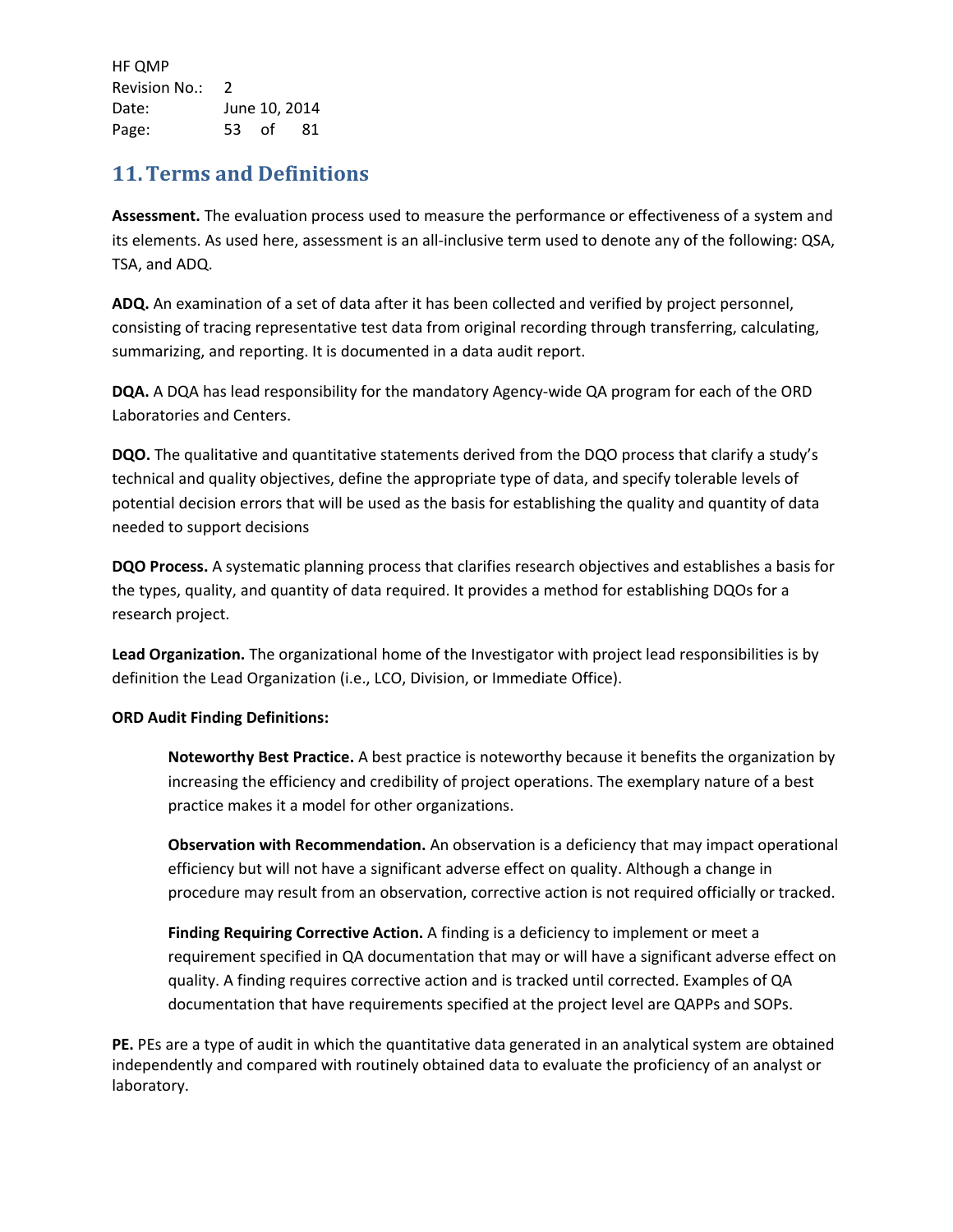## 11. Terms and Definitions

**Assessment.** The evaluation process used to measure the performance or effectiveness of a system and its elements. As used here, assessment is an all-inclusive term used to denote any of the following: QSA, TSA, and ADQ.

**ADQ.** An examination of a set of data after it has been collected and verified by project personnel, consisting of tracing representative test data from original recording through transferring, calculating, summarizing, and reporting. It is documented in a data audit report.

**DQA.** A DQA has lead responsibility for the mandatory Agency-wide QA program for each of the ORD Laboratories and Centers.

**DQO.** The qualitative and quantitative statements derived from the DQO process that clarify a study's technical and quality objectives, define the appropriate type of data, and specify tolerable levels of potential decision errors that will be used as the basis for establishing the quality and quantity of data needed to support decisions

**DQO Process.** A systematic planning process that clarifies research objectives and establishes a basis for the types, quality, and quantity of data required. It provides a method for establishing DQOs for a research project.

**Lead Organization.** The organizational home of the Investigator with project lead responsibilities is by definition the Lead Organization (i.e., LCO, Division, or Immediate Office).

**ORD Audit Finding Definitions:**

> **Noteworthy Best Practice.** A best practice is noteworthy because it benefits the organization by increasing the efficiency and credibility of project operations. The exemplary nature of a best practice makes it a model for other organizations.
>
> **Observation with Recommendation.** An observation is a deficiency that may impact operational efficiency but will not have a significant adverse effect on quality. Although a change in procedure may result from an observation, corrective action is not required officially or tracked.
>
> **Finding Requiring Corrective Action.** A finding is a deficiency to implement or meet a requirement specified in QA documentation that may or will have a significant adverse effect on quality. A finding requires corrective action and is tracked until corrected. Examples of QA documentation that have requirements specified at the project level are QAPPs and SOPs.

**PE.** PEs are a type of audit in which the quantitative data generated in an analytical system are obtained independently and compared with routinely obtained data to evaluate the proficiency of an analyst or laboratory.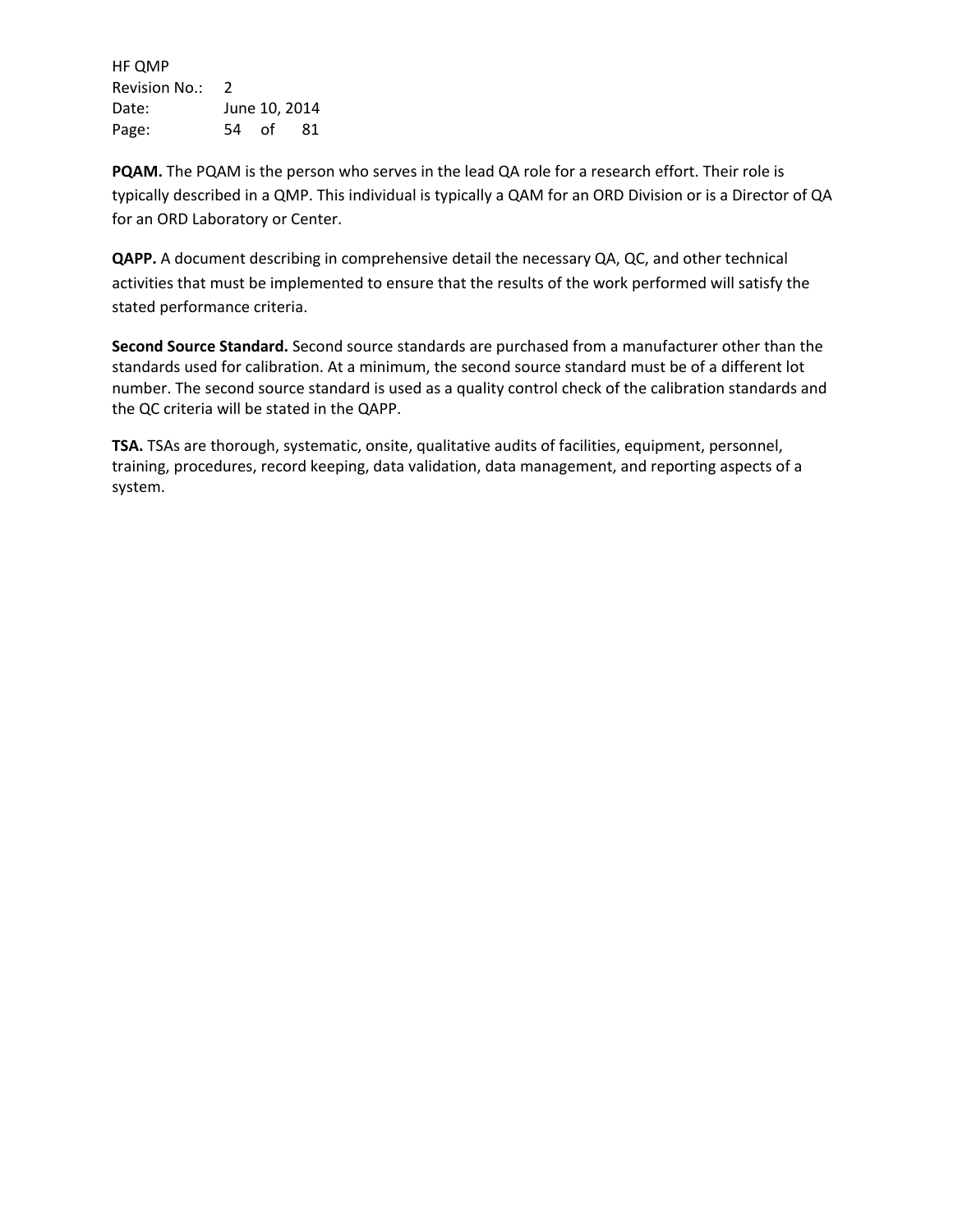**PQAM.** The PQAM is the person who serves in the lead QA role for a research effort. Their role is typically described in a QMP. This individual is typically a QAM for an ORD Division or is a Director of QA for an ORD Laboratory or Center.

**QAPP.** A document describing in comprehensive detail the necessary QA, QC, and other technical activities that must be implemented to ensure that the results of the work performed will satisfy the stated performance criteria.

**Second Source Standard.** Second source standards are purchased from a manufacturer other than the standards used for calibration. At a minimum, the second source standard must be of a different lot number. The second source standard is used as a quality control check of the calibration standards and the QC criteria will be stated in the QAPP.

**TSA.** TSAs are thorough, systematic, onsite, qualitative audits of facilities, equipment, personnel, training, procedures, record keeping, data validation, data management, and reporting aspects of a system.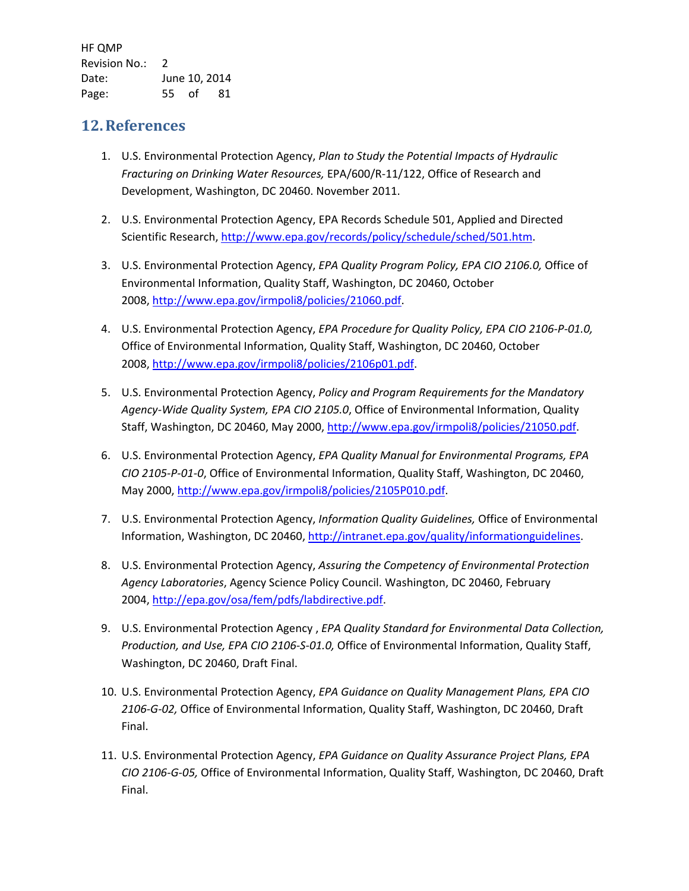## 12. References

1. U.S. Environmental Protection Agency, *Plan to Study the Potential Impacts of Hydraulic Fracturing on Drinking Water Resources,* EPA/600/R-11/122, Office of Research and Development, Washington, DC 20460. November 2011.

2. U.S. Environmental Protection Agency, EPA Records Schedule 501, Applied and Directed Scientific Research, http://www.epa.gov/records/policy/schedule/sched/501.htm.

3. U.S. Environmental Protection Agency, *EPA Quality Program Policy, EPA CIO 2106.0,* Office of Environmental Information, Quality Staff, Washington, DC 20460, October 2008, http://www.epa.gov/irmpoli8/policies/21060.pdf.

4. U.S. Environmental Protection Agency, *EPA Procedure for Quality Policy, EPA CIO 2106-P-01.0,* Office of Environmental Information, Quality Staff, Washington, DC 20460, October 2008, http://www.epa.gov/irmpoli8/policies/2106p01.pdf.

5. U.S. Environmental Protection Agency, *Policy and Program Requirements for the Mandatory Agency-Wide Quality System, EPA CIO 2105.0*, Office of Environmental Information, Quality Staff, Washington, DC 20460, May 2000, http://www.epa.gov/irmpoli8/policies/21050.pdf.

6. U.S. Environmental Protection Agency, *EPA Quality Manual for Environmental Programs, EPA CIO 2105-P-01-0*, Office of Environmental Information, Quality Staff, Washington, DC 20460, May 2000, http://www.epa.gov/irmpoli8/policies/2105P010.pdf.

7. U.S. Environmental Protection Agency, *Information Quality Guidelines,* Office of Environmental Information, Washington, DC 20460, http://intranet.epa.gov/quality/informationguidelines.

8. U.S. Environmental Protection Agency, *Assuring the Competency of Environmental Protection Agency Laboratories*, Agency Science Policy Council. Washington, DC 20460, February 2004, http://epa.gov/osa/fem/pdfs/labdirective.pdf.

9. U.S. Environmental Protection Agency , *EPA Quality Standard for Environmental Data Collection, Production, and Use, EPA CIO 2106-S-01.0,* Office of Environmental Information, Quality Staff, Washington, DC 20460, Draft Final.

10. U.S. Environmental Protection Agency, *EPA Guidance on Quality Management Plans, EPA CIO 2106-G-02,* Office of Environmental Information, Quality Staff, Washington, DC 20460, Draft Final.

11. U.S. Environmental Protection Agency, *EPA Guidance on Quality Assurance Project Plans, EPA CIO 2106-G-05,* Office of Environmental Information, Quality Staff, Washington, DC 20460, Draft Final.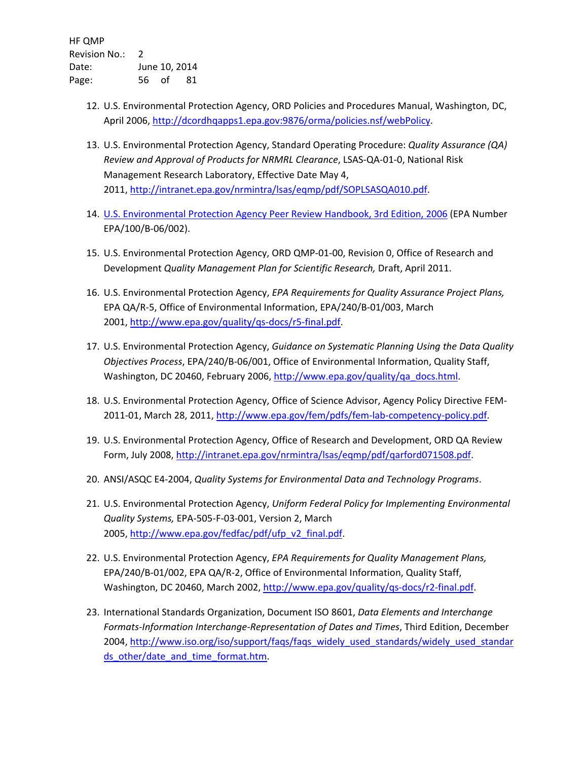12. U.S. Environmental Protection Agency, ORD Policies and Procedures Manual, Washington, DC, April 2006, http://dcordhqapps1.epa.gov:9876/orma/policies.nsf/webPolicy.

13. U.S. Environmental Protection Agency, Standard Operating Procedure: *Quality Assurance (QA) Review and Approval of Products for NRMRL Clearance*, LSAS-QA-01-0, National Risk Management Research Laboratory, Effective Date May 4, 2011, http://intranet.epa.gov/nrmintra/lsas/eqmp/pdf/SOPLSASQA010.pdf.

14. U.S. Environmental Protection Agency Peer Review Handbook, 3rd Edition, 2006 (EPA Number EPA/100/B-06/002).

15. U.S. Environmental Protection Agency, ORD QMP-01-00, Revision 0, Office of Research and Development *Quality Management Plan for Scientific Research,* Draft, April 2011.

16. U.S. Environmental Protection Agency, *EPA Requirements for Quality Assurance Project Plans,* EPA QA/R-5, Office of Environmental Information, EPA/240/B-01/003, March 2001, http://www.epa.gov/quality/qs-docs/r5-final.pdf.

17. U.S. Environmental Protection Agency, *Guidance on Systematic Planning Using the Data Quality Objectives Process*, EPA/240/B-06/001, Office of Environmental Information, Quality Staff, Washington, DC 20460, February 2006, http://www.epa.gov/quality/qa_docs.html.

18. U.S. Environmental Protection Agency, Office of Science Advisor, Agency Policy Directive FEM-2011-01, March 28, 2011, http://www.epa.gov/fem/pdfs/fem-lab-competency-policy.pdf.

19. U.S. Environmental Protection Agency, Office of Research and Development, ORD QA Review Form, July 2008, http://intranet.epa.gov/nrmintra/lsas/eqmp/pdf/qarford071508.pdf.

20. ANSI/ASQC E4-2004, *Quality Systems for Environmental Data and Technology Programs*.

21. U.S. Environmental Protection Agency, *Uniform Federal Policy for Implementing Environmental Quality Systems,* EPA-505-F-03-001, Version 2, March 2005, http://www.epa.gov/fedfac/pdf/ufp_v2_final.pdf.

22. U.S. Environmental Protection Agency, *EPA Requirements for Quality Management Plans,* EPA/240/B-01/002, EPA QA/R-2, Office of Environmental Information, Quality Staff, Washington, DC 20460, March 2002, http://www.epa.gov/quality/qs-docs/r2-final.pdf.

23. International Standards Organization, Document ISO 8601, *Data Elements and Interchange Formats-Information Interchange-Representation of Dates and Times*, Third Edition, December 2004, http://www.iso.org/iso/support/faqs/faqs_widely_used_standards/widely_used_standards_other/date_and_time_format.htm.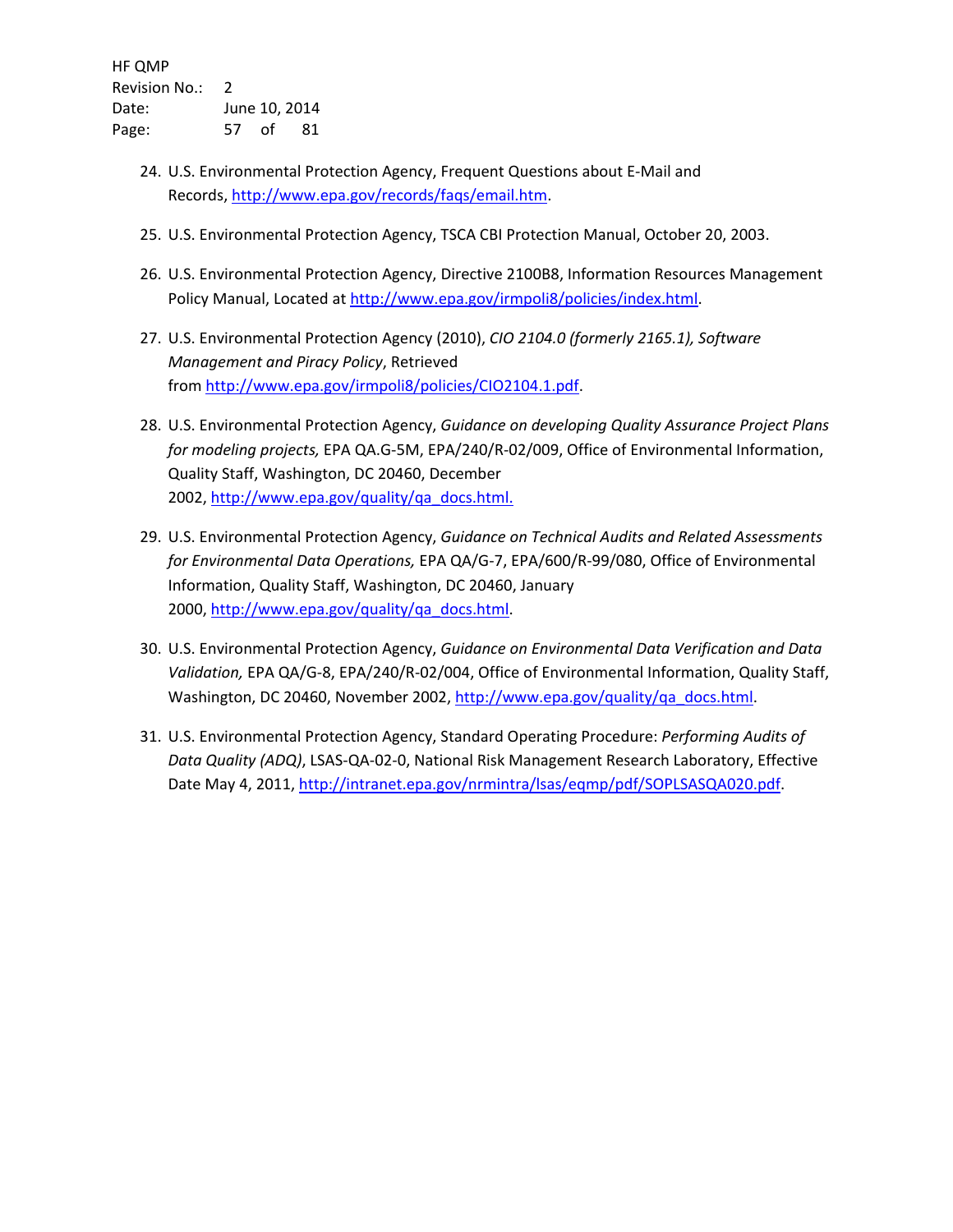24. U.S. Environmental Protection Agency, Frequent Questions about E-Mail and Records, http://www.epa.gov/records/faqs/email.htm.

25. U.S. Environmental Protection Agency, TSCA CBI Protection Manual, October 20, 2003.

26. U.S. Environmental Protection Agency, Directive 2100B8, Information Resources Management Policy Manual, Located at http://www.epa.gov/irmpoli8/policies/index.html.

27. U.S. Environmental Protection Agency (2010), *CIO 2104.0 (formerly 2165.1), Software Management and Piracy Policy*, Retrieved from http://www.epa.gov/irmpoli8/policies/CIO2104.1.pdf.

28. U.S. Environmental Protection Agency, *Guidance on developing Quality Assurance Project Plans for modeling projects,* EPA QA.G-5M, EPA/240/R-02/009, Office of Environmental Information, Quality Staff, Washington, DC 20460, December 2002, http://www.epa.gov/quality/qa_docs.html.

29. U.S. Environmental Protection Agency, *Guidance on Technical Audits and Related Assessments for Environmental Data Operations,* EPA QA/G-7, EPA/600/R-99/080, Office of Environmental Information, Quality Staff, Washington, DC 20460, January 2000, http://www.epa.gov/quality/qa_docs.html.

30. U.S. Environmental Protection Agency, *Guidance on Environmental Data Verification and Data Validation,* EPA QA/G-8, EPA/240/R-02/004, Office of Environmental Information, Quality Staff, Washington, DC 20460, November 2002, http://www.epa.gov/quality/qa_docs.html.

31. U.S. Environmental Protection Agency, Standard Operating Procedure: *Performing Audits of Data Quality (ADQ)*, LSAS-QA-02-0, National Risk Management Research Laboratory, Effective Date May 4, 2011, http://intranet.epa.gov/nrmintra/lsas/eqmp/pdf/SOPLSASQA020.pdf.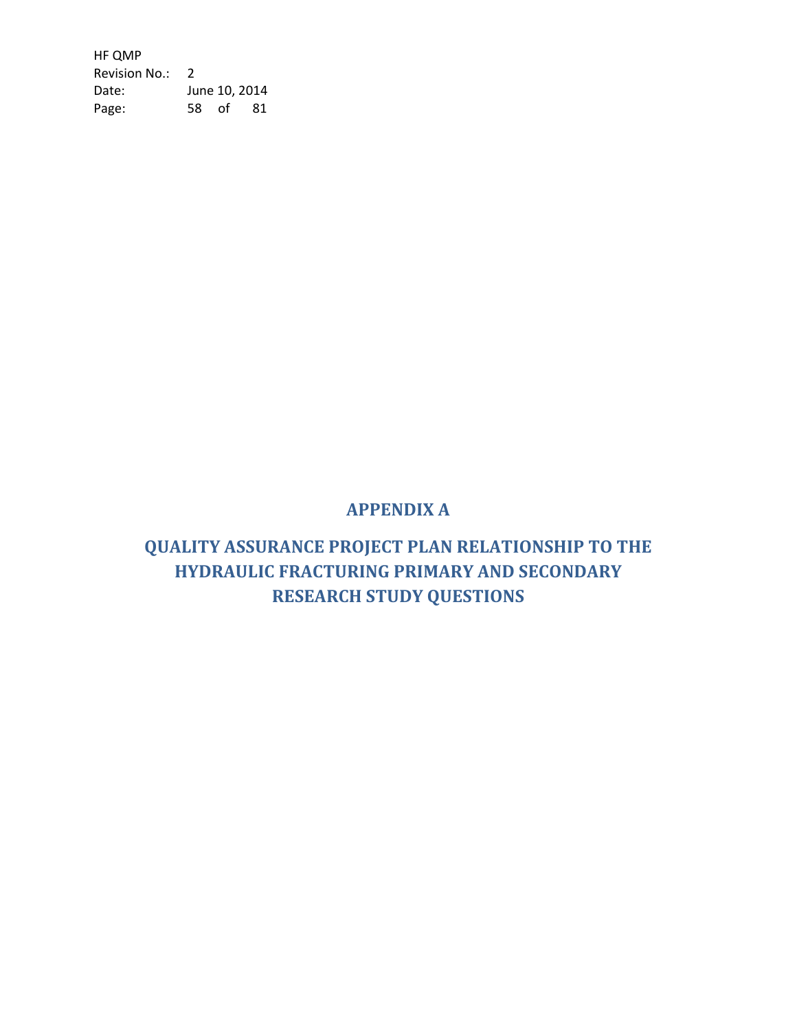# APPENDIX A

## QUALITY ASSURANCE PROJECT PLAN RELATIONSHIP TO THE HYDRAULIC FRACTURING PRIMARY AND SECONDARY RESEARCH STUDY QUESTIONS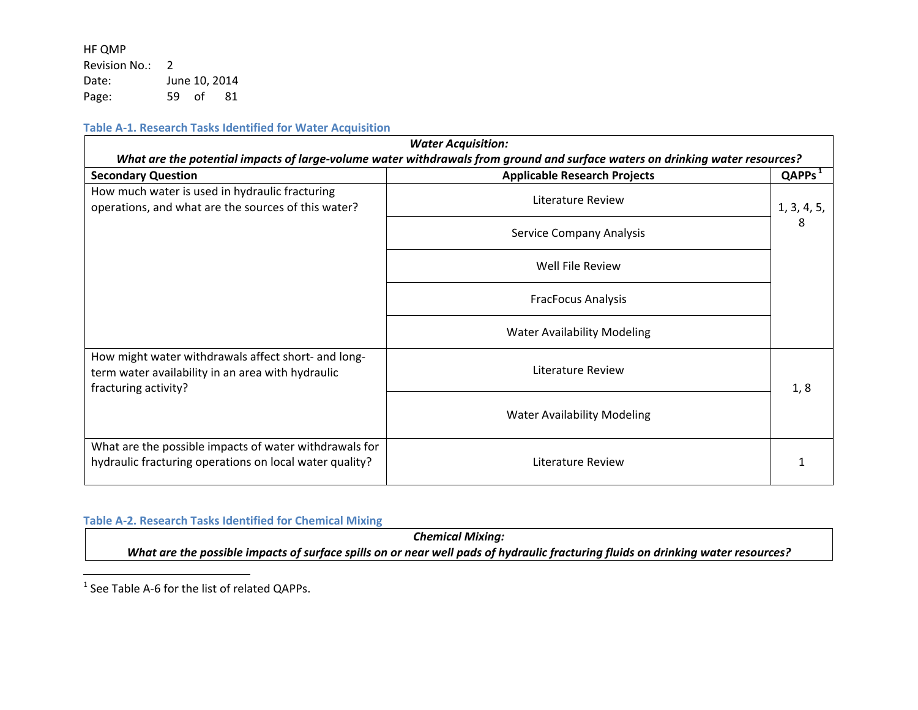**Table A-1. Research Tasks Identified for Water Acquisition**

| ***Water Acquisition:*** ***What are the potential impacts of large-volume water withdrawals from ground and surface waters on drinking water resources?*** | | |
|---|---|---|
| **Secondary Question** | **Applicable Research Projects** | **QAPPs** [1] |
| How much water is used in hydraulic fracturing operations, and what are the sources of this water? | Literature Review | 1, 3, 4, 5, 8 |
| | Service Company Analysis | |
| | Well File Review | |
| | FracFocus Analysis | |
| | Water Availability Modeling | |
| How might water withdrawals affect short- and long-term water availability in an area with hydraulic fracturing activity? | Literature Review | 1, 8 |
| | Water Availability Modeling | |
| What are the possible impacts of water withdrawals for hydraulic fracturing operations on local water quality? | Literature Review | 1 |

**Table A-2. Research Tasks Identified for Chemical Mixing**

| ***Chemical Mixing:*** ***What are the possible impacts of surface spills on or near well pads of hydraulic fracturing fluids on drinking water resources?*** |
|---|

[1] See Table A-6 for the list of related QAPPs.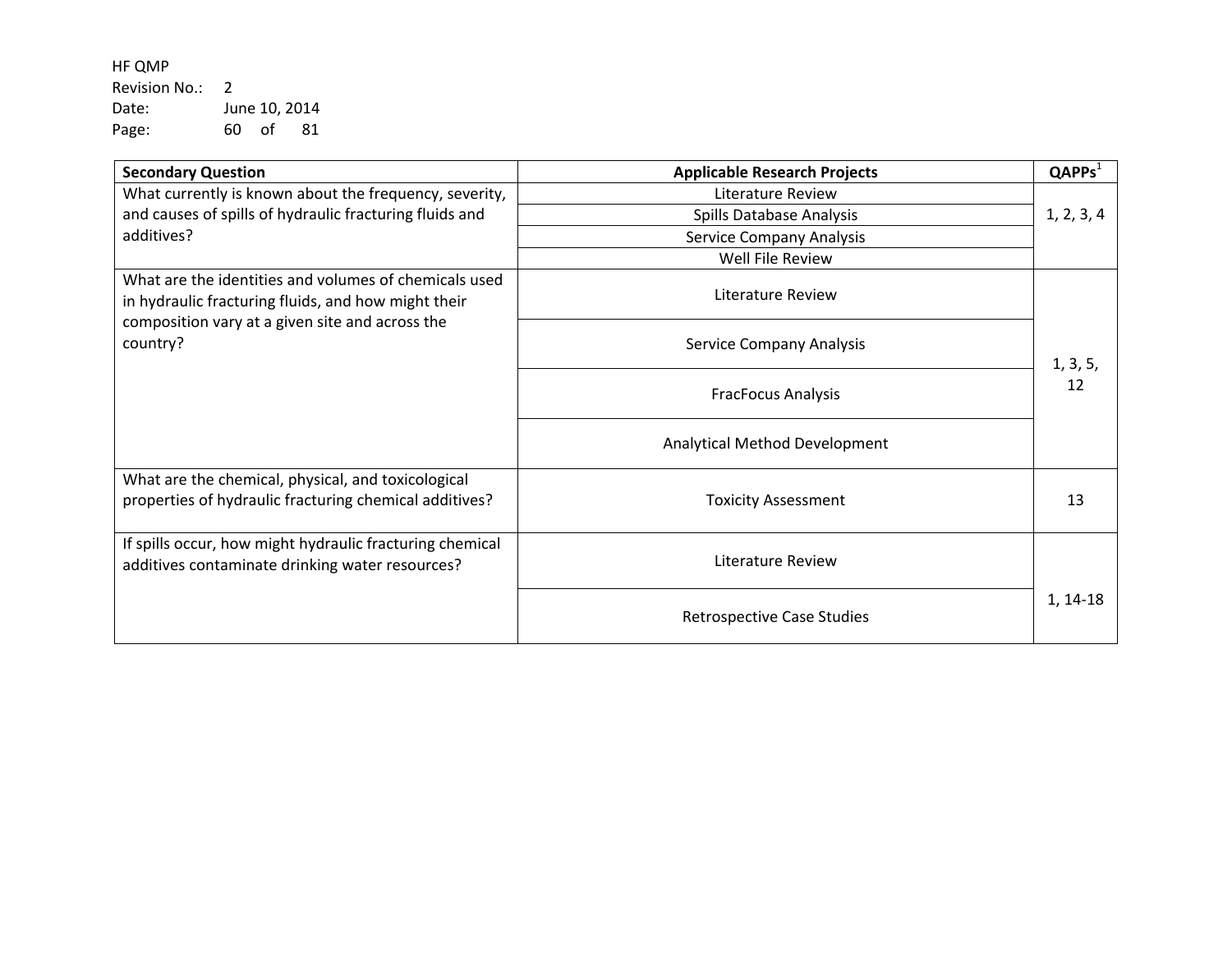| Secondary Question | Applicable Research Projects | QAPPs[1] |
|---|---|---|
| What currently is known about the frequency, severity, and causes of spills of hydraulic fracturing fluids and additives? | Literature Review | 1, 2, 3, 4 |
| | Spills Database Analysis | |
| | Service Company Analysis | |
| | Well File Review | |
| What are the identities and volumes of chemicals used in hydraulic fracturing fluids, and how might their composition vary at a given site and across the country? | Literature Review | 1, 3, 5, 12 |
| | Service Company Analysis | |
| | FracFocus Analysis | |
| | Analytical Method Development | |
| What are the chemical, physical, and toxicological properties of hydraulic fracturing chemical additives? | Toxicity Assessment | 13 |
| If spills occur, how might hydraulic fracturing chemical additives contaminate drinking water resources? | Literature Review | 1, 14-18 |
| | Retrospective Case Studies | |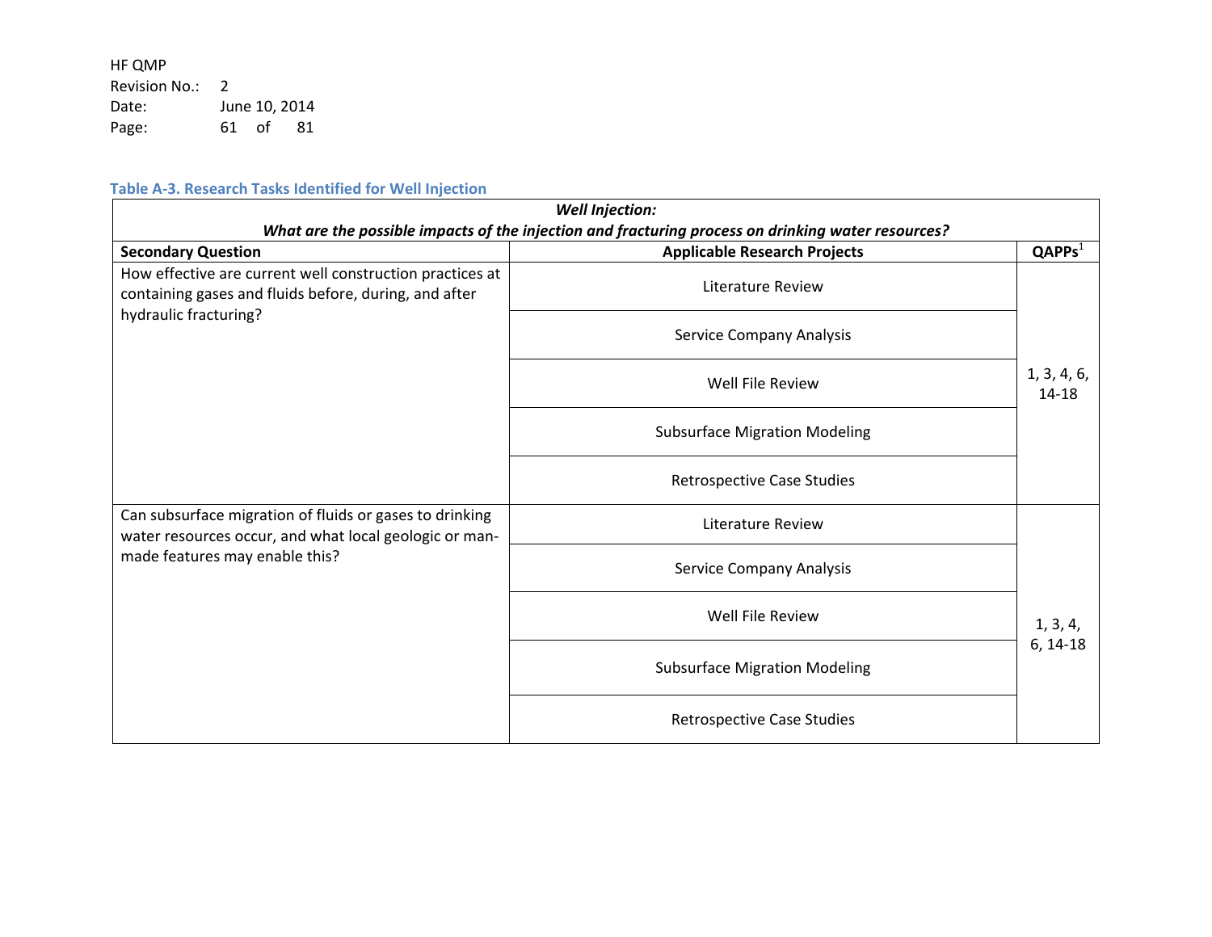**Table A-3. Research Tasks Identified for Well Injection**

| *Well Injection: What are the possible impacts of the injection and fracturing process on drinking water resources?* | | |
|---|---|---|
| **Secondary Question** | **Applicable Research Projects** | **QAPPs[1]** |
| How effective are current well construction practices at containing gases and fluids before, during, and after hydraulic fracturing? | Literature Review | 1, 3, 4, 6, 14-18 |
| | Service Company Analysis | |
| | Well File Review | |
| | Subsurface Migration Modeling | |
| | Retrospective Case Studies | |
| Can subsurface migration of fluids or gases to drinking water resources occur, and what local geologic or man-made features may enable this? | Literature Review | 1, 3, 4, 6, 14-18 |
| | Service Company Analysis | |
| | Well File Review | |
| | Subsurface Migration Modeling | |
| | Retrospective Case Studies | |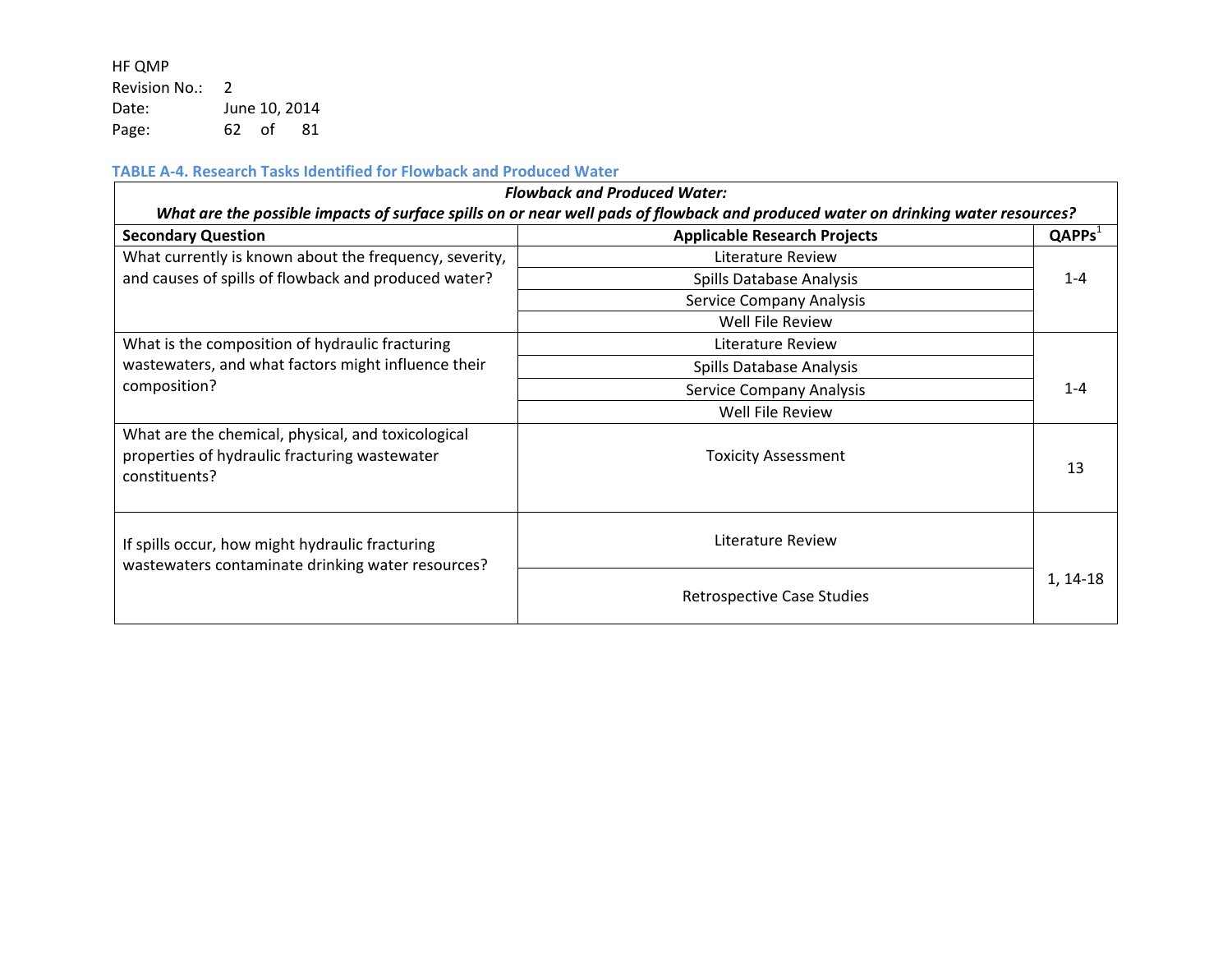**TABLE A-4. Research Tasks Identified for Flowback and Produced Water**

| ***Flowback and Produced Water:*** ***What are the possible impacts of surface spills on or near well pads of flowback and produced water on drinking water resources?*** | | |
|---|---|---|
| **Secondary Question** | **Applicable Research Projects** | **QAPPs[1]** |
| What currently is known about the frequency, severity, and causes of spills of flowback and produced water? | Literature Review | 1-4 |
| | Spills Database Analysis | |
| | Service Company Analysis | |
| | Well File Review | |
| What is the composition of hydraulic fracturing wastewaters, and what factors might influence their composition? | Literature Review | 1-4 |
| | Spills Database Analysis | |
| | Service Company Analysis | |
| | Well File Review | |
| What are the chemical, physical, and toxicological properties of hydraulic fracturing wastewater constituents? | Toxicity Assessment | 13 |
| If spills occur, how might hydraulic fracturing wastewaters contaminate drinking water resources? | Literature Review | 1, 14-18 |
| | Retrospective Case Studies | |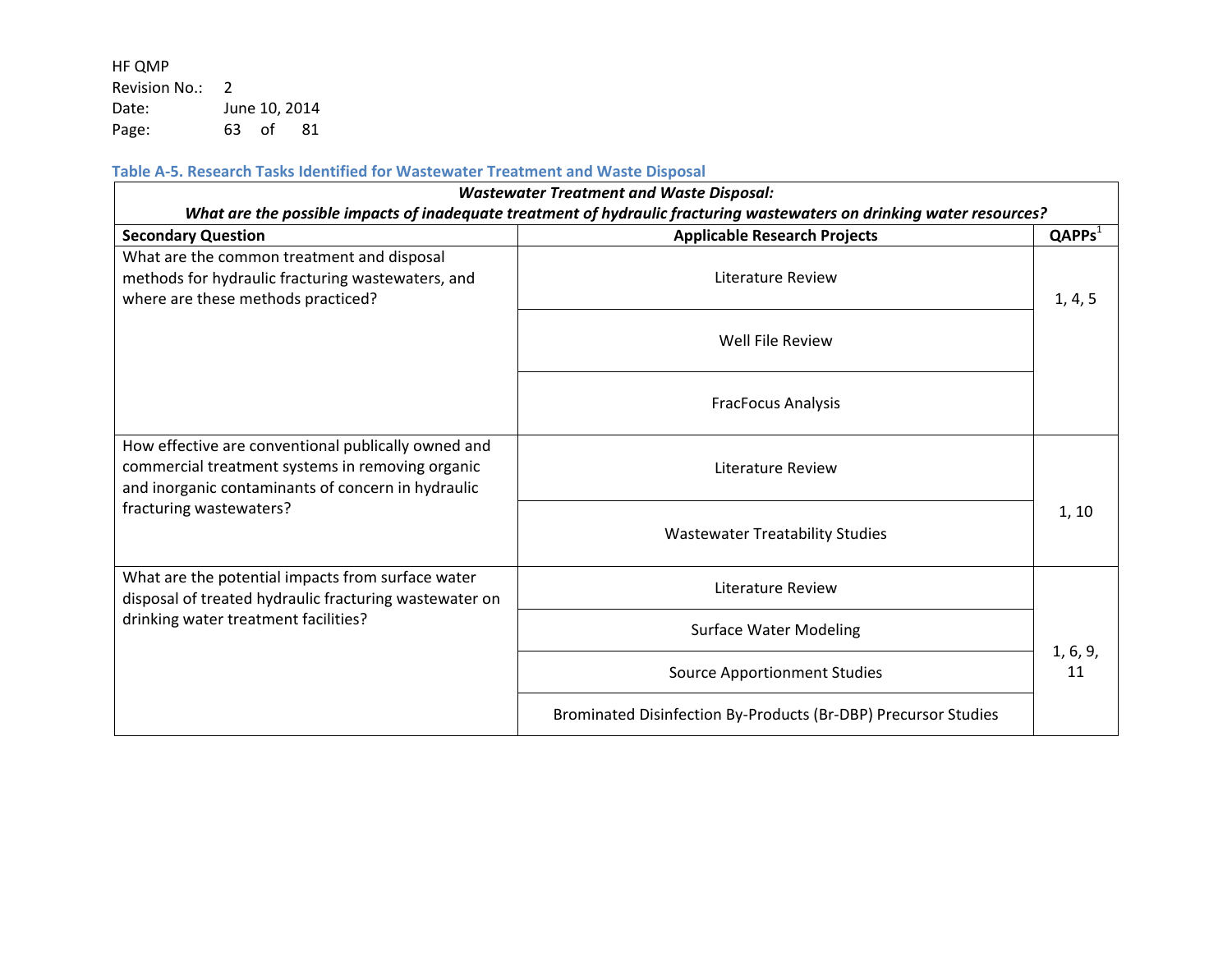**Table A-5. Research Tasks Identified for Wastewater Treatment and Waste Disposal**

| ***Wastewater Treatment and Waste Disposal: What are the possible impacts of inadequate treatment of hydraulic fracturing wastewaters on drinking water resources?*** | | |
| --- | --- | --- |
| **Secondary Question** | **Applicable Research Projects** | **QAPPs**[1] |
| What are the common treatment and disposal methods for hydraulic fracturing wastewaters, and where are these methods practiced? | Literature Review | 1, 4, 5 |
| | Well File Review | |
| | FracFocus Analysis | |
| How effective are conventional publically owned and commercial treatment systems in removing organic and inorganic contaminants of concern in hydraulic fracturing wastewaters? | Literature Review | 1, 10 |
| | Wastewater Treatability Studies | |
| What are the potential impacts from surface water disposal of treated hydraulic fracturing wastewater on drinking water treatment facilities? | Literature Review | 1, 6, 9, 11 |
| | Surface Water Modeling | |
| | Source Apportionment Studies | |
| | Brominated Disinfection By-Products (Br-DBP) Precursor Studies | |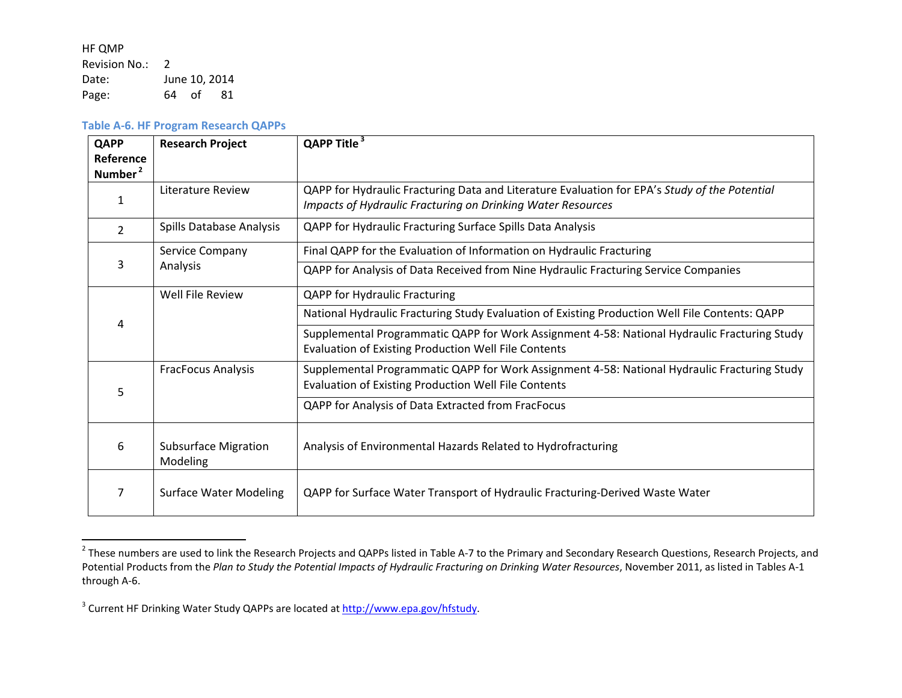**Table A-6. HF Program Research QAPPs**

| QAPP Reference Number[2] | Research Project | QAPP Title[3] |
|---|---|---|
| 1 | Literature Review | QAPP for Hydraulic Fracturing Data and Literature Evaluation for EPA's *Study of the Potential Impacts of Hydraulic Fracturing on Drinking Water Resources* |
| 2 | Spills Database Analysis | QAPP for Hydraulic Fracturing Surface Spills Data Analysis |
| 3 | Service Company Analysis | Final QAPP for the Evaluation of Information on Hydraulic Fracturing |
| | | QAPP for Analysis of Data Received from Nine Hydraulic Fracturing Service Companies |
| 4 | Well File Review | QAPP for Hydraulic Fracturing |
| | | National Hydraulic Fracturing Study Evaluation of Existing Production Well File Contents: QAPP |
| | | Supplemental Programmatic QAPP for Work Assignment 4-58: National Hydraulic Fracturing Study Evaluation of Existing Production Well File Contents |
| 5 | FracFocus Analysis | Supplemental Programmatic QAPP for Work Assignment 4-58: National Hydraulic Fracturing Study Evaluation of Existing Production Well File Contents |
| | | QAPP for Analysis of Data Extracted from FracFocus |
| 6 | Subsurface Migration Modeling | Analysis of Environmental Hazards Related to Hydrofracturing |
| 7 | Surface Water Modeling | QAPP for Surface Water Transport of Hydraulic Fracturing-Derived Waste Water |

[2] These numbers are used to link the Research Projects and QAPPs listed in Table A-7 to the Primary and Secondary Research Questions, Research Projects, and Potential Products from the *Plan to Study the Potential Impacts of Hydraulic Fracturing on Drinking Water Resources*, November 2011, as listed in Tables A-1 through A-6.

[3] Current HF Drinking Water Study QAPPs are located at http://www.epa.gov/hfstudy.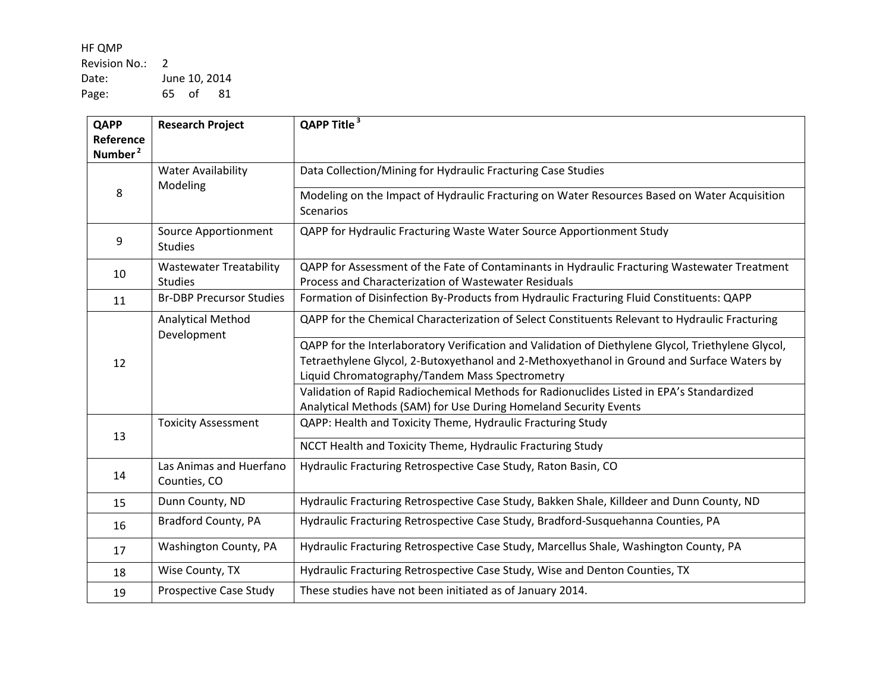| QAPP Reference Number[2] | Research Project | QAPP Title[3] |
|---|---|---|
| 8 | Water Availability Modeling | Data Collection/Mining for Hydraulic Fracturing Case Studies |
| | | Modeling on the Impact of Hydraulic Fracturing on Water Resources Based on Water Acquisition Scenarios |
| 9 | Source Apportionment Studies | QAPP for Hydraulic Fracturing Waste Water Source Apportionment Study |
| 10 | Wastewater Treatability Studies | QAPP for Assessment of the Fate of Contaminants in Hydraulic Fracturing Wastewater Treatment Process and Characterization of Wastewater Residuals |
| 11 | Br-DBP Precursor Studies | Formation of Disinfection By-Products from Hydraulic Fracturing Fluid Constituents: QAPP |
| 12 | Analytical Method Development | QAPP for the Chemical Characterization of Select Constituents Relevant to Hydraulic Fracturing |
| | | QAPP for the Interlaboratory Verification and Validation of Diethylene Glycol, Triethylene Glycol, Tetraethylene Glycol, 2-Butoxyethanol and 2-Methoxyethanol in Ground and Surface Waters by Liquid Chromatography/Tandem Mass Spectrometry |
| | | Validation of Rapid Radiochemical Methods for Radionuclides Listed in EPA's Standardized Analytical Methods (SAM) for Use During Homeland Security Events |
| 13 | Toxicity Assessment | QAPP: Health and Toxicity Theme, Hydraulic Fracturing Study |
| | | NCCT Health and Toxicity Theme, Hydraulic Fracturing Study |
| 14 | Las Animas and Huerfano Counties, CO | Hydraulic Fracturing Retrospective Case Study, Raton Basin, CO |
| 15 | Dunn County, ND | Hydraulic Fracturing Retrospective Case Study, Bakken Shale, Killdeer and Dunn County, ND |
| 16 | Bradford County, PA | Hydraulic Fracturing Retrospective Case Study, Bradford-Susquehanna Counties, PA |
| 17 | Washington County, PA | Hydraulic Fracturing Retrospective Case Study, Marcellus Shale, Washington County, PA |
| 18 | Wise County, TX | Hydraulic Fracturing Retrospective Case Study, Wise and Denton Counties, TX |
| 19 | Prospective Case Study | These studies have not been initiated as of January 2014. |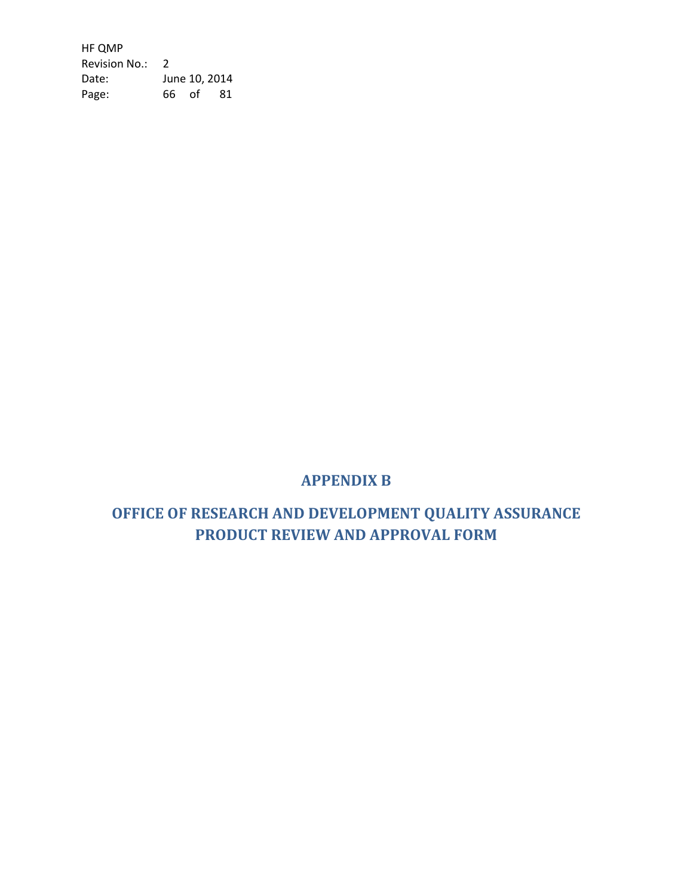# APPENDIX B

## OFFICE OF RESEARCH AND DEVELOPMENT QUALITY ASSURANCE PRODUCT REVIEW AND APPROVAL FORM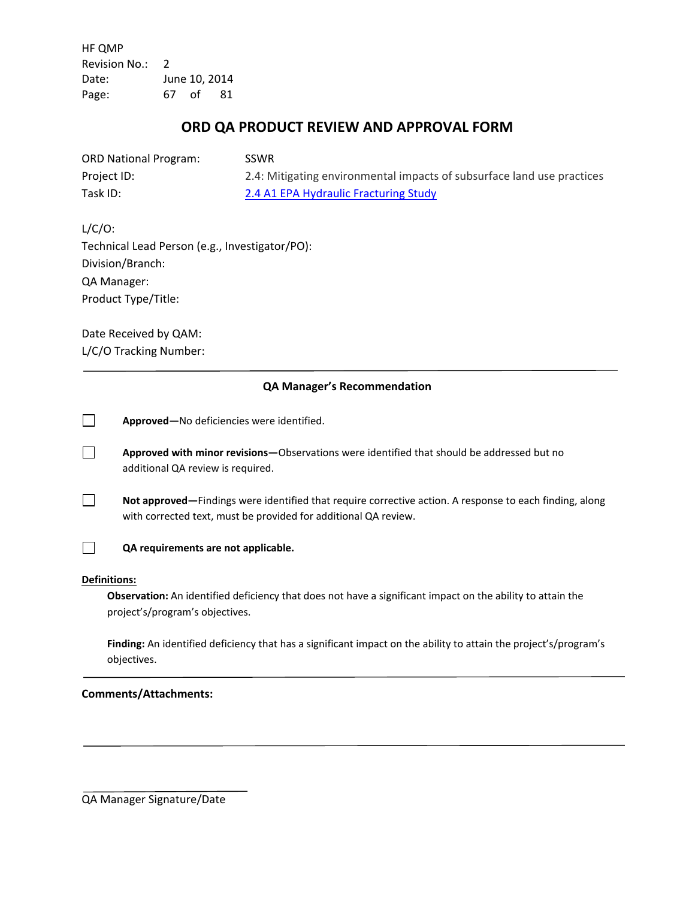# ORD QA PRODUCT REVIEW AND APPROVAL FORM

ORD National Program: SSWR
Project ID: 2.4: Mitigating environmental impacts of subsurface land use practices
Task ID: [2.4 A1 EPA Hydraulic Fracturing Study]

L/C/O:
Technical Lead Person (e.g., Investigator/PO):
Division/Branch:
QA Manager:
Product Type/Title:

Date Received by QAM:
L/C/O Tracking Number:

---

**QA Manager's Recommendation**

☐ **Approved—**No deficiencies were identified.

☐ **Approved with minor revisions—**Observations were identified that should be addressed but no additional QA review is required.

☐ **Not approved—**Findings were identified that require corrective action. A response to each finding, along with corrected text, must be provided for additional QA review.

☐ **QA requirements are not applicable.**

**Definitions:**

**Observation:** An identified deficiency that does not have a significant impact on the ability to attain the project's/program's objectives.

**Finding:** An identified deficiency that has a significant impact on the ability to attain the project's/program's objectives.

---

**Comments/Attachments:**

---

____________________________
QA Manager Signature/Date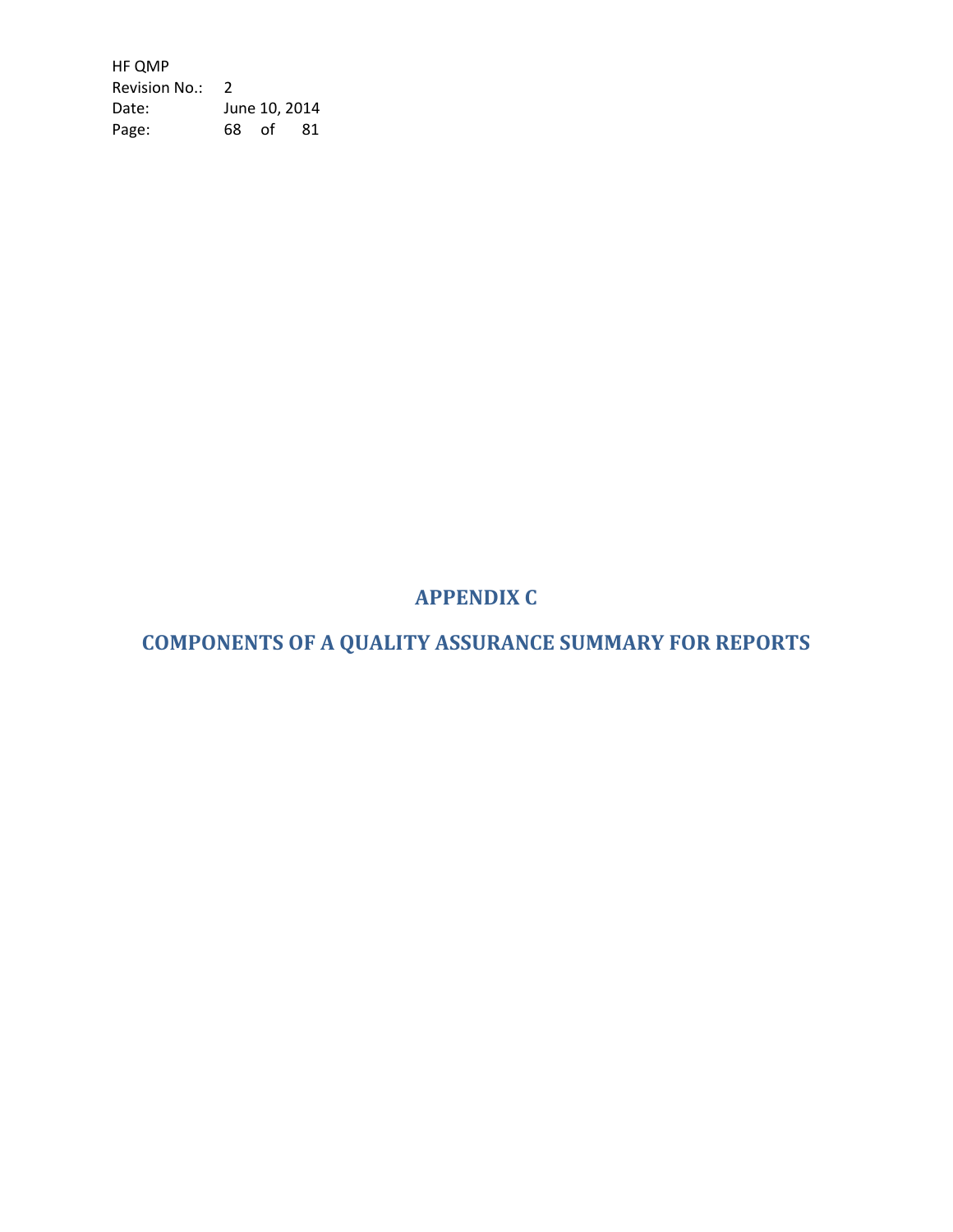# APPENDIX C

# COMPONENTS OF A QUALITY ASSURANCE SUMMARY FOR REPORTS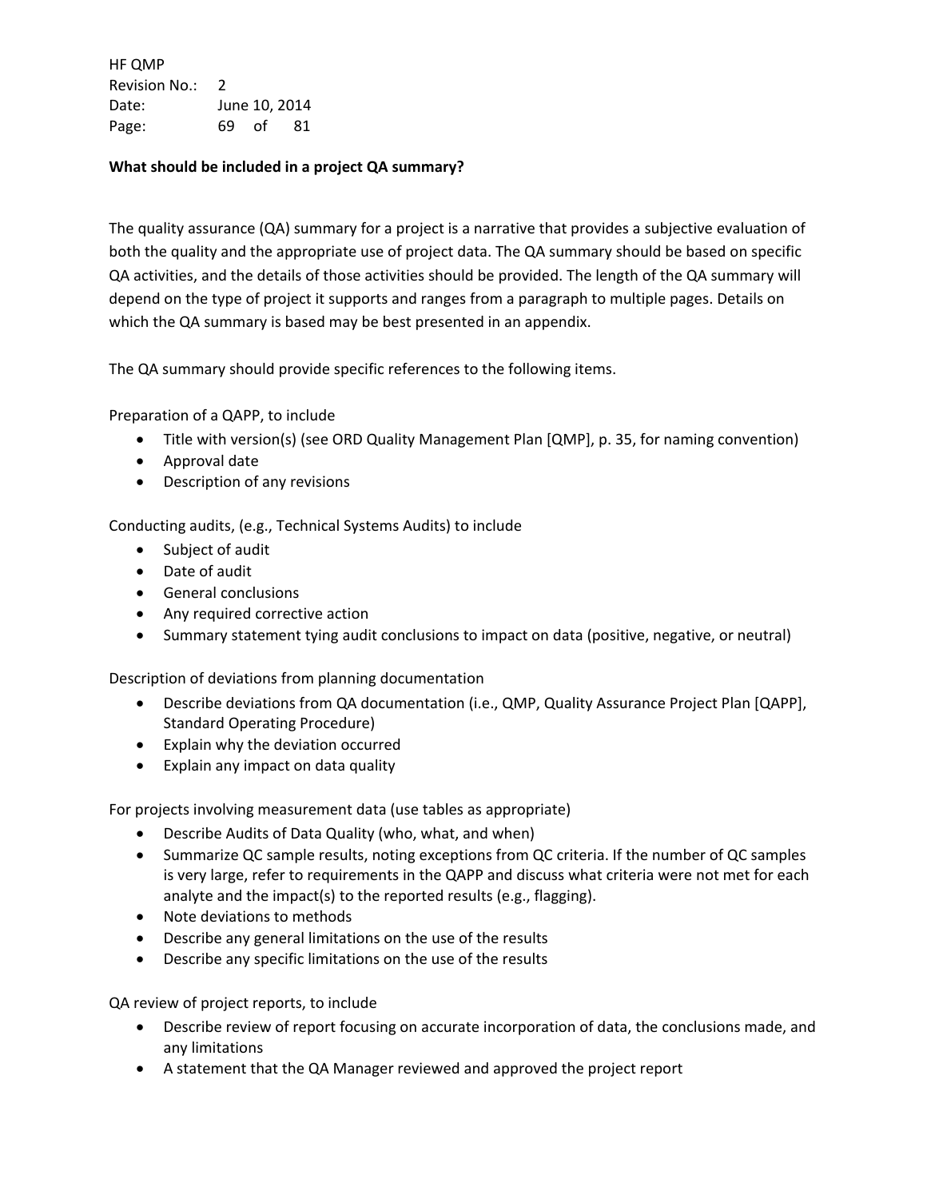**What should be included in a project QA summary?**

The quality assurance (QA) summary for a project is a narrative that provides a subjective evaluation of both the quality and the appropriate use of project data. The QA summary should be based on specific QA activities, and the details of those activities should be provided. The length of the QA summary will depend on the type of project it supports and ranges from a paragraph to multiple pages. Details on which the QA summary is based may be best presented in an appendix.

The QA summary should provide specific references to the following items.

Preparation of a QAPP, to include

- Title with version(s) (see ORD Quality Management Plan [QMP], p. 35, for naming convention)
- Approval date
- Description of any revisions

Conducting audits, (e.g., Technical Systems Audits) to include

- Subject of audit
- Date of audit
- General conclusions
- Any required corrective action
- Summary statement tying audit conclusions to impact on data (positive, negative, or neutral)

Description of deviations from planning documentation

- Describe deviations from QA documentation (i.e., QMP, Quality Assurance Project Plan [QAPP], Standard Operating Procedure)
- Explain why the deviation occurred
- Explain any impact on data quality

For projects involving measurement data (use tables as appropriate)

- Describe Audits of Data Quality (who, what, and when)
- Summarize QC sample results, noting exceptions from QC criteria. If the number of QC samples is very large, refer to requirements in the QAPP and discuss what criteria were not met for each analyte and the impact(s) to the reported results (e.g., flagging).
- Note deviations to methods
- Describe any general limitations on the use of the results
- Describe any specific limitations on the use of the results

QA review of project reports, to include

- Describe review of report focusing on accurate incorporation of data, the conclusions made, and any limitations
- A statement that the QA Manager reviewed and approved the project report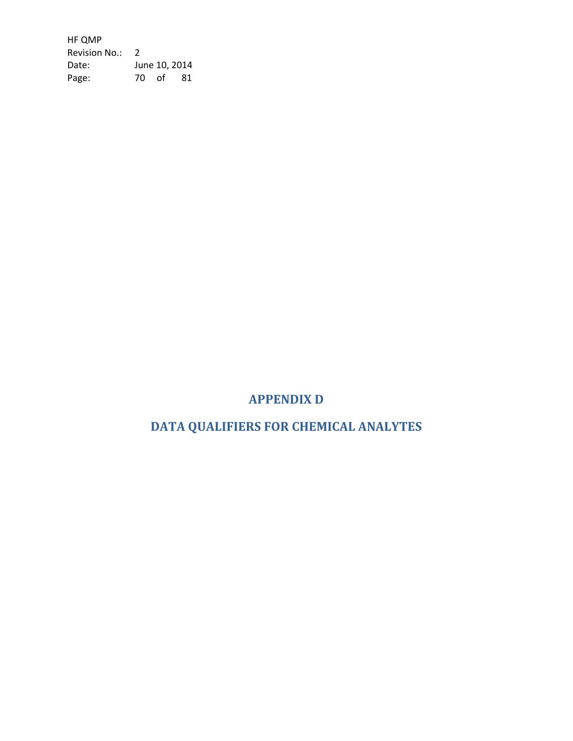# APPENDIX D

# DATA QUALIFIERS FOR CHEMICAL ANALYTES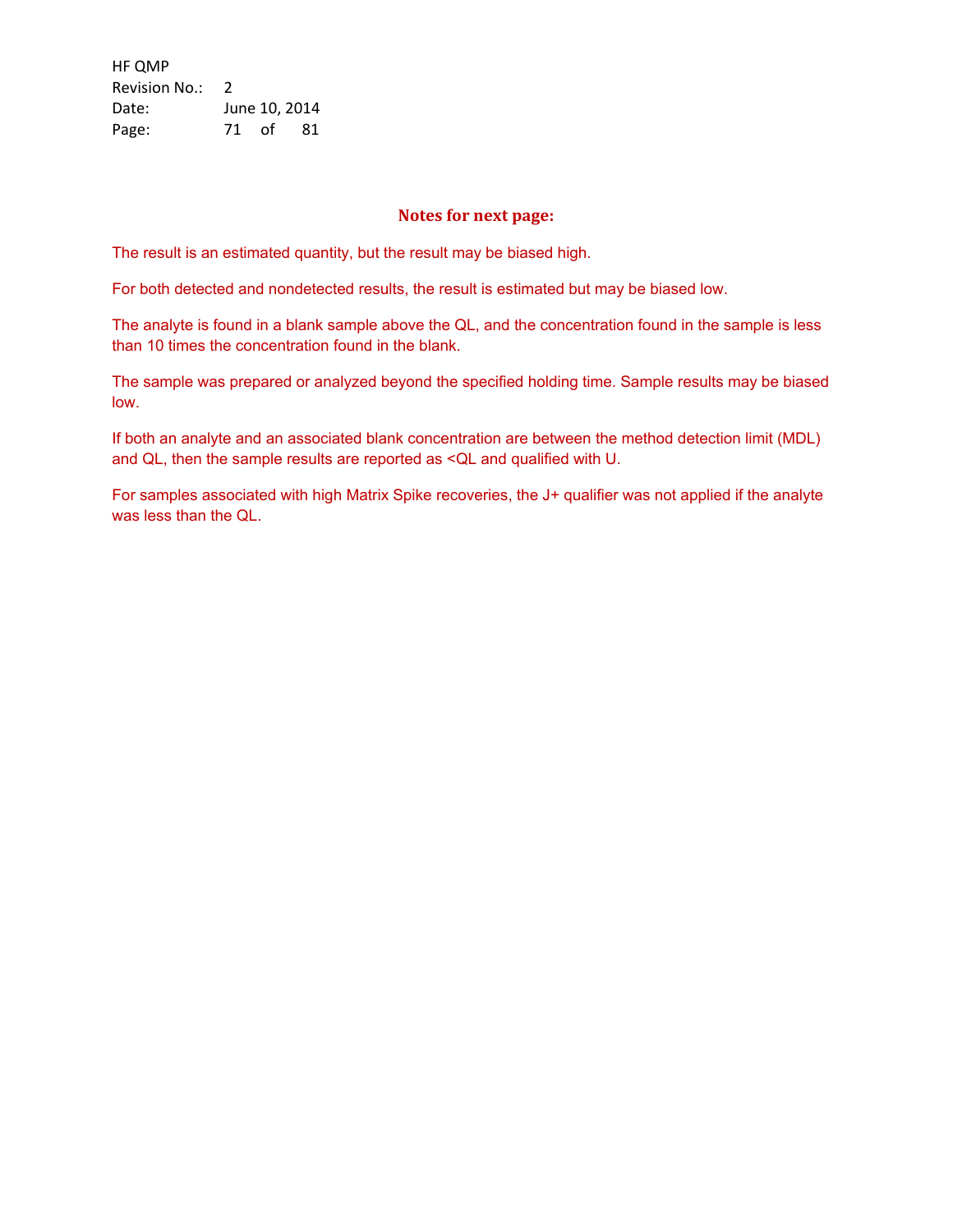## Notes for next page:

The result is an estimated quantity, but the result may be biased high.

For both detected and nondetected results, the result is estimated but may be biased low.

The analyte is found in a blank sample above the QL, and the concentration found in the sample is less than 10 times the concentration found in the blank.

The sample was prepared or analyzed beyond the specified holding time. Sample results may be biased low.

If both an analyte and an associated blank concentration are between the method detection limit (MDL) and QL, then the sample results are reported as <QL and qualified with U.

For samples associated with high Matrix Spike recoveries, the J+ qualifier was not applied if the analyte was less than the QL.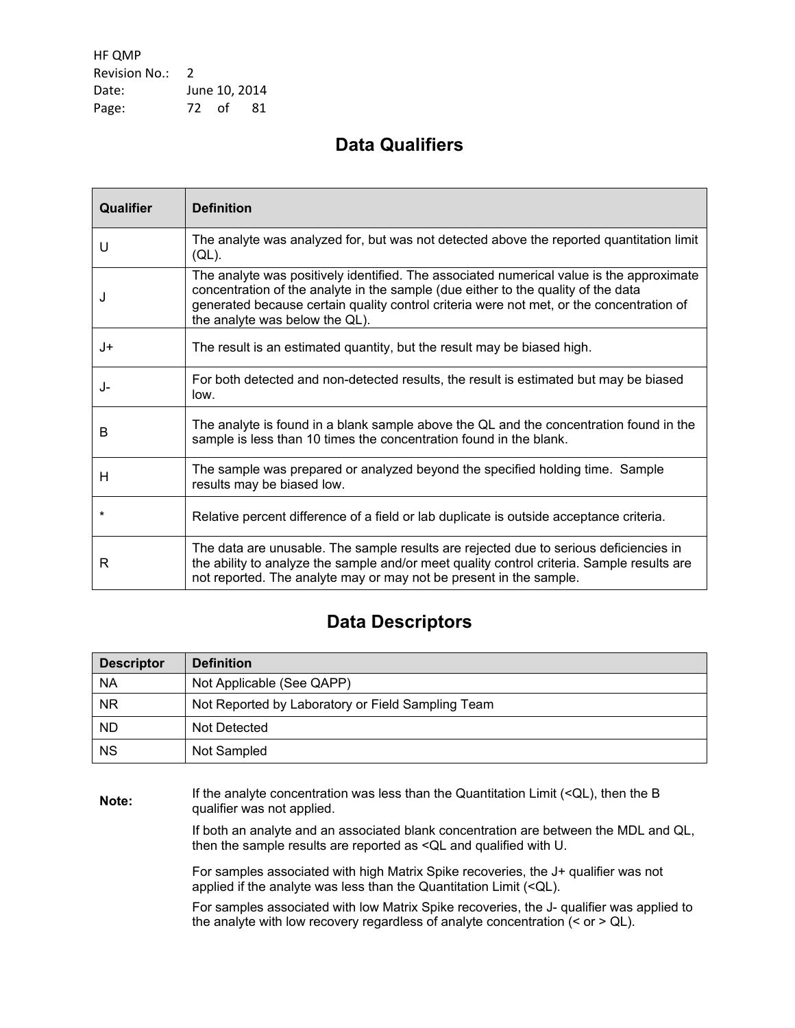# Data Qualifiers

| Qualifier | Definition |
|---|---|
| U | The analyte was analyzed for, but was not detected above the reported quantitation limit (QL). |
| J | The analyte was positively identified. The associated numerical value is the approximate concentration of the analyte in the sample (due either to the quality of the data generated because certain quality control criteria were not met, or the concentration of the analyte was below the QL). |
| J+ | The result is an estimated quantity, but the result may be biased high. |
| J- | For both detected and non-detected results, the result is estimated but may be biased low. |
| B | The analyte is found in a blank sample above the QL and the concentration found in the sample is less than 10 times the concentration found in the blank. |
| H | The sample was prepared or analyzed beyond the specified holding time. Sample results may be biased low. |
| * | Relative percent difference of a field or lab duplicate is outside acceptance criteria. |
| R | The data are unusable. The sample results are rejected due to serious deficiencies in the ability to analyze the sample and/or meet quality control criteria. Sample results are not reported. The analyte may or may not be present in the sample. |

# Data Descriptors

| Descriptor | Definition |
|---|---|
| NA | Not Applicable (See QAPP) |
| NR | Not Reported by Laboratory or Field Sampling Team |
| ND | Not Detected |
| NS | Not Sampled |

**Note:**

If the analyte concentration was less than the Quantitation Limit (<QL), then the B qualifier was not applied.

If both an analyte and an associated blank concentration are between the MDL and QL, then the sample results are reported as <QL and qualified with U.

For samples associated with high Matrix Spike recoveries, the J+ qualifier was not applied if the analyte was less than the Quantitation Limit (<QL).

For samples associated with low Matrix Spike recoveries, the J- qualifier was applied to the analyte with low recovery regardless of analyte concentration (< or > QL).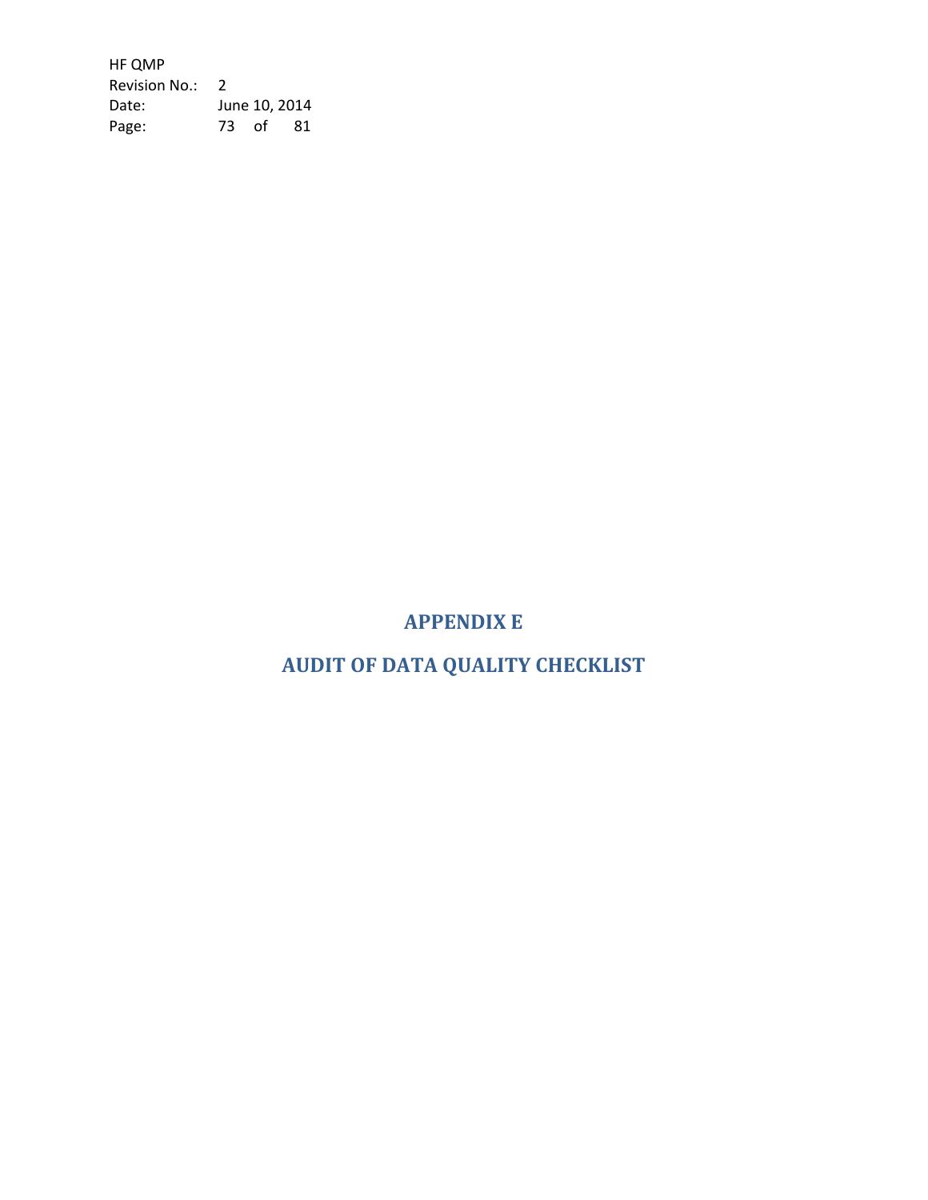# APPENDIX E

# AUDIT OF DATA QUALITY CHECKLIST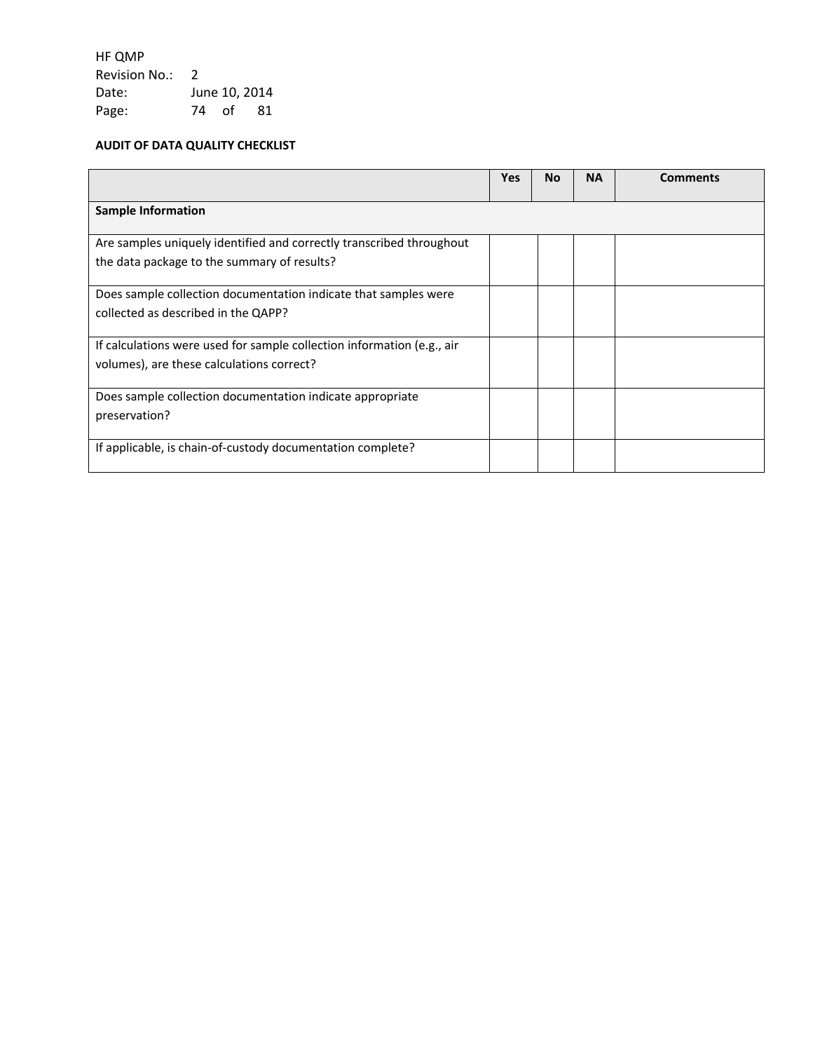**AUDIT OF DATA QUALITY CHECKLIST**

| | Yes | No | NA | Comments |
|---|---|---|---|---|
| **Sample Information** | | | | |
| Are samples uniquely identified and correctly transcribed throughout the data package to the summary of results? | | | | |
| Does sample collection documentation indicate that samples were collected as described in the QAPP? | | | | |
| If calculations were used for sample collection information (e.g., air volumes), are these calculations correct? | | | | |
| Does sample collection documentation indicate appropriate preservation? | | | | |
| If applicable, is chain-of-custody documentation complete? | | | | |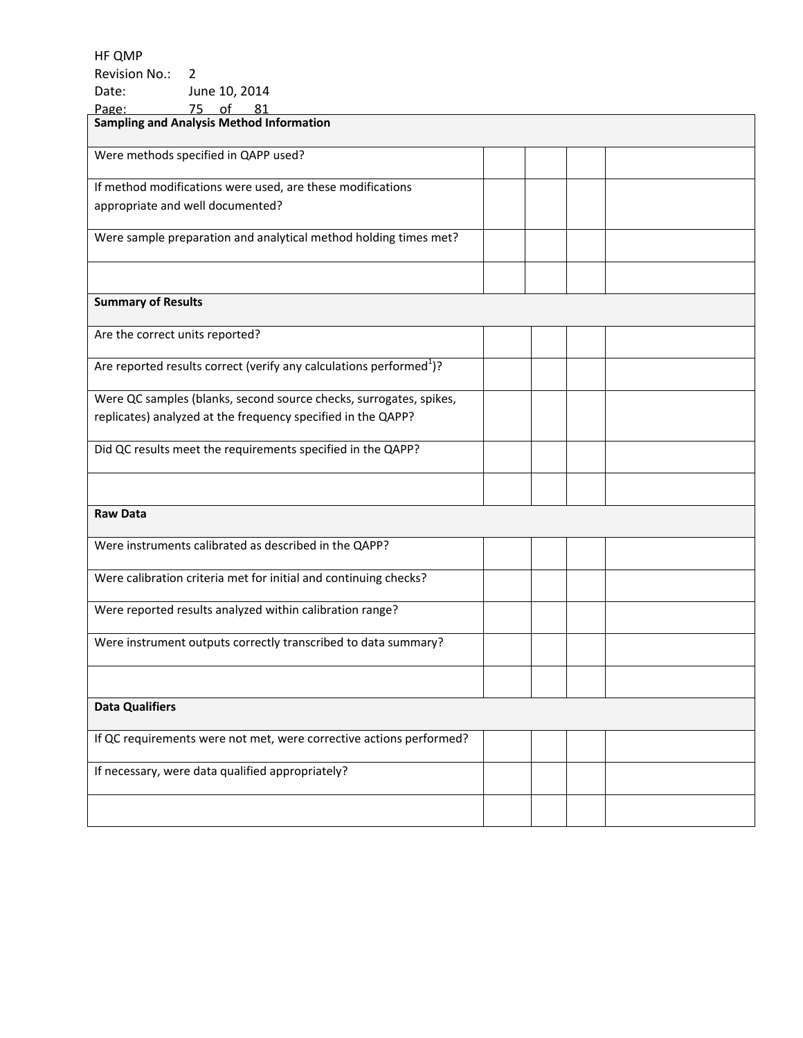| | | | | |
|---|---|---|---|---|
| **Sampling and Analysis Method Information** | | | | |
| Were methods specified in QAPP used? | | | | |
| If method modifications were used, are these modifications appropriate and well documented? | | | | |
| Were sample preparation and analytical method holding times met? | | | | |
| | | | | |
| **Summary of Results** | | | | |
| Are the correct units reported? | | | | |
| Are reported results correct (verify any calculations performed[1])? | | | | |
| Were QC samples (blanks, second source checks, surrogates, spikes, replicates) analyzed at the frequency specified in the QAPP? | | | | |
| Did QC results meet the requirements specified in the QAPP? | | | | |
| | | | | |
| **Raw Data** | | | | |
| Were instruments calibrated as described in the QAPP? | | | | |
| Were calibration criteria met for initial and continuing checks? | | | | |
| Were reported results analyzed within calibration range? | | | | |
| Were instrument outputs correctly transcribed to data summary? | | | | |
| | | | | |
| **Data Qualifiers** | | | | |
| If QC requirements were not met, were corrective actions performed? | | | | |
| If necessary, were data qualified appropriately? | | | | |
| | | | | |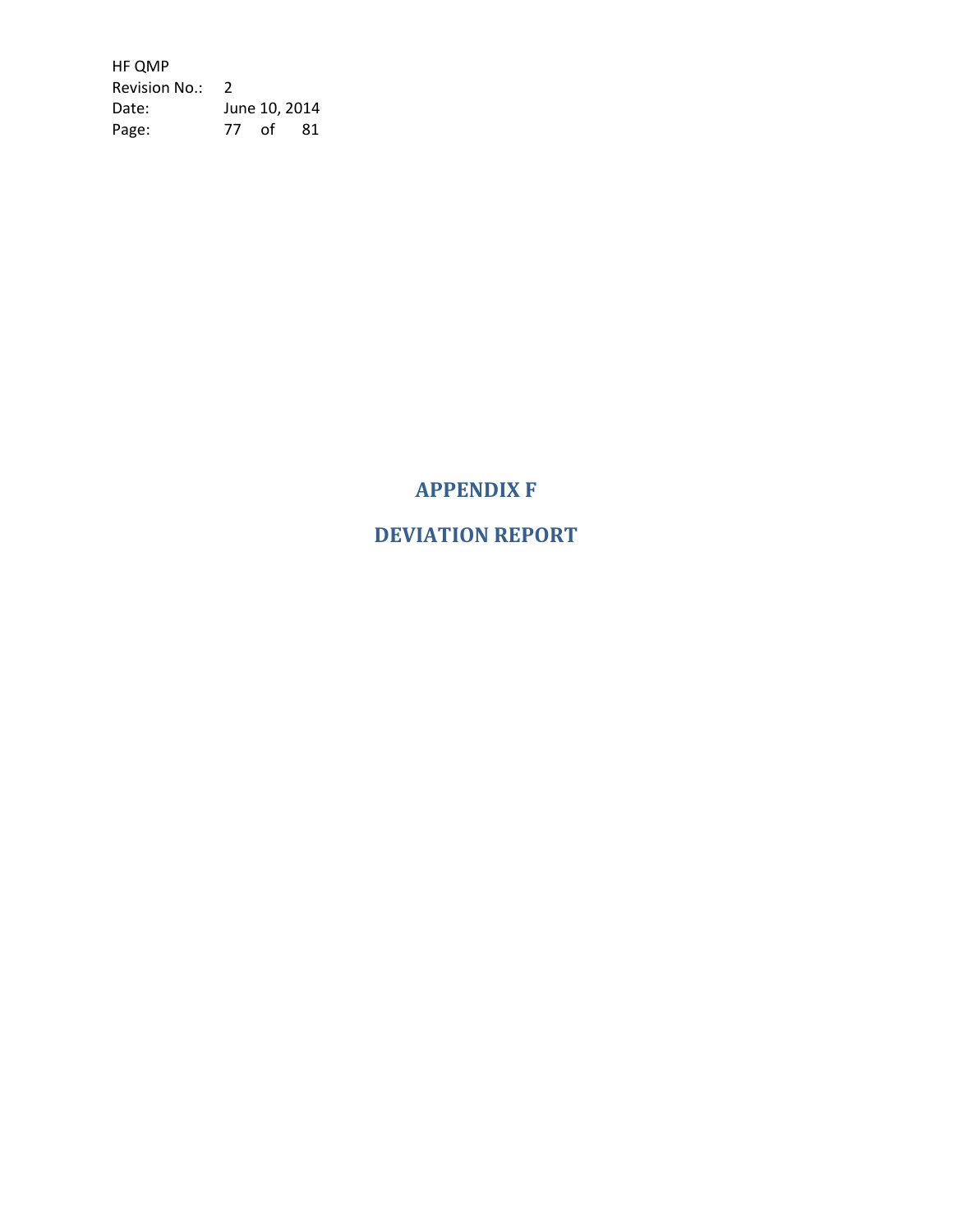# APPENDIX F

# DEVIATION REPORT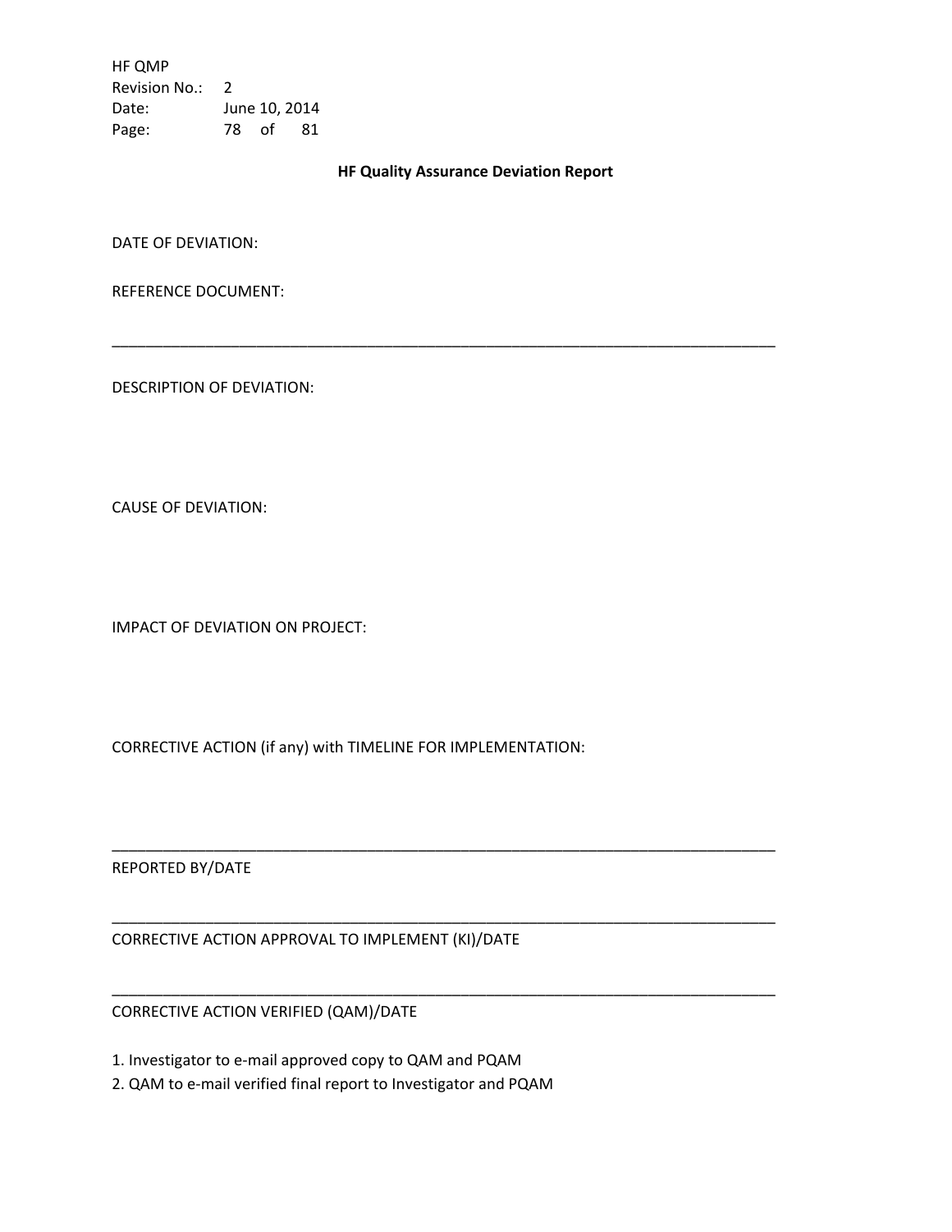## HF Quality Assurance Deviation Report

DATE OF DEVIATION:

REFERENCE DOCUMENT:

---

DESCRIPTION OF DEVIATION:

CAUSE OF DEVIATION:

IMPACT OF DEVIATION ON PROJECT:

CORRECTIVE ACTION (if any) with TIMELINE FOR IMPLEMENTATION:

---

REPORTED BY/DATE

---

CORRECTIVE ACTION APPROVAL TO IMPLEMENT (KI)/DATE

---

CORRECTIVE ACTION VERIFIED (QAM)/DATE

1. Investigator to e-mail approved copy to QAM and PQAM
2. QAM to e-mail verified final report to Investigator and PQAM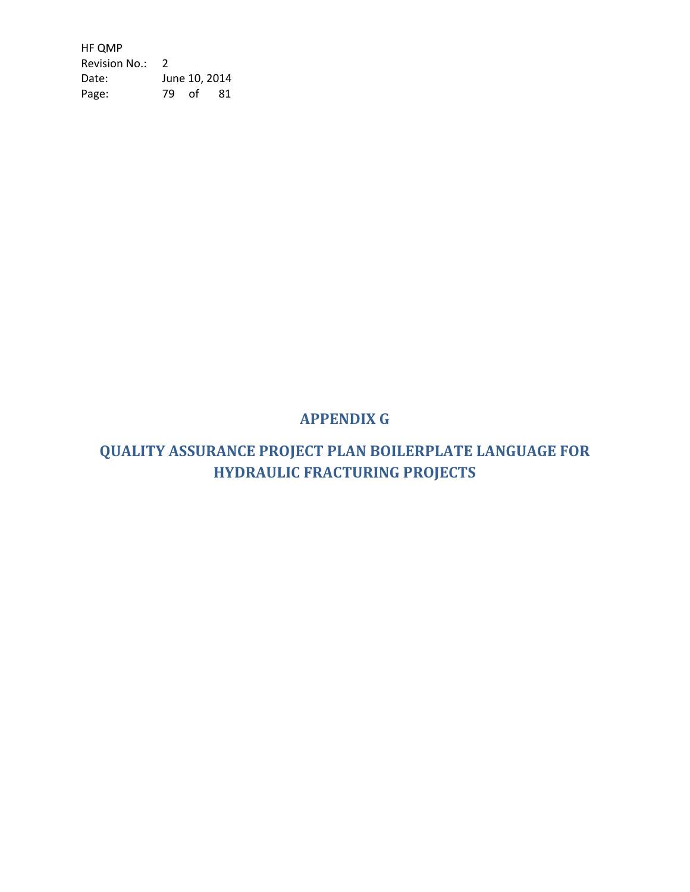# APPENDIX G

# QUALITY ASSURANCE PROJECT PLAN BOILERPLATE LANGUAGE FOR HYDRAULIC FRACTURING PROJECTS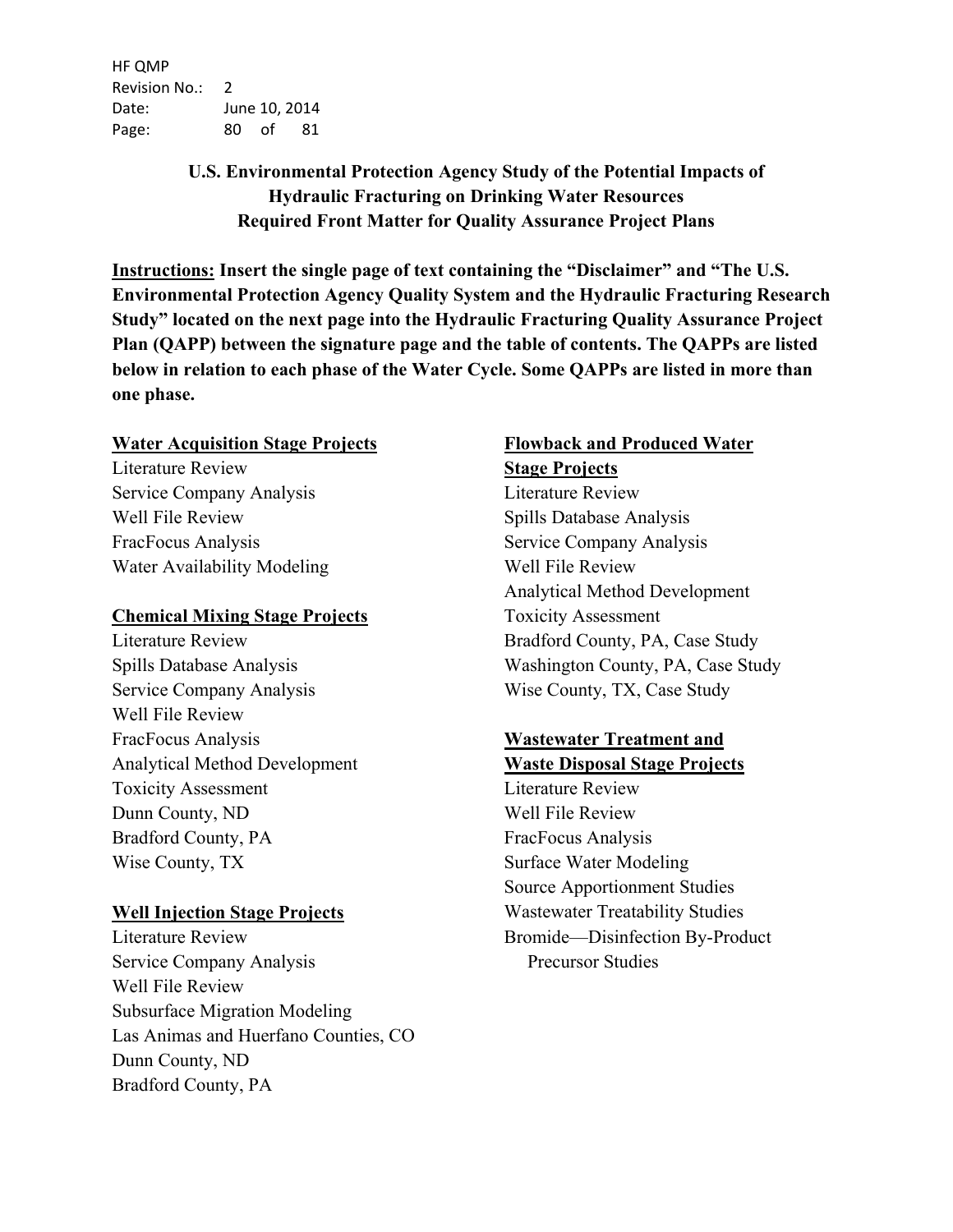## U.S. Environmental Protection Agency Study of the Potential Impacts of Hydraulic Fracturing on Drinking Water Resources
## Required Front Matter for Quality Assurance Project Plans

**Instructions: Insert the single page of text containing the "Disclaimer" and "The U.S. Environmental Protection Agency Quality System and the Hydraulic Fracturing Research Study" located on the next page into the Hydraulic Fracturing Quality Assurance Project Plan (QAPP) between the signature page and the table of contents. The QAPPs are listed below in relation to each phase of the Water Cycle. Some QAPPs are listed in more than one phase.**

**Water Acquisition Stage Projects**

Literature Review
Service Company Analysis
Well File Review
FracFocus Analysis
Water Availability Modeling

**Chemical Mixing Stage Projects**

Literature Review
Spills Database Analysis
Service Company Analysis
Well File Review
FracFocus Analysis
Analytical Method Development
Toxicity Assessment
Dunn County, ND
Bradford County, PA
Wise County, TX

**Well Injection Stage Projects**

Literature Review
Service Company Analysis
Well File Review
Subsurface Migration Modeling
Las Animas and Huerfano Counties, CO
Dunn County, ND
Bradford County, PA

**Flowback and Produced Water Stage Projects**

Literature Review
Spills Database Analysis
Service Company Analysis
Well File Review
Analytical Method Development
Toxicity Assessment
Bradford County, PA, Case Study
Washington County, PA, Case Study
Wise County, TX, Case Study

**Wastewater Treatment and Waste Disposal Stage Projects**

Literature Review
Well File Review
FracFocus Analysis
Surface Water Modeling
Source Apportionment Studies
Wastewater Treatability Studies
Bromide—Disinfection By-Product Precursor Studies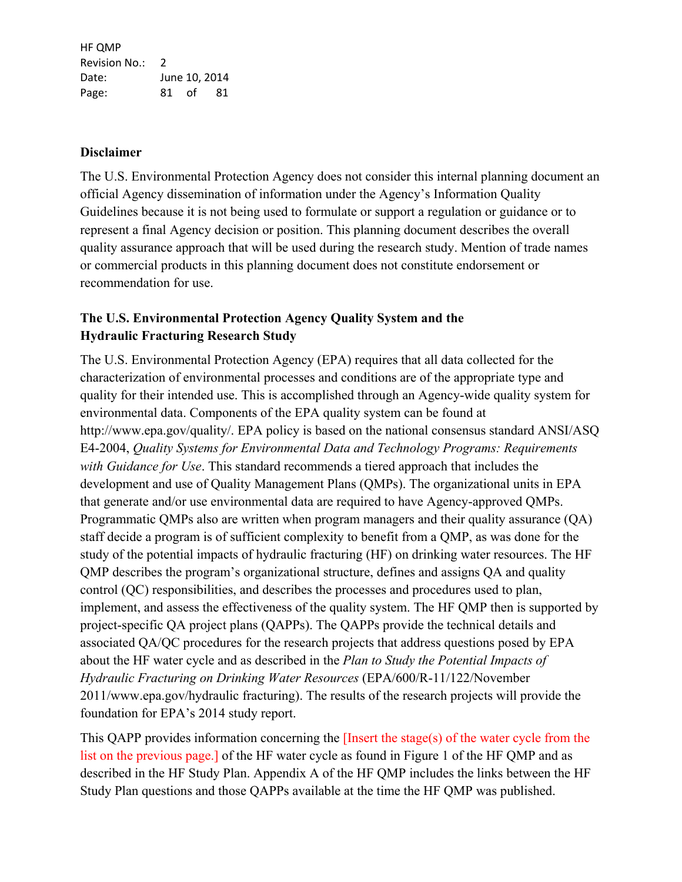**Disclaimer**

The U.S. Environmental Protection Agency does not consider this internal planning document an official Agency dissemination of information under the Agency's Information Quality Guidelines because it is not being used to formulate or support a regulation or guidance or to represent a final Agency decision or position. This planning document describes the overall quality assurance approach that will be used during the research study. Mention of trade names or commercial products in this planning document does not constitute endorsement or recommendation for use.

**The U.S. Environmental Protection Agency Quality System and the Hydraulic Fracturing Research Study**

The U.S. Environmental Protection Agency (EPA) requires that all data collected for the characterization of environmental processes and conditions are of the appropriate type and quality for their intended use. This is accomplished through an Agency-wide quality system for environmental data. Components of the EPA quality system can be found at http://www.epa.gov/quality/. EPA policy is based on the national consensus standard ANSI/ASQ E4-2004, *Quality Systems for Environmental Data and Technology Programs: Requirements with Guidance for Use*. This standard recommends a tiered approach that includes the development and use of Quality Management Plans (QMPs). The organizational units in EPA that generate and/or use environmental data are required to have Agency-approved QMPs. Programmatic QMPs also are written when program managers and their quality assurance (QA) staff decide a program is of sufficient complexity to benefit from a QMP, as was done for the study of the potential impacts of hydraulic fracturing (HF) on drinking water resources. The HF QMP describes the program's organizational structure, defines and assigns QA and quality control (QC) responsibilities, and describes the processes and procedures used to plan, implement, and assess the effectiveness of the quality system. The HF QMP then is supported by project-specific QA project plans (QAPPs). The QAPPs provide the technical details and associated QA/QC procedures for the research projects that address questions posed by EPA about the HF water cycle and as described in the *Plan to Study the Potential Impacts of Hydraulic Fracturing on Drinking Water Resources* (EPA/600/R-11/122/November 2011/www.epa.gov/hydraulic fracturing). The results of the research projects will provide the foundation for EPA's 2014 study report.

This QAPP provides information concerning the [Insert the stage(s) of the water cycle from the list on the previous page.] of the HF water cycle as found in Figure 1 of the HF QMP and as described in the HF Study Plan. Appendix A of the HF QMP includes the links between the HF Study Plan questions and those QAPPs available at the time the HF QMP was published.